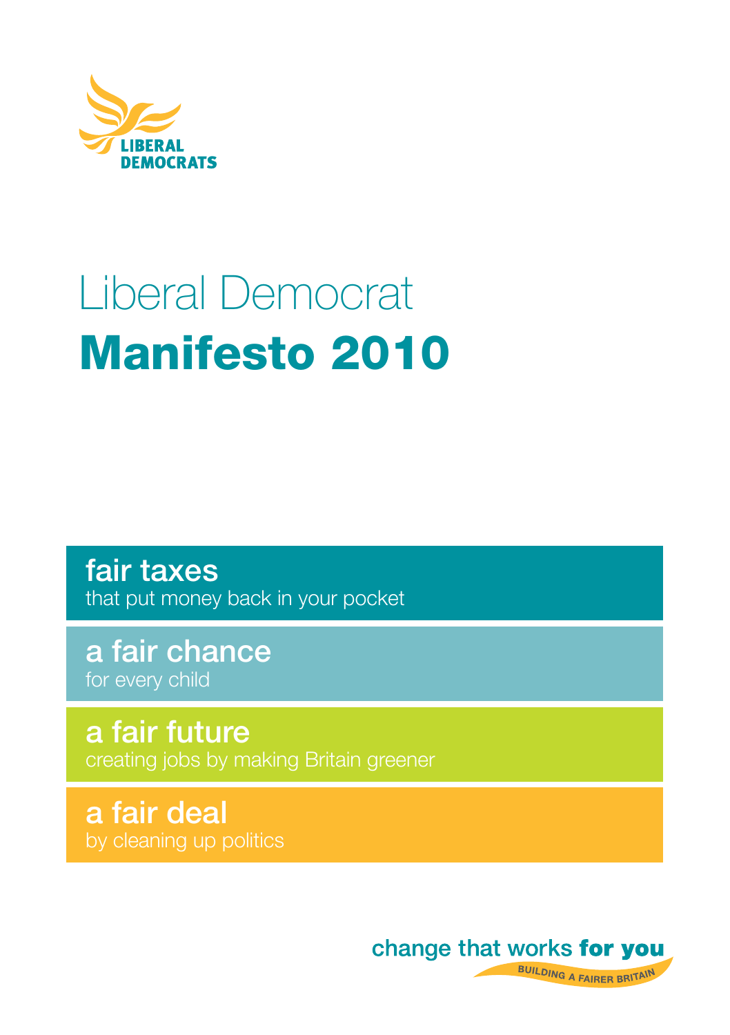LIBERAL DEMOCRATS

# Liberal Democrat
# Manifesto 2010

**fair taxes**
that put money back in your pocket

**a fair chance**
for every child

**a fair future**
creating jobs by making Britain greener

**a fair deal**
by cleaning up politics

change that works **for you**

BUILDING A FAIRER BRITAIN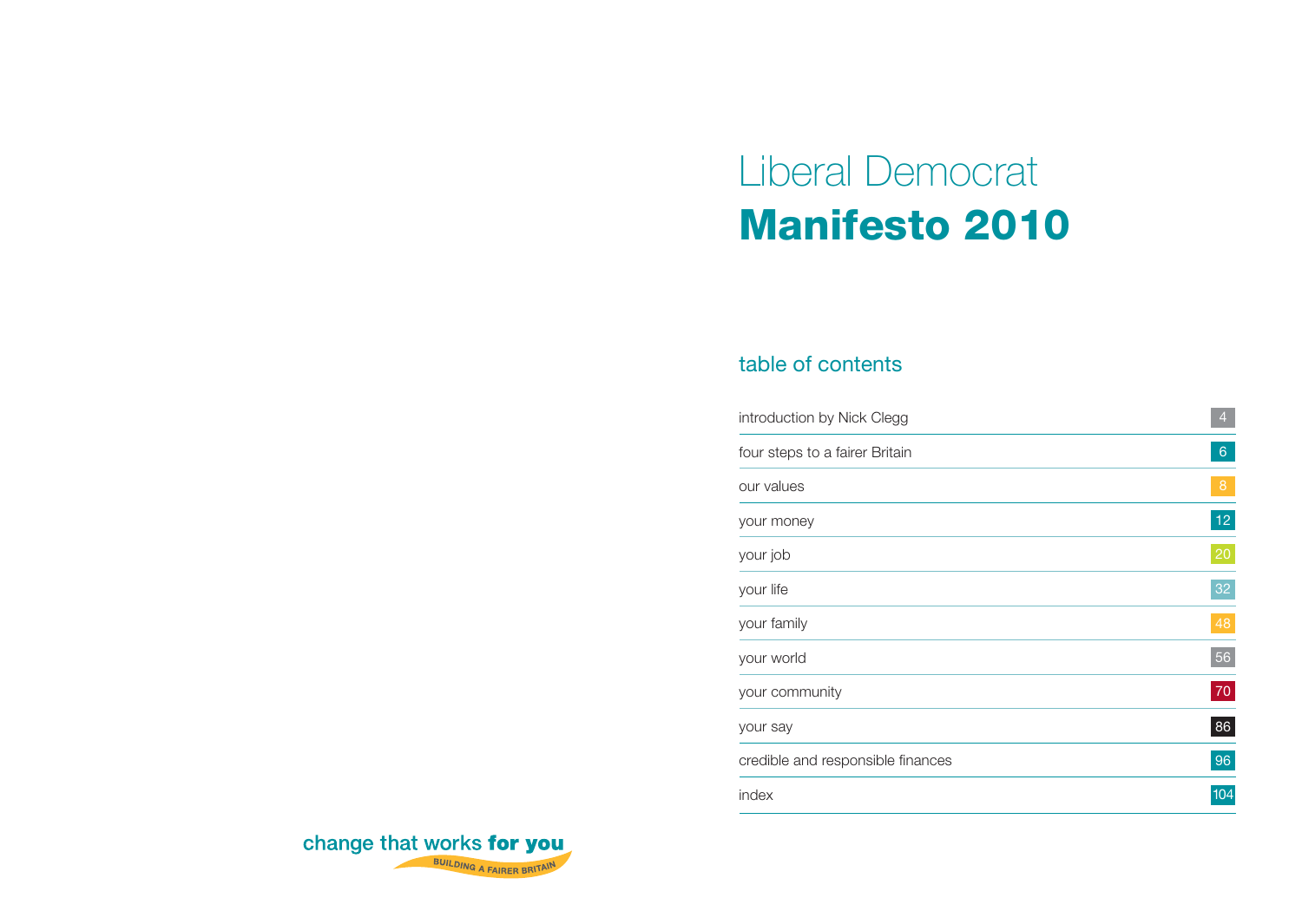# Liberal Democrat
# **Manifesto 2010**

## table of contents

| | |
|---|---|
| introduction by Nick Clegg | 4 |
| four steps to a fairer Britain | 6 |
| our values | 8 |
| your money | 12 |
| your job | 20 |
| your life | 32 |
| your family | 48 |
| your world | 56 |
| your community | 70 |
| your say | 86 |
| credible and responsible finances | 96 |
| index | 104 |

change that works **for you**

BUILDING A FAIRER BRITAIN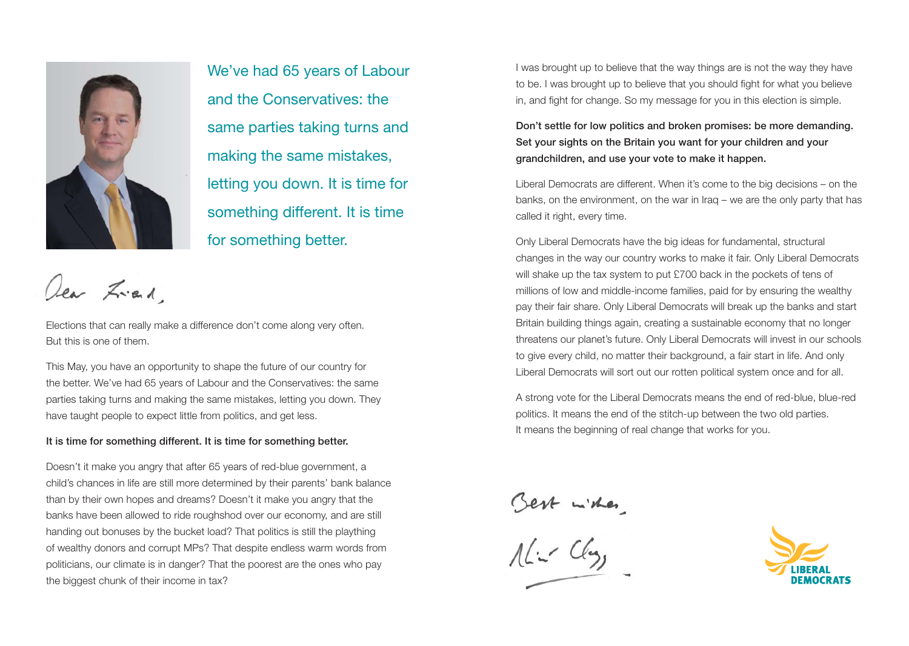We've had 65 years of Labour and the Conservatives: the same parties taking turns and making the same mistakes, letting you down. It is time for something different. It is time for something better.

Dear Friend,

Elections that can really make a difference don't come along very often. But this is one of them.

This May, you have an opportunity to shape the future of our country for the better. We've had 65 years of Labour and the Conservatives: the same parties taking turns and making the same mistakes, letting you down. They have taught people to expect little from politics, and get less.

**It is time for something different. It is time for something better.**

Doesn't it make you angry that after 65 years of red-blue government, a child's chances in life are still more determined by their parents' bank balance than by their own hopes and dreams? Doesn't it make you angry that the banks have been allowed to ride roughshod over our economy, and are still handing out bonuses by the bucket load? That politics is still the plaything of wealthy donors and corrupt MPs? That despite endless warm words from politicians, our climate is in danger? That the poorest are the ones who pay the biggest chunk of their income in tax?

I was brought up to believe that the way things are is not the way they have to be. I was brought up to believe that you should fight for what you believe in, and fight for change. So my message for you in this election is simple.

**Don't settle for low politics and broken promises: be more demanding. Set your sights on the Britain you want for your children and your grandchildren, and use your vote to make it happen.**

Liberal Democrats are different. When it's come to the big decisions – on the banks, on the environment, on the war in Iraq – we are the only party that has called it right, every time.

Only Liberal Democrats have the big ideas for fundamental, structural changes in the way our country works to make it fair. Only Liberal Democrats will shake up the tax system to put £700 back in the pockets of tens of millions of low and middle-income families, paid for by ensuring the wealthy pay their fair share. Only Liberal Democrats will break up the banks and start Britain building things again, creating a sustainable economy that no longer threatens our planet's future. Only Liberal Democrats will invest in our schools to give every child, no matter their background, a fair start in life. And only Liberal Democrats will sort out our rotten political system once and for all.

A strong vote for the Liberal Democrats means the end of red-blue, blue-red politics. It means the end of the stitch-up between the two old parties. It means the beginning of real change that works for you.

Best wishes,

Nick Clegg

LIBERAL DEMOCRATS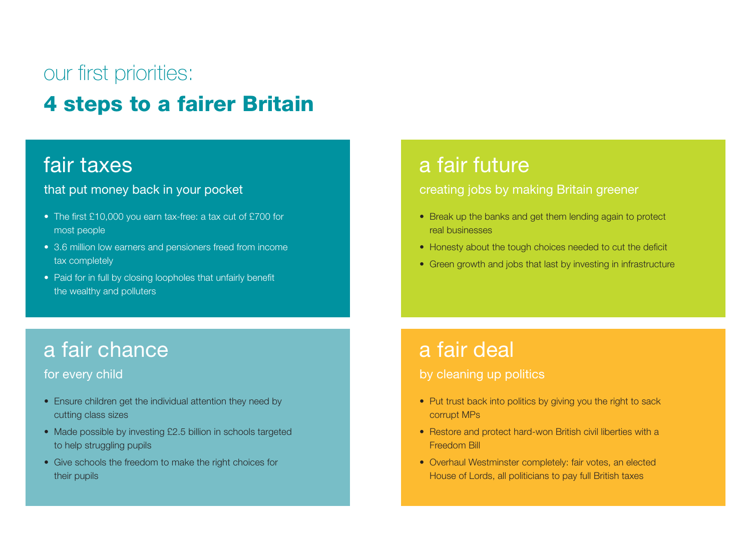our first priorities:

# 4 steps to a fairer Britain

## fair taxes

### that put money back in your pocket

- The first £10,000 you earn tax-free: a tax cut of £700 for most people
- 3.6 million low earners and pensioners freed from income tax completely
- Paid for in full by closing loopholes that unfairly benefit the wealthy and polluters

## a fair chance

### for every child

- Ensure children get the individual attention they need by cutting class sizes
- Made possible by investing £2.5 billion in schools targeted to help struggling pupils
- Give schools the freedom to make the right choices for their pupils

## a fair future

### creating jobs by making Britain greener

- Break up the banks and get them lending again to protect real businesses
- Honesty about the tough choices needed to cut the deficit
- Green growth and jobs that last by investing in infrastructure

## a fair deal

### by cleaning up politics

- Put trust back into politics by giving you the right to sack corrupt MPs
- Restore and protect hard-won British civil liberties with a Freedom Bill
- Overhaul Westminster completely: fair votes, an elected House of Lords, all politicians to pay full British taxes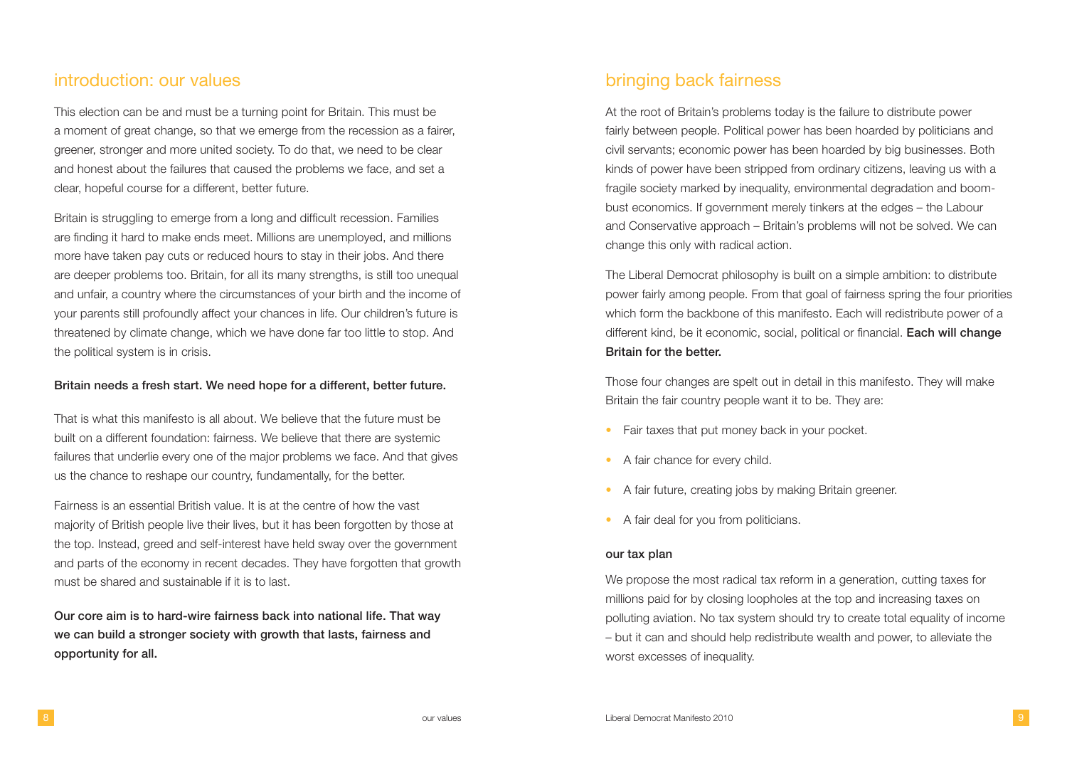## introduction: our values

This election can be and must be a turning point for Britain. This must be a moment of great change, so that we emerge from the recession as a fairer, greener, stronger and more united society. To do that, we need to be clear and honest about the failures that caused the problems we face, and set a clear, hopeful course for a different, better future.

Britain is struggling to emerge from a long and difficult recession. Families are finding it hard to make ends meet. Millions are unemployed, and millions more have taken pay cuts or reduced hours to stay in their jobs. And there are deeper problems too. Britain, for all its many strengths, is still too unequal and unfair, a country where the circumstances of your birth and the income of your parents still profoundly affect your chances in life. Our children's future is threatened by climate change, which we have done far too little to stop. And the political system is in crisis.

**Britain needs a fresh start. We need hope for a different, better future.**

That is what this manifesto is all about. We believe that the future must be built on a different foundation: fairness. We believe that there are systemic failures that underlie every one of the major problems we face. And that gives us the chance to reshape our country, fundamentally, for the better.

Fairness is an essential British value. It is at the centre of how the vast majority of British people live their lives, but it has been forgotten by those at the top. Instead, greed and self-interest have held sway over the government and parts of the economy in recent decades. They have forgotten that growth must be shared and sustainable if it is to last.

**Our core aim is to hard-wire fairness back into national life. That way we can build a stronger society with growth that lasts, fairness and opportunity for all.**

## bringing back fairness

At the root of Britain's problems today is the failure to distribute power fairly between people. Political power has been hoarded by politicians and civil servants; economic power has been hoarded by big businesses. Both kinds of power have been stripped from ordinary citizens, leaving us with a fragile society marked by inequality, environmental degradation and boom-bust economics. If government merely tinkers at the edges – the Labour and Conservative approach – Britain's problems will not be solved. We can change this only with radical action.

The Liberal Democrat philosophy is built on a simple ambition: to distribute power fairly among people. From that goal of fairness spring the four priorities which form the backbone of this manifesto. Each will redistribute power of a different kind, be it economic, social, political or financial. **Each will change Britain for the better.**

Those four changes are spelt out in detail in this manifesto. They will make Britain the fair country people want it to be. They are:

- Fair taxes that put money back in your pocket.
- A fair chance for every child.
- A fair future, creating jobs by making Britain greener.
- A fair deal for you from politicians.

### our tax plan

We propose the most radical tax reform in a generation, cutting taxes for millions paid for by closing loopholes at the top and increasing taxes on polluting aviation. No tax system should try to create total equality of income – but it can and should help redistribute wealth and power, to alleviate the worst excesses of inequality.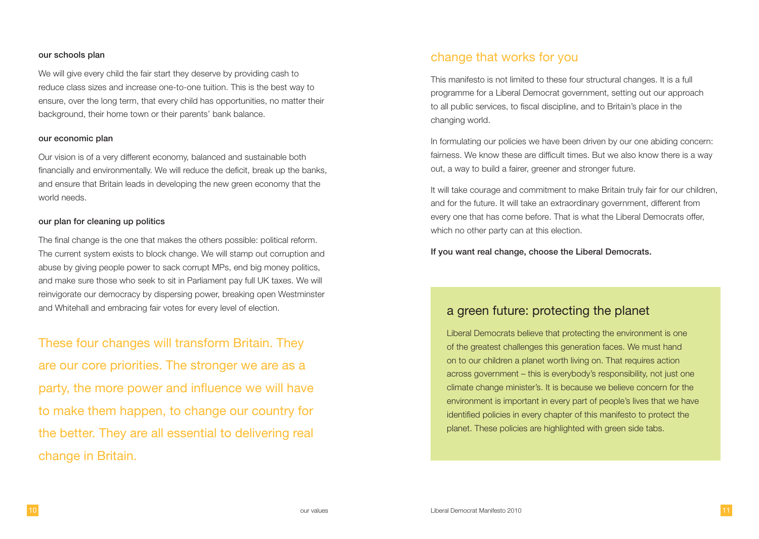### our schools plan

We will give every child the fair start they deserve by providing cash to reduce class sizes and increase one-to-one tuition. This is the best way to ensure, over the long term, that every child has opportunities, no matter their background, their home town or their parents' bank balance.

### our economic plan

Our vision is of a very different economy, balanced and sustainable both financially and environmentally. We will reduce the deficit, break up the banks, and ensure that Britain leads in developing the new green economy that the world needs.

### our plan for cleaning up politics

The final change is the one that makes the others possible: political reform. The current system exists to block change. We will stamp out corruption and abuse by giving people power to sack corrupt MPs, end big money politics, and make sure those who seek to sit in Parliament pay full UK taxes. We will reinvigorate our democracy by dispersing power, breaking open Westminster and Whitehall and embracing fair votes for every level of election.

These four changes will transform Britain. They are our core priorities. The stronger we are as a party, the more power and influence we will have to make them happen, to change our country for the better. They are all essential to delivering real change in Britain.

## change that works for you

This manifesto is not limited to these four structural changes. It is a full programme for a Liberal Democrat government, setting out our approach to all public services, to fiscal discipline, and to Britain's place in the changing world.

In formulating our policies we have been driven by our one abiding concern: fairness. We know these are difficult times. But we also know there is a way out, a way to build a fairer, greener and stronger future.

It will take courage and commitment to make Britain truly fair for our children, and for the future. It will take an extraordinary government, different from every one that has come before. That is what the Liberal Democrats offer, which no other party can at this election.

**If you want real change, choose the Liberal Democrats.**

## a green future: protecting the planet

Liberal Democrats believe that protecting the environment is one of the greatest challenges this generation faces. We must hand on to our children a planet worth living on. That requires action across government – this is everybody's responsibility, not just one climate change minister's. It is because we believe concern for the environment is important in every part of people's lives that we have identified policies in every chapter of this manifesto to protect the planet. These policies are highlighted with green side tabs.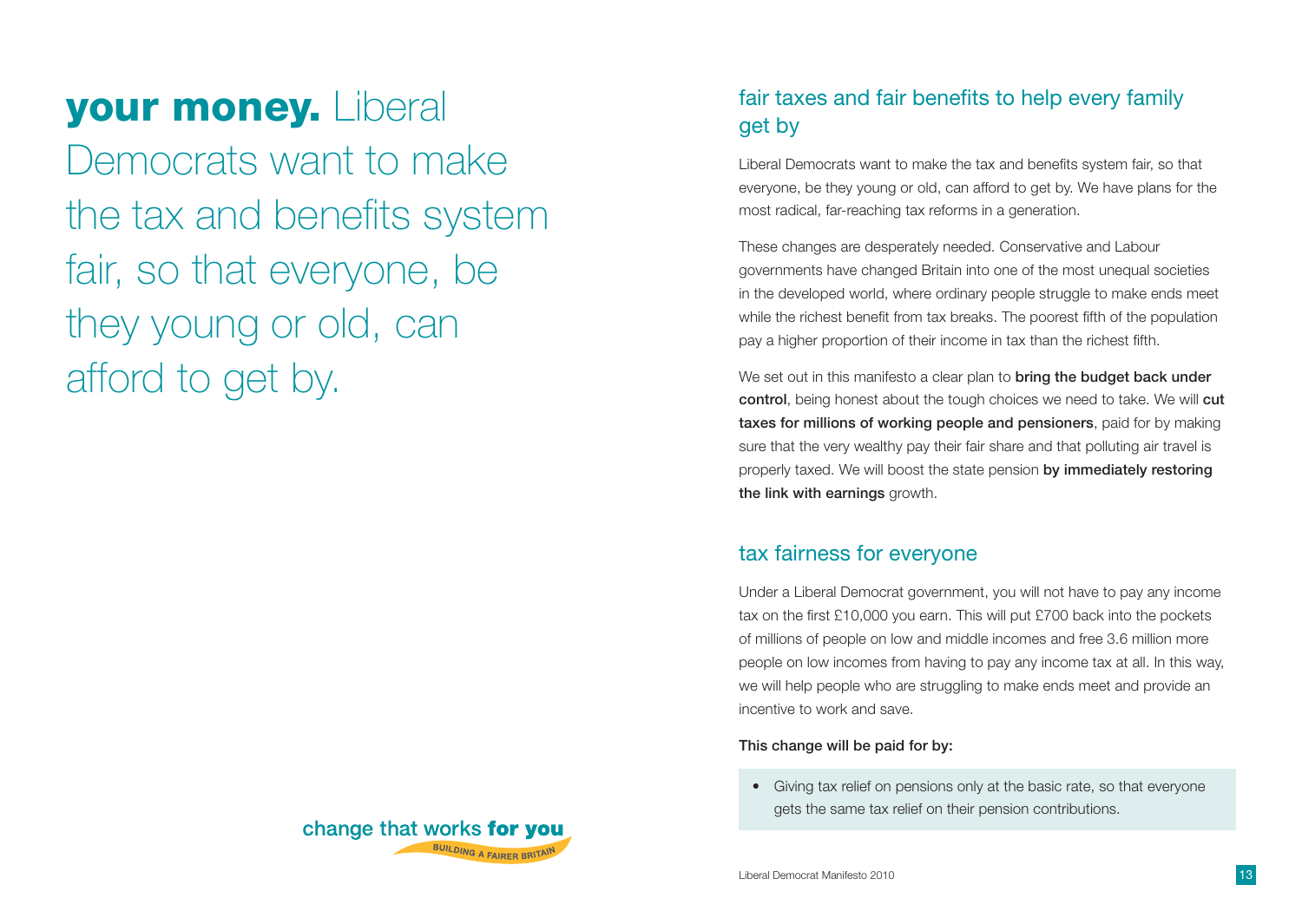**your money.** Liberal Democrats want to make the tax and benefits system fair, so that everyone, be they young or old, can afford to get by.

change that works **for you**

BUILDING A FAIRER BRITAIN

## fair taxes and fair benefits to help every family get by

Liberal Democrats want to make the tax and benefits system fair, so that everyone, be they young or old, can afford to get by. We have plans for the most radical, far-reaching tax reforms in a generation.

These changes are desperately needed. Conservative and Labour governments have changed Britain into one of the most unequal societies in the developed world, where ordinary people struggle to make ends meet while the richest benefit from tax breaks. The poorest fifth of the population pay a higher proportion of their income in tax than the richest fifth.

We set out in this manifesto a clear plan to **bring the budget back under control**, being honest about the tough choices we need to take. We will **cut taxes for millions of working people and pensioners**, paid for by making sure that the very wealthy pay their fair share and that polluting air travel is properly taxed. We will boost the state pension **by immediately restoring the link with earnings** growth.

## tax fairness for everyone

Under a Liberal Democrat government, you will not have to pay any income tax on the first £10,000 you earn. This will put £700 back into the pockets of millions of people on low and middle incomes and free 3.6 million more people on low incomes from having to pay any income tax at all. In this way, we will help people who are struggling to make ends meet and provide an incentive to work and save.

**This change will be paid for by:**

- Giving tax relief on pensions only at the basic rate, so that everyone gets the same tax relief on their pension contributions.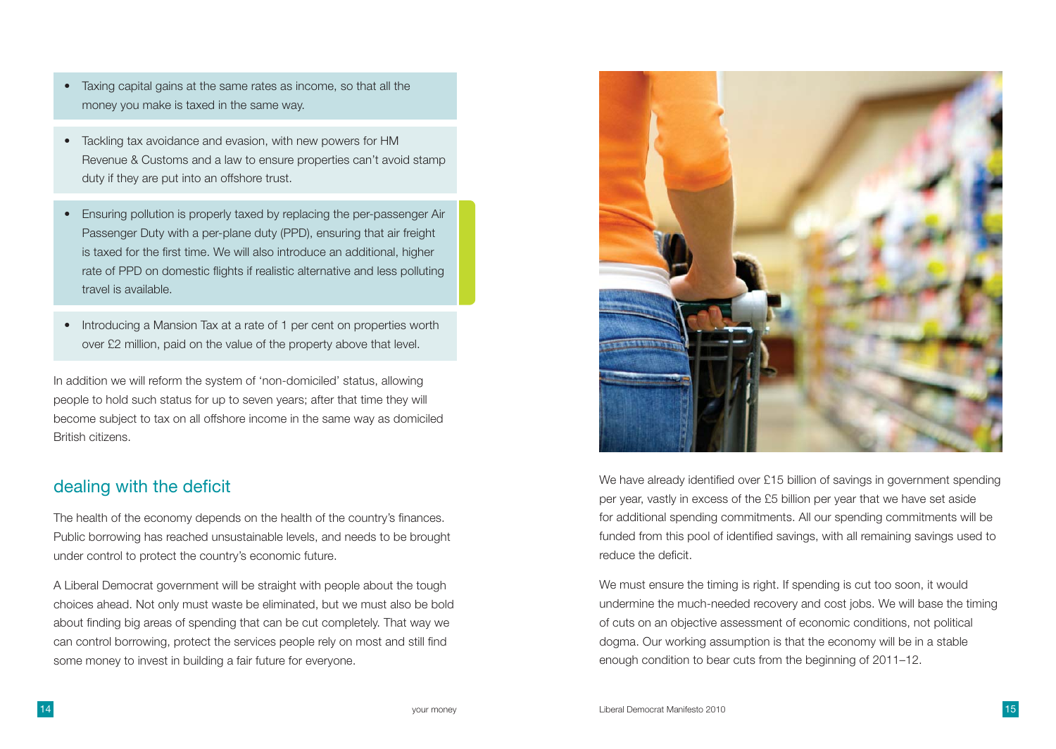- Taxing capital gains at the same rates as income, so that all the money you make is taxed in the same way.
- Tackling tax avoidance and evasion, with new powers for HM Revenue & Customs and a law to ensure properties can't avoid stamp duty if they are put into an offshore trust.
- Ensuring pollution is properly taxed by replacing the per-passenger Air Passenger Duty with a per-plane duty (PPD), ensuring that air freight is taxed for the first time. We will also introduce an additional, higher rate of PPD on domestic flights if realistic alternative and less polluting travel is available.
- Introducing a Mansion Tax at a rate of 1 per cent on properties worth over £2 million, paid on the value of the property above that level.

In addition we will reform the system of 'non-domiciled' status, allowing people to hold such status for up to seven years; after that time they will become subject to tax on all offshore income in the same way as domiciled British citizens.

## dealing with the deficit

The health of the economy depends on the health of the country's finances. Public borrowing has reached unsustainable levels, and needs to be brought under control to protect the country's economic future.

A Liberal Democrat government will be straight with people about the tough choices ahead. Not only must waste be eliminated, but we must also be bold about finding big areas of spending that can be cut completely. That way we can control borrowing, protect the services people rely on most and still find some money to invest in building a fair future for everyone.

We have already identified over £15 billion of savings in government spending per year, vastly in excess of the £5 billion per year that we have set aside for additional spending commitments. All our spending commitments will be funded from this pool of identified savings, with all remaining savings used to reduce the deficit.

We must ensure the timing is right. If spending is cut too soon, it would undermine the much-needed recovery and cost jobs. We will base the timing of cuts on an objective assessment of economic conditions, not political dogma. Our working assumption is that the economy will be in a stable enough condition to bear cuts from the beginning of 2011–12.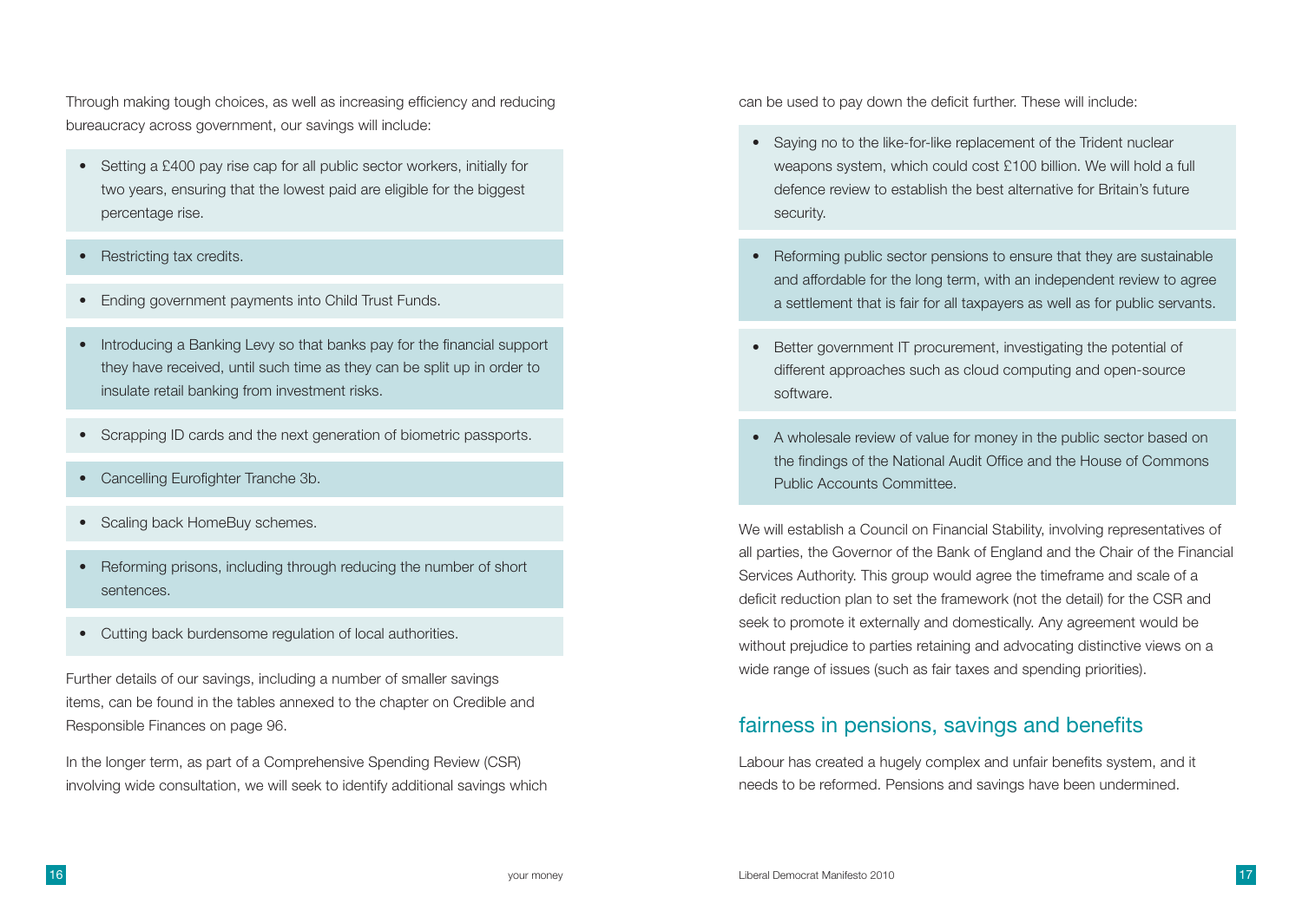Through making tough choices, as well as increasing efficiency and reducing bureaucracy across government, our savings will include:

- Setting a £400 pay rise cap for all public sector workers, initially for two years, ensuring that the lowest paid are eligible for the biggest percentage rise.
- Restricting tax credits.
- Ending government payments into Child Trust Funds.
- Introducing a Banking Levy so that banks pay for the financial support they have received, until such time as they can be split up in order to insulate retail banking from investment risks.
- Scrapping ID cards and the next generation of biometric passports.
- Cancelling Eurofighter Tranche 3b.
- Scaling back HomeBuy schemes.
- Reforming prisons, including through reducing the number of short sentences.
- Cutting back burdensome regulation of local authorities.

Further details of our savings, including a number of smaller savings items, can be found in the tables annexed to the chapter on Credible and Responsible Finances on page 96.

In the longer term, as part of a Comprehensive Spending Review (CSR) involving wide consultation, we will seek to identify additional savings which can be used to pay down the deficit further. These will include:

- Saying no to the like-for-like replacement of the Trident nuclear weapons system, which could cost £100 billion. We will hold a full defence review to establish the best alternative for Britain's future security.
- Reforming public sector pensions to ensure that they are sustainable and affordable for the long term, with an independent review to agree a settlement that is fair for all taxpayers as well as for public servants.
- Better government IT procurement, investigating the potential of different approaches such as cloud computing and open-source software.
- A wholesale review of value for money in the public sector based on the findings of the National Audit Office and the House of Commons Public Accounts Committee.

We will establish a Council on Financial Stability, involving representatives of all parties, the Governor of the Bank of England and the Chair of the Financial Services Authority. This group would agree the timeframe and scale of a deficit reduction plan to set the framework (not the detail) for the CSR and seek to promote it externally and domestically. Any agreement would be without prejudice to parties retaining and advocating distinctive views on a wide range of issues (such as fair taxes and spending priorities).

## fairness in pensions, savings and benefits

Labour has created a hugely complex and unfair benefits system, and it needs to be reformed. Pensions and savings have been undermined.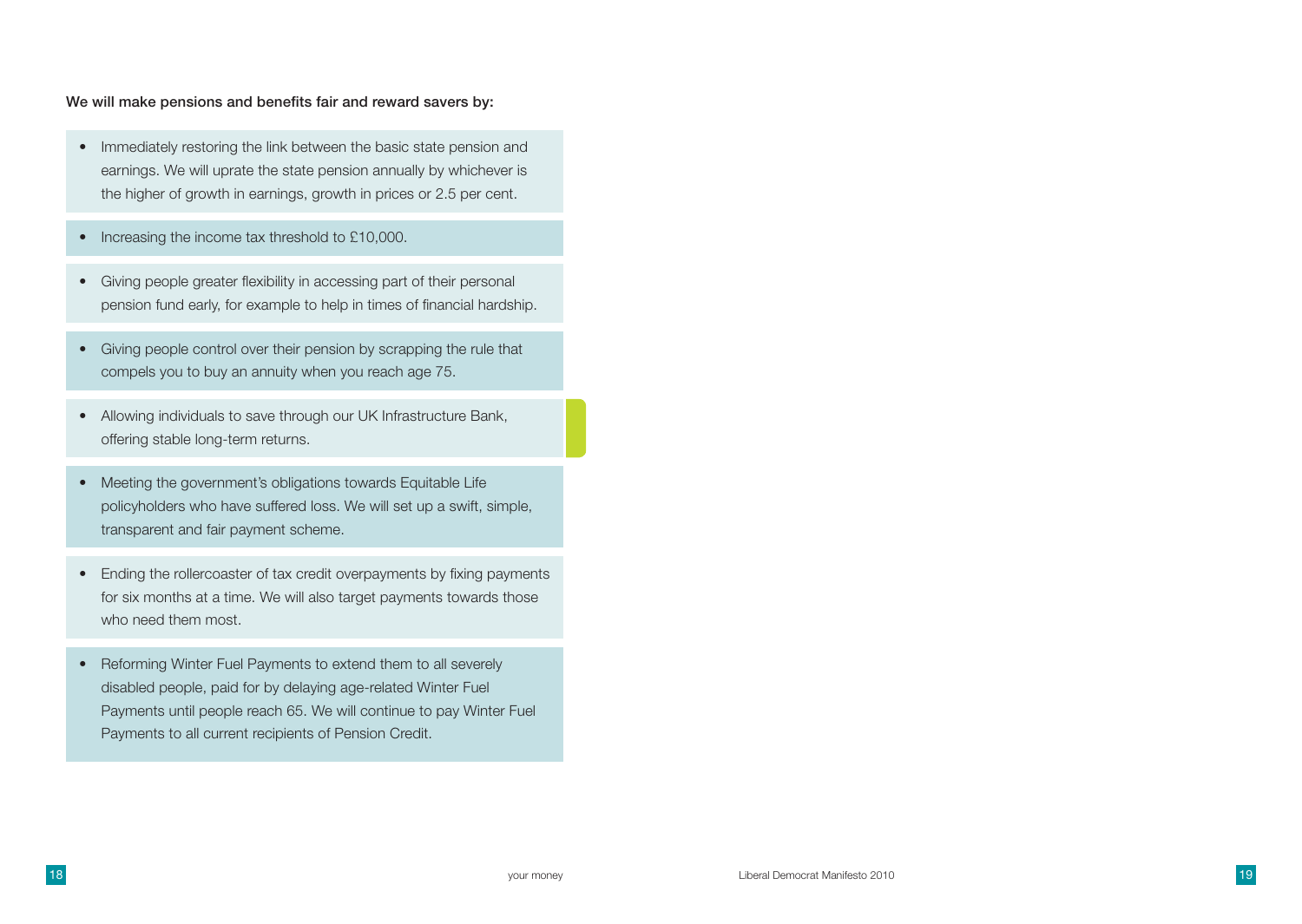**We will make pensions and benefits fair and reward savers by:**

- Immediately restoring the link between the basic state pension and earnings. We will uprate the state pension annually by whichever is the higher of growth in earnings, growth in prices or 2.5 per cent.
- Increasing the income tax threshold to £10,000.
- Giving people greater flexibility in accessing part of their personal pension fund early, for example to help in times of financial hardship.
- Giving people control over their pension by scrapping the rule that compels you to buy an annuity when you reach age 75.
- Allowing individuals to save through our UK Infrastructure Bank, offering stable long-term returns.
- Meeting the government's obligations towards Equitable Life policyholders who have suffered loss. We will set up a swift, simple, transparent and fair payment scheme.
- Ending the rollercoaster of tax credit overpayments by fixing payments for six months at a time. We will also target payments towards those who need them most.
- Reforming Winter Fuel Payments to extend them to all severely disabled people, paid for by delaying age-related Winter Fuel Payments until people reach 65. We will continue to pay Winter Fuel Payments to all current recipients of Pension Credit.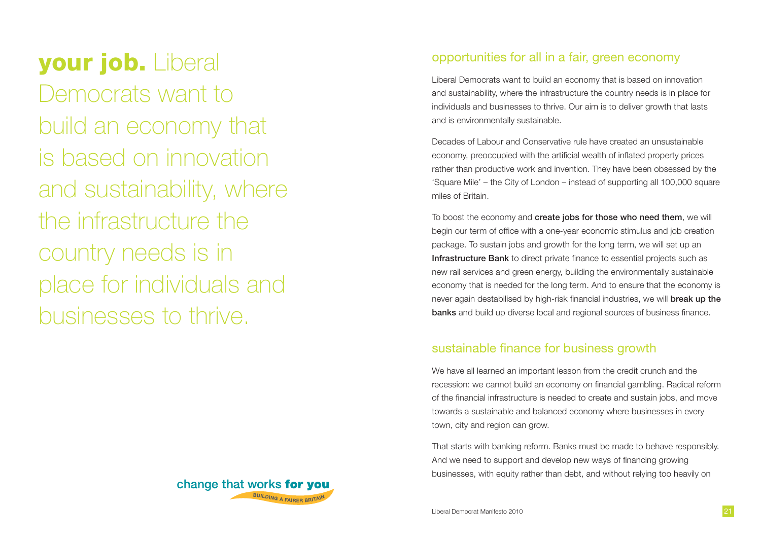**your job.** Liberal Democrats want to build an economy that is based on innovation and sustainability, where the infrastructure the country needs is in place for individuals and businesses to thrive.

change that works **for you**

BUILDING A FAIRER BRITAIN

## opportunities for all in a fair, green economy

Liberal Democrats want to build an economy that is based on innovation and sustainability, where the infrastructure the country needs is in place for individuals and businesses to thrive. Our aim is to deliver growth that lasts and is environmentally sustainable.

Decades of Labour and Conservative rule have created an unsustainable economy, preoccupied with the artificial wealth of inflated property prices rather than productive work and invention. They have been obsessed by the 'Square Mile' – the City of London – instead of supporting all 100,000 square miles of Britain.

To boost the economy and **create jobs for those who need them**, we will begin our term of office with a one-year economic stimulus and job creation package. To sustain jobs and growth for the long term, we will set up an **Infrastructure Bank** to direct private finance to essential projects such as new rail services and green energy, building the environmentally sustainable economy that is needed for the long term. And to ensure that the economy is never again destabilised by high-risk financial industries, we will **break up the banks** and build up diverse local and regional sources of business finance.

## sustainable finance for business growth

We have all learned an important lesson from the credit crunch and the recession: we cannot build an economy on financial gambling. Radical reform of the financial infrastructure is needed to create and sustain jobs, and move towards a sustainable and balanced economy where businesses in every town, city and region can grow.

That starts with banking reform. Banks must be made to behave responsibly. And we need to support and develop new ways of financing growing businesses, with equity rather than debt, and without relying too heavily on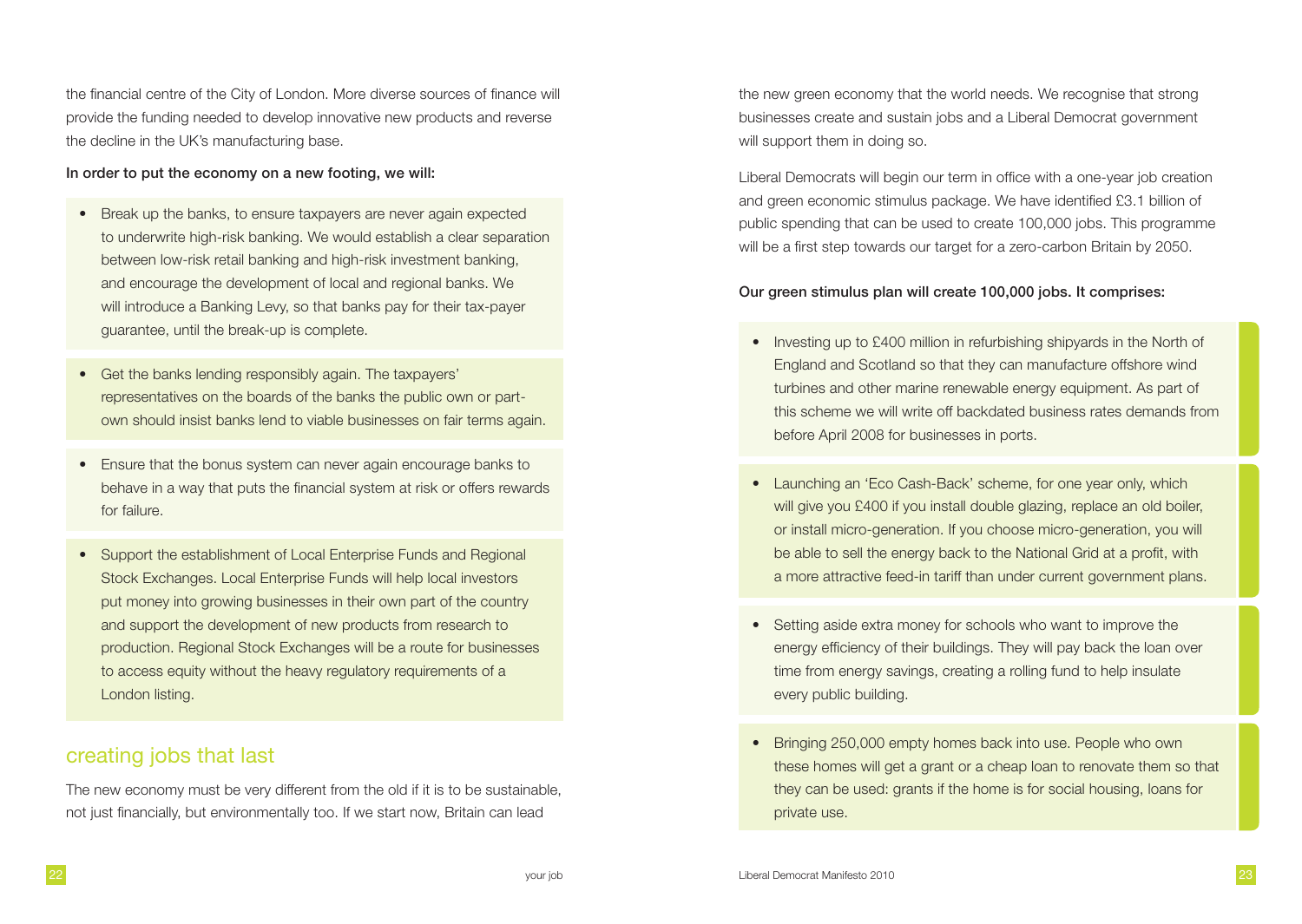the financial centre of the City of London. More diverse sources of finance will provide the funding needed to develop innovative new products and reverse the decline in the UK's manufacturing base.

**In order to put the economy on a new footing, we will:**

- Break up the banks, to ensure taxpayers are never again expected to underwrite high-risk banking. We would establish a clear separation between low-risk retail banking and high-risk investment banking, and encourage the development of local and regional banks. We will introduce a Banking Levy, so that banks pay for their tax-payer guarantee, until the break-up is complete.
- Get the banks lending responsibly again. The taxpayers' representatives on the boards of the banks the public own or part-own should insist banks lend to viable businesses on fair terms again.
- Ensure that the bonus system can never again encourage banks to behave in a way that puts the financial system at risk or offers rewards for failure.
- Support the establishment of Local Enterprise Funds and Regional Stock Exchanges. Local Enterprise Funds will help local investors put money into growing businesses in their own part of the country and support the development of new products from research to production. Regional Stock Exchanges will be a route for businesses to access equity without the heavy regulatory requirements of a London listing.

## creating jobs that last

The new economy must be very different from the old if it is to be sustainable, not just financially, but environmentally too. If we start now, Britain can lead the new green economy that the world needs. We recognise that strong businesses create and sustain jobs and a Liberal Democrat government will support them in doing so.

Liberal Democrats will begin our term in office with a one-year job creation and green economic stimulus package. We have identified £3.1 billion of public spending that can be used to create 100,000 jobs. This programme will be a first step towards our target for a zero-carbon Britain by 2050.

**Our green stimulus plan will create 100,000 jobs. It comprises:**

- Investing up to £400 million in refurbishing shipyards in the North of England and Scotland so that they can manufacture offshore wind turbines and other marine renewable energy equipment. As part of this scheme we will write off backdated business rates demands from before April 2008 for businesses in ports.
- Launching an 'Eco Cash-Back' scheme, for one year only, which will give you £400 if you install double glazing, replace an old boiler, or install micro-generation. If you choose micro-generation, you will be able to sell the energy back to the National Grid at a profit, with a more attractive feed-in tariff than under current government plans.
- Setting aside extra money for schools who want to improve the energy efficiency of their buildings. They will pay back the loan over time from energy savings, creating a rolling fund to help insulate every public building.
- Bringing 250,000 empty homes back into use. People who own these homes will get a grant or a cheap loan to renovate them so that they can be used: grants if the home is for social housing, loans for private use.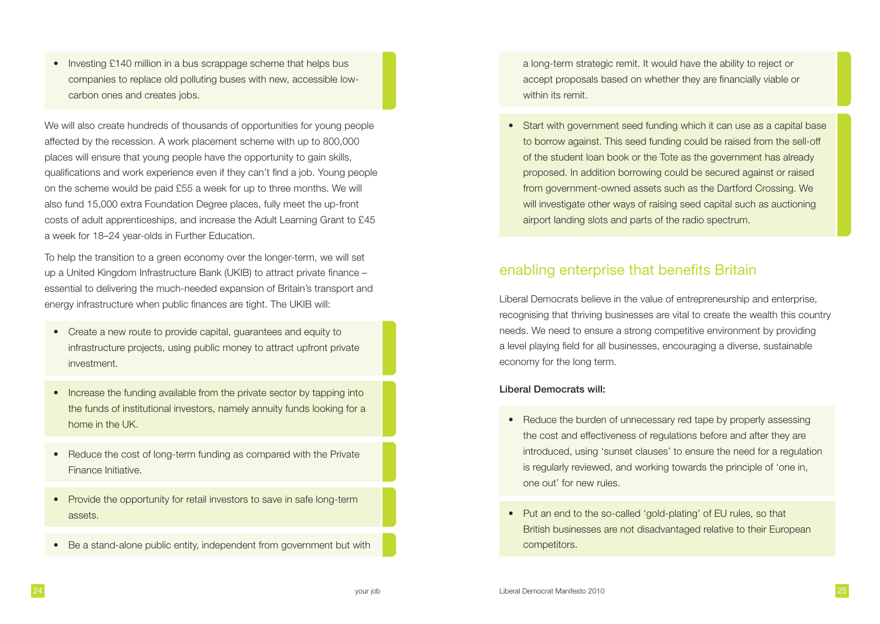- Investing £140 million in a bus scrappage scheme that helps bus companies to replace old polluting buses with new, accessible low-carbon ones and creates jobs.

We will also create hundreds of thousands of opportunities for young people affected by the recession. A work placement scheme with up to 800,000 places will ensure that young people have the opportunity to gain skills, qualifications and work experience even if they can't find a job. Young people on the scheme would be paid £55 a week for up to three months. We will also fund 15,000 extra Foundation Degree places, fully meet the up-front costs of adult apprenticeships, and increase the Adult Learning Grant to £45 a week for 18–24 year-olds in Further Education.

To help the transition to a green economy over the longer-term, we will set up a United Kingdom Infrastructure Bank (UKIB) to attract private finance – essential to delivering the much-needed expansion of Britain's transport and energy infrastructure when public finances are tight. The UKIB will:

- Create a new route to provide capital, guarantees and equity to infrastructure projects, using public money to attract upfront private investment.
- Increase the funding available from the private sector by tapping into the funds of institutional investors, namely annuity funds looking for a home in the UK.
- Reduce the cost of long-term funding as compared with the Private Finance Initiative.
- Provide the opportunity for retail investors to save in safe long-term assets.
- Be a stand-alone public entity, independent from government but with a long-term strategic remit. It would have the ability to reject or accept proposals based on whether they are financially viable or within its remit.
- Start with government seed funding which it can use as a capital base to borrow against. This seed funding could be raised from the sell-off of the student loan book or the Tote as the government has already proposed. In addition borrowing could be secured against or raised from government-owned assets such as the Dartford Crossing. We will investigate other ways of raising seed capital such as auctioning airport landing slots and parts of the radio spectrum.

## enabling enterprise that benefits Britain

Liberal Democrats believe in the value of entrepreneurship and enterprise, recognising that thriving businesses are vital to create the wealth this country needs. We need to ensure a strong competitive environment by providing a level playing field for all businesses, encouraging a diverse, sustainable economy for the long term.

**Liberal Democrats will:**

- Reduce the burden of unnecessary red tape by properly assessing the cost and effectiveness of regulations before and after they are introduced, using 'sunset clauses' to ensure the need for a regulation is regularly reviewed, and working towards the principle of 'one in, one out' for new rules.
- Put an end to the so-called 'gold-plating' of EU rules, so that British businesses are not disadvantaged relative to their European competitors.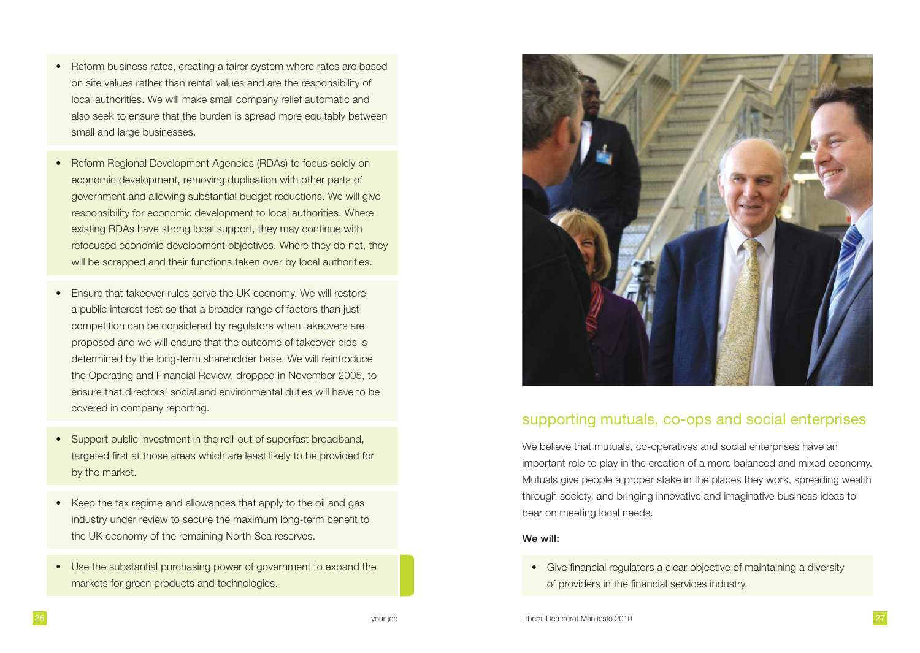- Reform business rates, creating a fairer system where rates are based on site values rather than rental values and are the responsibility of local authorities. We will make small company relief automatic and also seek to ensure that the burden is spread more equitably between small and large businesses.

- Reform Regional Development Agencies (RDAs) to focus solely on economic development, removing duplication with other parts of government and allowing substantial budget reductions. We will give responsibility for economic development to local authorities. Where existing RDAs have strong local support, they may continue with refocused economic development objectives. Where they do not, they will be scrapped and their functions taken over by local authorities.

- Ensure that takeover rules serve the UK economy. We will restore a public interest test so that a broader range of factors than just competition can be considered by regulators when takeovers are proposed and we will ensure that the outcome of takeover bids is determined by the long-term shareholder base. We will reintroduce the Operating and Financial Review, dropped in November 2005, to ensure that directors' social and environmental duties will have to be covered in company reporting.

- Support public investment in the roll-out of superfast broadband, targeted first at those areas which are least likely to be provided for by the market.

- Keep the tax regime and allowances that apply to the oil and gas industry under review to secure the maximum long-term benefit to the UK economy of the remaining North Sea reserves.

- Use the substantial purchasing power of government to expand the markets for green products and technologies.

## supporting mutuals, co-ops and social enterprises

We believe that mutuals, co-operatives and social enterprises have an important role to play in the creation of a more balanced and mixed economy. Mutuals give people a proper stake in the places they work, spreading wealth through society, and bringing innovative and imaginative business ideas to bear on meeting local needs.

**We will:**

- Give financial regulators a clear objective of maintaining a diversity of providers in the financial services industry.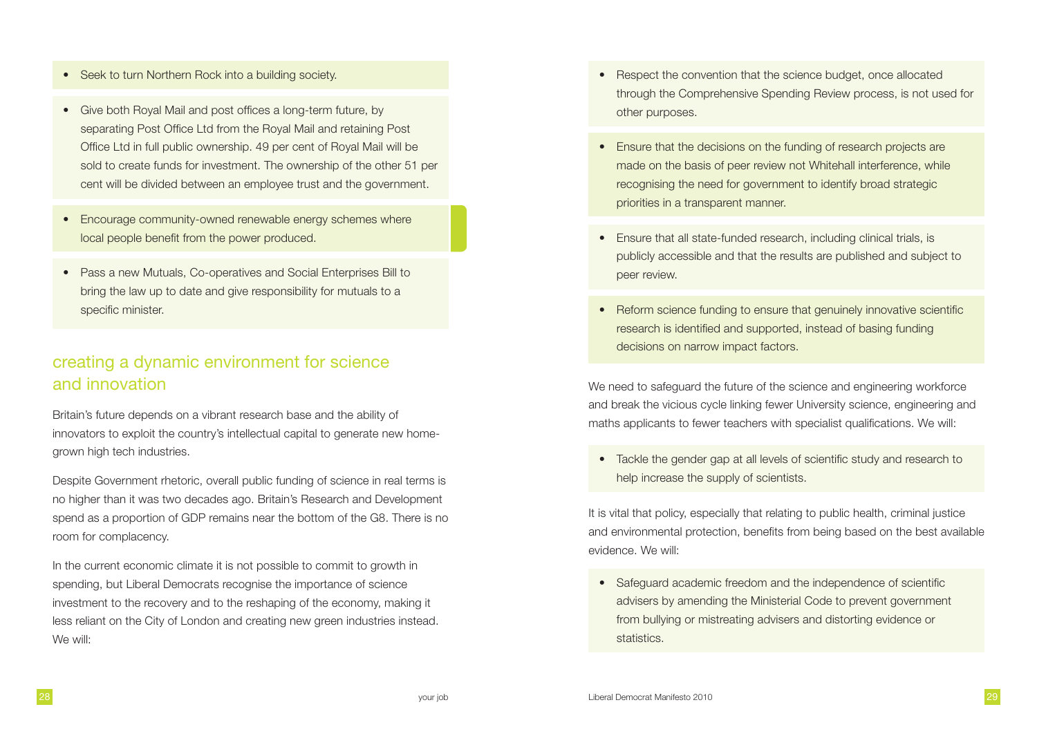- Seek to turn Northern Rock into a building society.

- Give both Royal Mail and post offices a long-term future, by separating Post Office Ltd from the Royal Mail and retaining Post Office Ltd in full public ownership. 49 per cent of Royal Mail will be sold to create funds for investment. The ownership of the other 51 per cent will be divided between an employee trust and the government.

- Encourage community-owned renewable energy schemes where local people benefit from the power produced.

- Pass a new Mutuals, Co-operatives and Social Enterprises Bill to bring the law up to date and give responsibility for mutuals to a specific minister.

## creating a dynamic environment for science and innovation

Britain's future depends on a vibrant research base and the ability of innovators to exploit the country's intellectual capital to generate new home-grown high tech industries.

Despite Government rhetoric, overall public funding of science in real terms is no higher than it was two decades ago. Britain's Research and Development spend as a proportion of GDP remains near the bottom of the G8. There is no room for complacency.

In the current economic climate it is not possible to commit to growth in spending, but Liberal Democrats recognise the importance of science investment to the recovery and to the reshaping of the economy, making it less reliant on the City of London and creating new green industries instead. We will:

- Respect the convention that the science budget, once allocated through the Comprehensive Spending Review process, is not used for other purposes.

- Ensure that the decisions on the funding of research projects are made on the basis of peer review not Whitehall interference, while recognising the need for government to identify broad strategic priorities in a transparent manner.

- Ensure that all state-funded research, including clinical trials, is publicly accessible and that the results are published and subject to peer review.

- Reform science funding to ensure that genuinely innovative scientific research is identified and supported, instead of basing funding decisions on narrow impact factors.

We need to safeguard the future of the science and engineering workforce and break the vicious cycle linking fewer University science, engineering and maths applicants to fewer teachers with specialist qualifications. We will:

- Tackle the gender gap at all levels of scientific study and research to help increase the supply of scientists.

It is vital that policy, especially that relating to public health, criminal justice and environmental protection, benefits from being based on the best available evidence. We will:

- Safeguard academic freedom and the independence of scientific advisers by amending the Ministerial Code to prevent government from bullying or mistreating advisers and distorting evidence or statistics.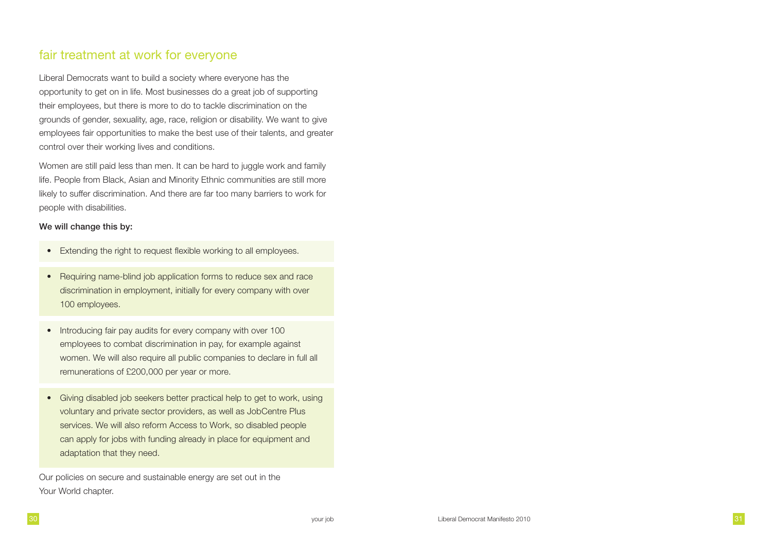## fair treatment at work for everyone

Liberal Democrats want to build a society where everyone has the opportunity to get on in life. Most businesses do a great job of supporting their employees, but there is more to do to tackle discrimination on the grounds of gender, sexuality, age, race, religion or disability. We want to give employees fair opportunities to make the best use of their talents, and greater control over their working lives and conditions.

Women are still paid less than men. It can be hard to juggle work and family life. People from Black, Asian and Minority Ethnic communities are still more likely to suffer discrimination. And there are far too many barriers to work for people with disabilities.

**We will change this by:**

- Extending the right to request flexible working to all employees.
- Requiring name-blind job application forms to reduce sex and race discrimination in employment, initially for every company with over 100 employees.
- Introducing fair pay audits for every company with over 100 employees to combat discrimination in pay, for example against women. We will also require all public companies to declare in full all remunerations of £200,000 per year or more.
- Giving disabled job seekers better practical help to get to work, using voluntary and private sector providers, as well as JobCentre Plus services. We will also reform Access to Work, so disabled people can apply for jobs with funding already in place for equipment and adaptation that they need.

Our policies on secure and sustainable energy are set out in the Your World chapter.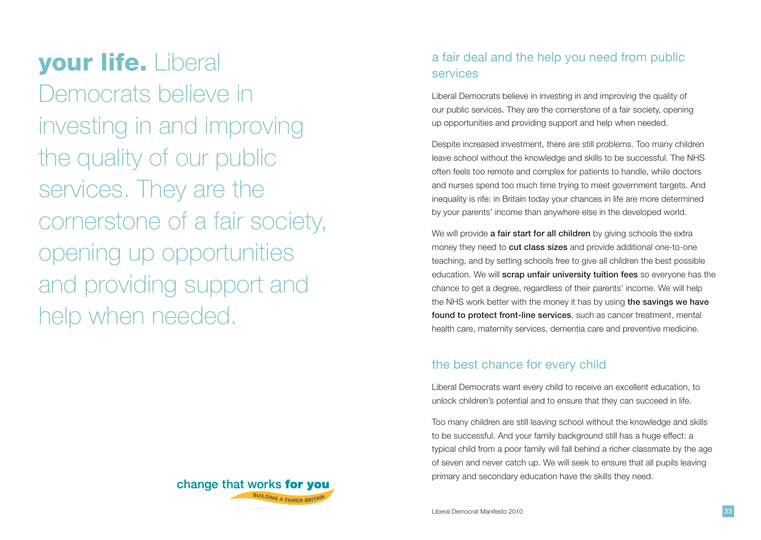**your life.** Liberal Democrats believe in investing in and improving the quality of our public services. They are the cornerstone of a fair society, opening up opportunities and providing support and help when needed.

## a fair deal and the help you need from public services

Liberal Democrats believe in investing in and improving the quality of our public services. They are the cornerstone of a fair society, opening up opportunities and providing support and help when needed.

Despite increased investment, there are still problems. Too many children leave school without the knowledge and skills to be successful. The NHS often feels too remote and complex for patients to handle, while doctors and nurses spend too much time trying to meet government targets. And inequality is rife: in Britain today your chances in life are more determined by your parents' income than anywhere else in the developed world.

We will provide **a fair start for all children** by giving schools the extra money they need to **cut class sizes** and provide additional one-to-one teaching, and by setting schools free to give all children the best possible education. We will **scrap unfair university tuition fees** so everyone has the chance to get a degree, regardless of their parents' income. We will help the NHS work better with the money it has by using **the savings we have found to protect front-line services**, such as cancer treatment, mental health care, maternity services, dementia care and preventive medicine.

## the best chance for every child

Liberal Democrats want every child to receive an excellent education, to unlock children's potential and to ensure that they can succeed in life.

Too many children are still leaving school without the knowledge and skills to be successful. And your family background still has a huge effect: a typical child from a poor family will fall behind a richer classmate by the age of seven and never catch up. We will seek to ensure that all pupils leaving primary and secondary education have the skills they need.

change that works **for you**
BUILDING A FAIRER BRITAIN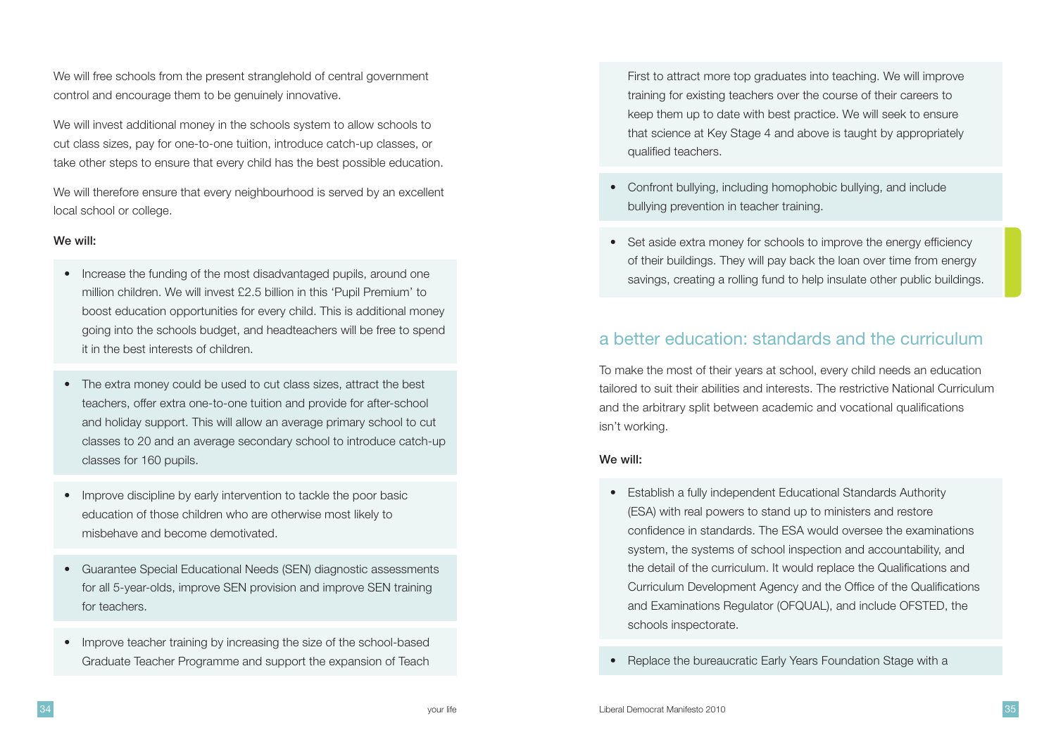We will free schools from the present stranglehold of central government control and encourage them to be genuinely innovative.

We will invest additional money in the schools system to allow schools to cut class sizes, pay for one-to-one tuition, introduce catch-up classes, or take other steps to ensure that every child has the best possible education.

We will therefore ensure that every neighbourhood is served by an excellent local school or college.

**We will:**

- Increase the funding of the most disadvantaged pupils, around one million children. We will invest £2.5 billion in this 'Pupil Premium' to boost education opportunities for every child. This is additional money going into the schools budget, and headteachers will be free to spend it in the best interests of children.
- The extra money could be used to cut class sizes, attract the best teachers, offer extra one-to-one tuition and provide for after-school and holiday support. This will allow an average primary school to cut classes to 20 and an average secondary school to introduce catch-up classes for 160 pupils.
- Improve discipline by early intervention to tackle the poor basic education of those children who are otherwise most likely to misbehave and become demotivated.
- Guarantee Special Educational Needs (SEN) diagnostic assessments for all 5-year-olds, improve SEN provision and improve SEN training for teachers.
- Improve teacher training by increasing the size of the school-based Graduate Teacher Programme and support the expansion of Teach First to attract more top graduates into teaching. We will improve training for existing teachers over the course of their careers to keep them up to date with best practice. We will seek to ensure that science at Key Stage 4 and above is taught by appropriately qualified teachers.
- Confront bullying, including homophobic bullying, and include bullying prevention in teacher training.
- Set aside extra money for schools to improve the energy efficiency of their buildings. They will pay back the loan over time from energy savings, creating a rolling fund to help insulate other public buildings.

## a better education: standards and the curriculum

To make the most of their years at school, every child needs an education tailored to suit their abilities and interests. The restrictive National Curriculum and the arbitrary split between academic and vocational qualifications isn't working.

**We will:**

- Establish a fully independent Educational Standards Authority (ESA) with real powers to stand up to ministers and restore confidence in standards. The ESA would oversee the examinations system, the systems of school inspection and accountability, and the detail of the curriculum. It would replace the Qualifications and Curriculum Development Agency and the Office of the Qualifications and Examinations Regulator (OFQUAL), and include OFSTED, the schools inspectorate.
- Replace the bureaucratic Early Years Foundation Stage with a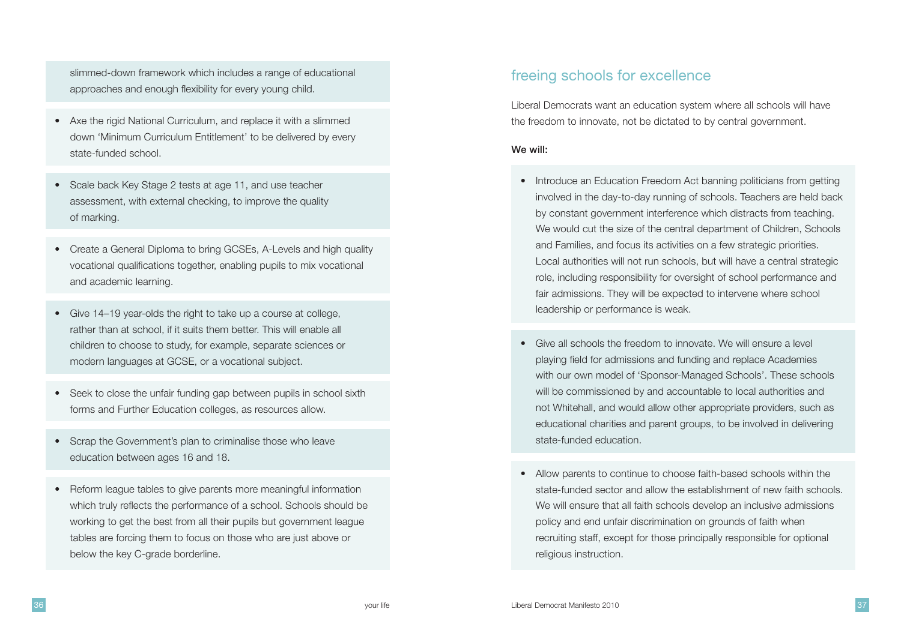slimmed-down framework which includes a range of educational approaches and enough flexibility for every young child.

- Axe the rigid National Curriculum, and replace it with a slimmed down 'Minimum Curriculum Entitlement' to be delivered by every state-funded school.

- Scale back Key Stage 2 tests at age 11, and use teacher assessment, with external checking, to improve the quality of marking.

- Create a General Diploma to bring GCSEs, A-Levels and high quality vocational qualifications together, enabling pupils to mix vocational and academic learning.

- Give 14–19 year-olds the right to take up a course at college, rather than at school, if it suits them better. This will enable all children to choose to study, for example, separate sciences or modern languages at GCSE, or a vocational subject.

- Seek to close the unfair funding gap between pupils in school sixth forms and Further Education colleges, as resources allow.

- Scrap the Government's plan to criminalise those who leave education between ages 16 and 18.

- Reform league tables to give parents more meaningful information which truly reflects the performance of a school. Schools should be working to get the best from all their pupils but government league tables are forcing them to focus on those who are just above or below the key C-grade borderline.

## freeing schools for excellence

Liberal Democrats want an education system where all schools will have the freedom to innovate, not be dictated to by central government.

**We will:**

- Introduce an Education Freedom Act banning politicians from getting involved in the day-to-day running of schools. Teachers are held back by constant government interference which distracts from teaching. We would cut the size of the central department of Children, Schools and Families, and focus its activities on a few strategic priorities. Local authorities will not run schools, but will have a central strategic role, including responsibility for oversight of school performance and fair admissions. They will be expected to intervene where school leadership or performance is weak.

- Give all schools the freedom to innovate. We will ensure a level playing field for admissions and funding and replace Academies with our own model of 'Sponsor-Managed Schools'. These schools will be commissioned by and accountable to local authorities and not Whitehall, and would allow other appropriate providers, such as educational charities and parent groups, to be involved in delivering state-funded education.

- Allow parents to continue to choose faith-based schools within the state-funded sector and allow the establishment of new faith schools. We will ensure that all faith schools develop an inclusive admissions policy and end unfair discrimination on grounds of faith when recruiting staff, except for those principally responsible for optional religious instruction.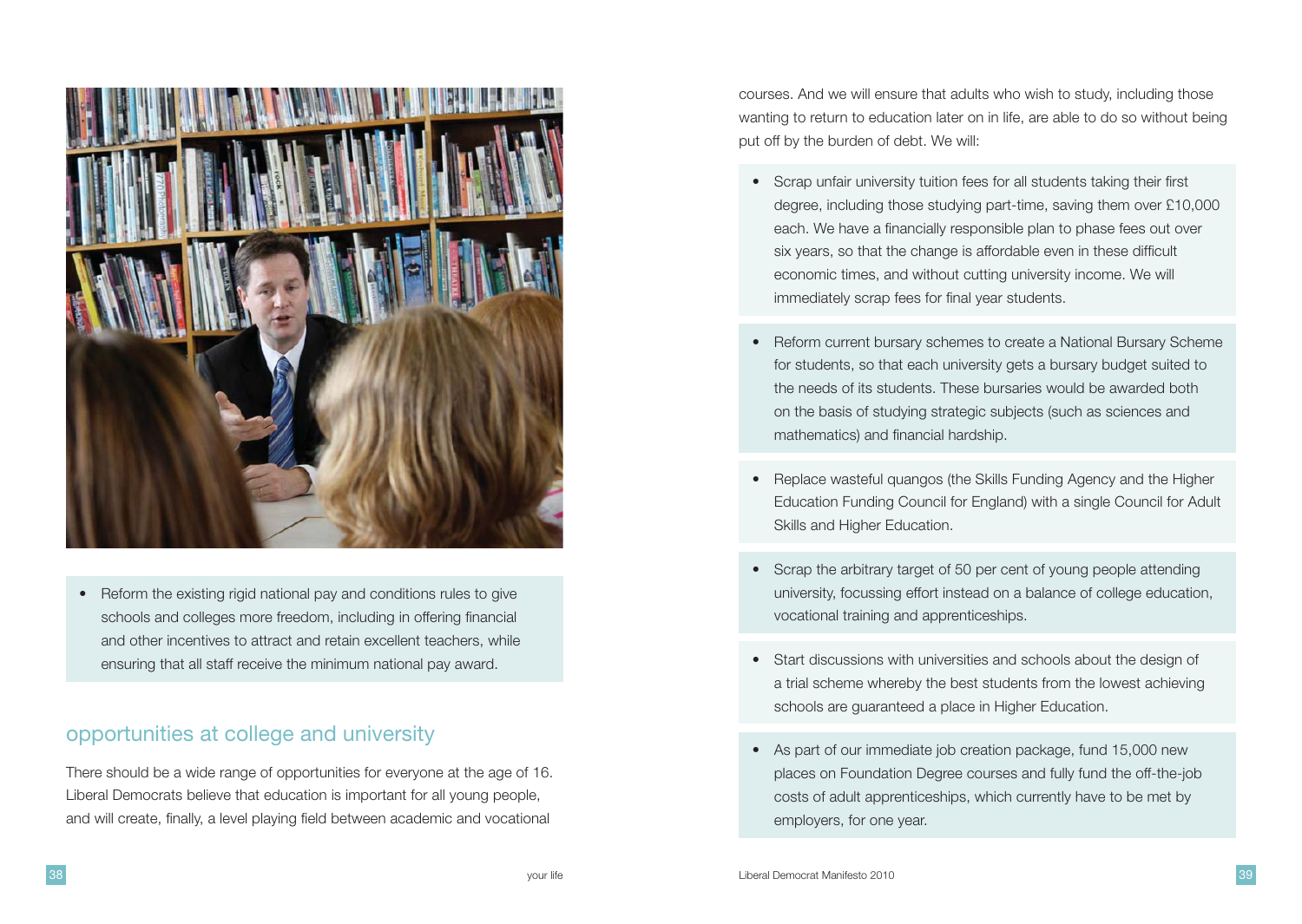- Reform the existing rigid national pay and conditions rules to give schools and colleges more freedom, including in offering financial and other incentives to attract and retain excellent teachers, while ensuring that all staff receive the minimum national pay award.

## opportunities at college and university

There should be a wide range of opportunities for everyone at the age of 16. Liberal Democrats believe that education is important for all young people, and will create, finally, a level playing field between academic and vocational courses. And we will ensure that adults who wish to study, including those wanting to return to education later on in life, are able to do so without being put off by the burden of debt. We will:

- Scrap unfair university tuition fees for all students taking their first degree, including those studying part-time, saving them over £10,000 each. We have a financially responsible plan to phase fees out over six years, so that the change is affordable even in these difficult economic times, and without cutting university income. We will immediately scrap fees for final year students.

- Reform current bursary schemes to create a National Bursary Scheme for students, so that each university gets a bursary budget suited to the needs of its students. These bursaries would be awarded both on the basis of studying strategic subjects (such as sciences and mathematics) and financial hardship.

- Replace wasteful quangos (the Skills Funding Agency and the Higher Education Funding Council for England) with a single Council for Adult Skills and Higher Education.

- Scrap the arbitrary target of 50 per cent of young people attending university, focussing effort instead on a balance of college education, vocational training and apprenticeships.

- Start discussions with universities and schools about the design of a trial scheme whereby the best students from the lowest achieving schools are guaranteed a place in Higher Education.

- As part of our immediate job creation package, fund 15,000 new places on Foundation Degree courses and fully fund the off-the-job costs of adult apprenticeships, which currently have to be met by employers, for one year.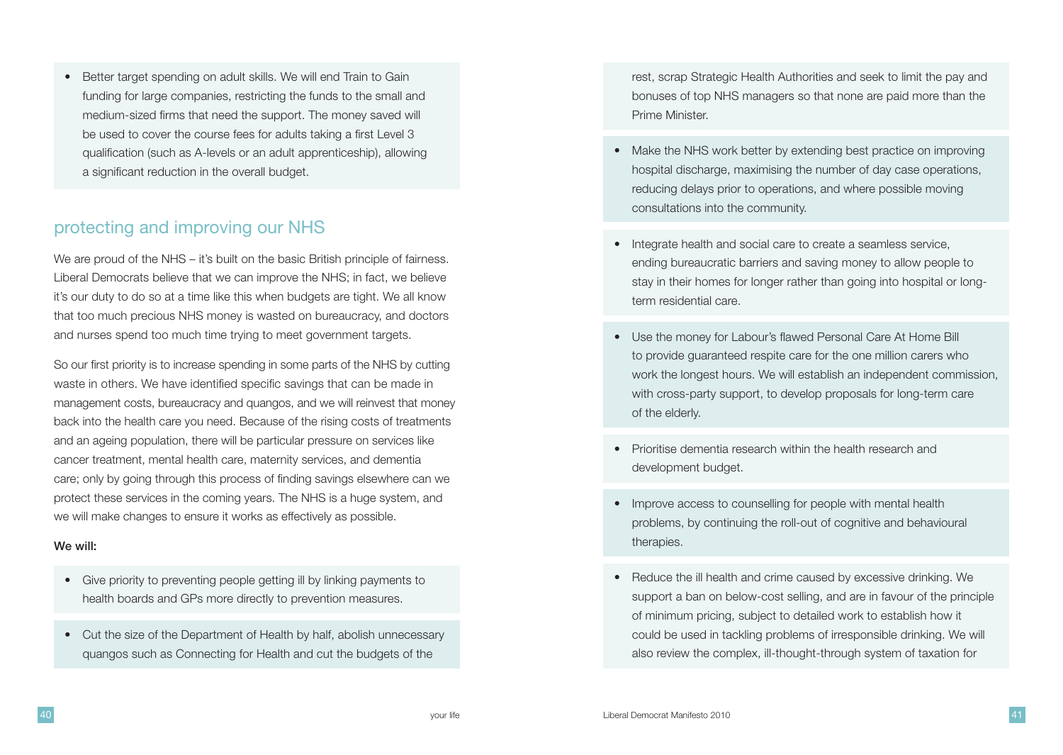- Better target spending on adult skills. We will end Train to Gain funding for large companies, restricting the funds to the small and medium-sized firms that need the support. The money saved will be used to cover the course fees for adults taking a first Level 3 qualification (such as A-levels or an adult apprenticeship), allowing a significant reduction in the overall budget.

## protecting and improving our NHS

We are proud of the NHS – it's built on the basic British principle of fairness. Liberal Democrats believe that we can improve the NHS; in fact, we believe it's our duty to do so at a time like this when budgets are tight. We all know that too much precious NHS money is wasted on bureaucracy, and doctors and nurses spend too much time trying to meet government targets.

So our first priority is to increase spending in some parts of the NHS by cutting waste in others. We have identified specific savings that can be made in management costs, bureaucracy and quangos, and we will reinvest that money back into the health care you need. Because of the rising costs of treatments and an ageing population, there will be particular pressure on services like cancer treatment, mental health care, maternity services, and dementia care; only by going through this process of finding savings elsewhere can we protect these services in the coming years. The NHS is a huge system, and we will make changes to ensure it works as effectively as possible.

**We will:**

- Give priority to preventing people getting ill by linking payments to health boards and GPs more directly to prevention measures.
- Cut the size of the Department of Health by half, abolish unnecessary quangos such as Connecting for Health and cut the budgets of the rest, scrap Strategic Health Authorities and seek to limit the pay and bonuses of top NHS managers so that none are paid more than the Prime Minister.
- Make the NHS work better by extending best practice on improving hospital discharge, maximising the number of day case operations, reducing delays prior to operations, and where possible moving consultations into the community.
- Integrate health and social care to create a seamless service, ending bureaucratic barriers and saving money to allow people to stay in their homes for longer rather than going into hospital or long-term residential care.
- Use the money for Labour's flawed Personal Care At Home Bill to provide guaranteed respite care for the one million carers who work the longest hours. We will establish an independent commission, with cross-party support, to develop proposals for long-term care of the elderly.
- Prioritise dementia research within the health research and development budget.
- Improve access to counselling for people with mental health problems, by continuing the roll-out of cognitive and behavioural therapies.
- Reduce the ill health and crime caused by excessive drinking. We support a ban on below-cost selling, and are in favour of the principle of minimum pricing, subject to detailed work to establish how it could be used in tackling problems of irresponsible drinking. We will also review the complex, ill-thought-through system of taxation for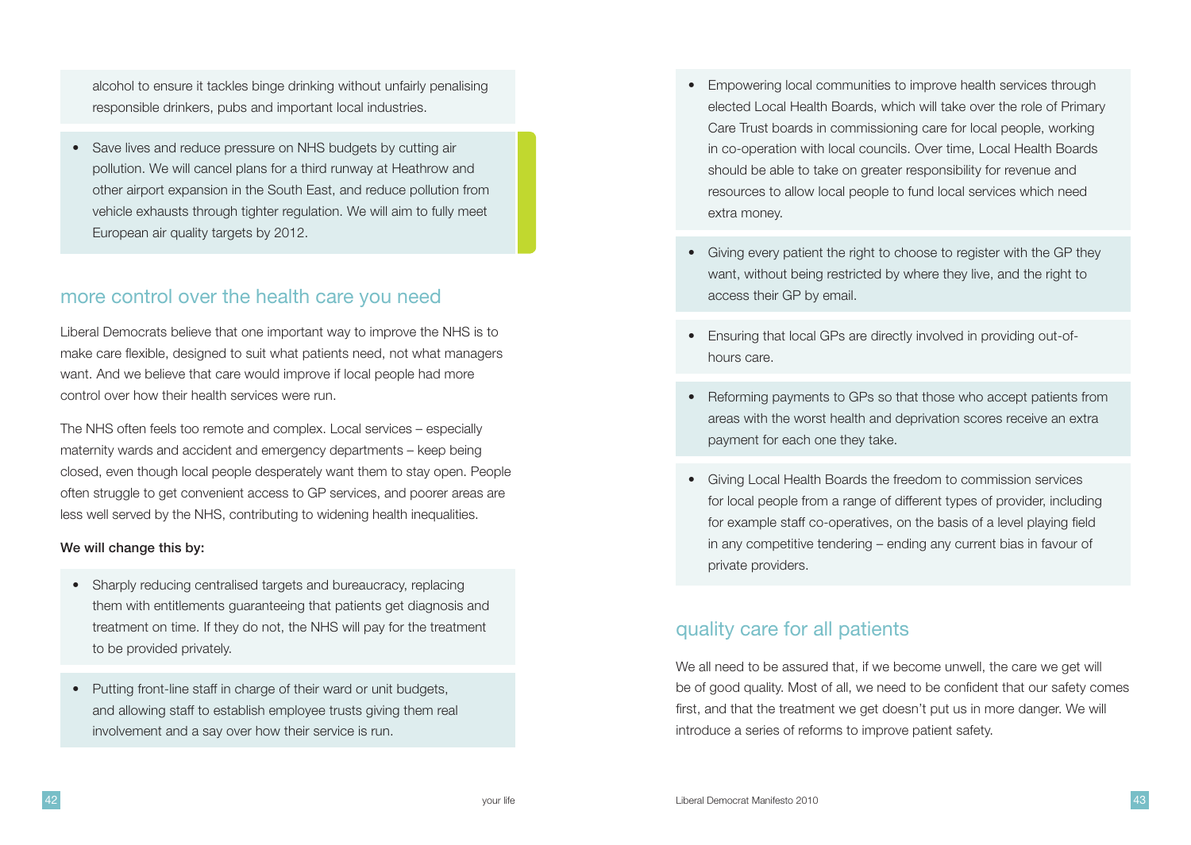alcohol to ensure it tackles binge drinking without unfairly penalising responsible drinkers, pubs and important local industries.

- Save lives and reduce pressure on NHS budgets by cutting air pollution. We will cancel plans for a third runway at Heathrow and other airport expansion in the South East, and reduce pollution from vehicle exhausts through tighter regulation. We will aim to fully meet European air quality targets by 2012.

## more control over the health care you need

Liberal Democrats believe that one important way to improve the NHS is to make care flexible, designed to suit what patients need, not what managers want. And we believe that care would improve if local people had more control over how their health services were run.

The NHS often feels too remote and complex. Local services – especially maternity wards and accident and emergency departments – keep being closed, even though local people desperately want them to stay open. People often struggle to get convenient access to GP services, and poorer areas are less well served by the NHS, contributing to widening health inequalities.

**We will change this by:**

- Sharply reducing centralised targets and bureaucracy, replacing them with entitlements guaranteeing that patients get diagnosis and treatment on time. If they do not, the NHS will pay for the treatment to be provided privately.
- Putting front-line staff in charge of their ward or unit budgets, and allowing staff to establish employee trusts giving them real involvement and a say over how their service is run.
- Empowering local communities to improve health services through elected Local Health Boards, which will take over the role of Primary Care Trust boards in commissioning care for local people, working in co-operation with local councils. Over time, Local Health Boards should be able to take on greater responsibility for revenue and resources to allow local people to fund local services which need extra money.
- Giving every patient the right to choose to register with the GP they want, without being restricted by where they live, and the right to access their GP by email.
- Ensuring that local GPs are directly involved in providing out-of-hours care.
- Reforming payments to GPs so that those who accept patients from areas with the worst health and deprivation scores receive an extra payment for each one they take.
- Giving Local Health Boards the freedom to commission services for local people from a range of different types of provider, including for example staff co-operatives, on the basis of a level playing field in any competitive tendering – ending any current bias in favour of private providers.

## quality care for all patients

We all need to be assured that, if we become unwell, the care we get will be of good quality. Most of all, we need to be confident that our safety comes first, and that the treatment we get doesn't put us in more danger. We will introduce a series of reforms to improve patient safety.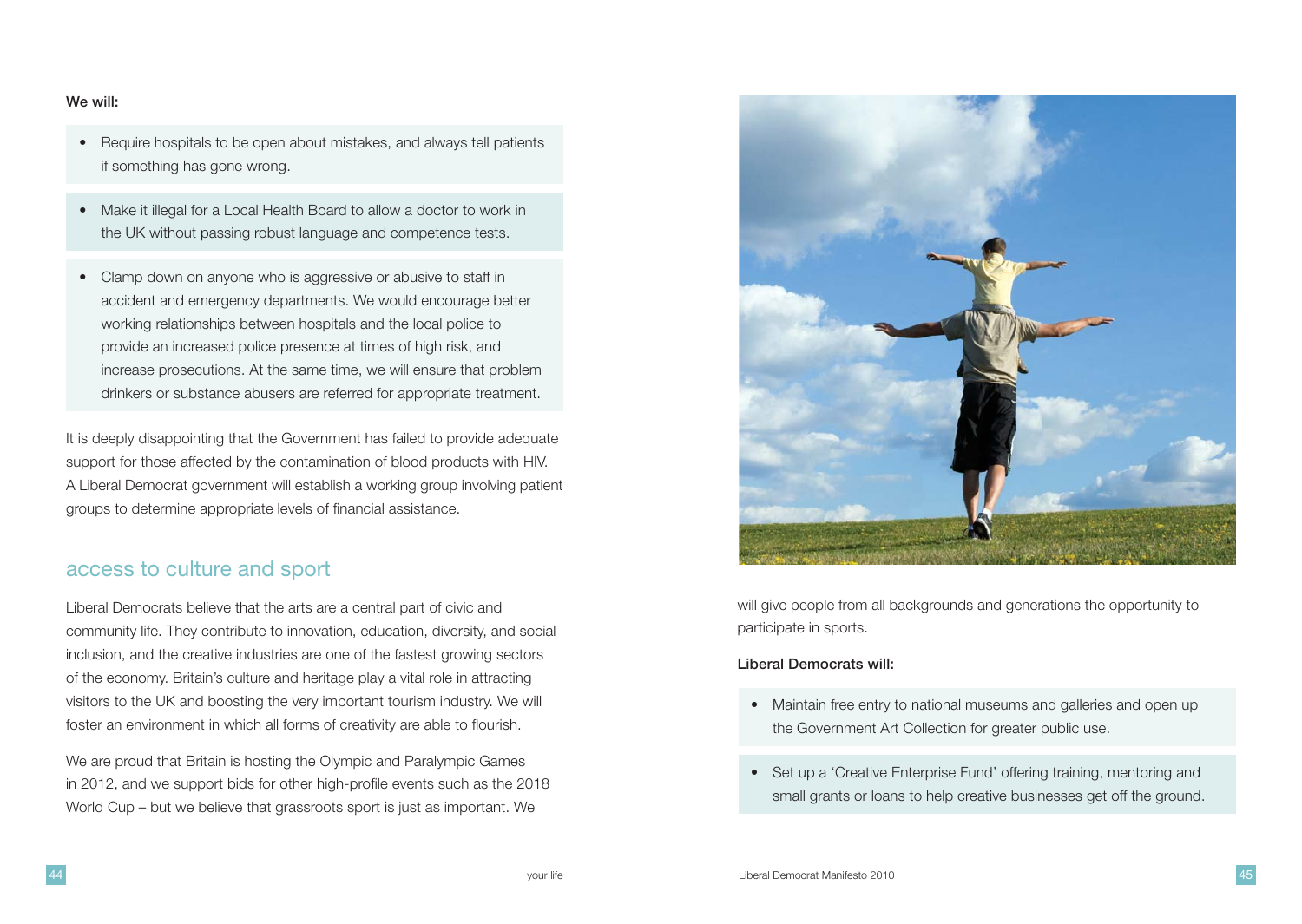**We will:**

- Require hospitals to be open about mistakes, and always tell patients if something has gone wrong.
- Make it illegal for a Local Health Board to allow a doctor to work in the UK without passing robust language and competence tests.
- Clamp down on anyone who is aggressive or abusive to staff in accident and emergency departments. We would encourage better working relationships between hospitals and the local police to provide an increased police presence at times of high risk, and increase prosecutions. At the same time, we will ensure that problem drinkers or substance abusers are referred for appropriate treatment.

It is deeply disappointing that the Government has failed to provide adequate support for those affected by the contamination of blood products with HIV. A Liberal Democrat government will establish a working group involving patient groups to determine appropriate levels of financial assistance.

## access to culture and sport

Liberal Democrats believe that the arts are a central part of civic and community life. They contribute to innovation, education, diversity, and social inclusion, and the creative industries are one of the fastest growing sectors of the economy. Britain's culture and heritage play a vital role in attracting visitors to the UK and boosting the very important tourism industry. We will foster an environment in which all forms of creativity are able to flourish.

We are proud that Britain is hosting the Olympic and Paralympic Games in 2012, and we support bids for other high-profile events such as the 2018 World Cup – but we believe that grassroots sport is just as important. We will give people from all backgrounds and generations the opportunity to participate in sports.

**Liberal Democrats will:**

- Maintain free entry to national museums and galleries and open up the Government Art Collection for greater public use.
- Set up a 'Creative Enterprise Fund' offering training, mentoring and small grants or loans to help creative businesses get off the ground.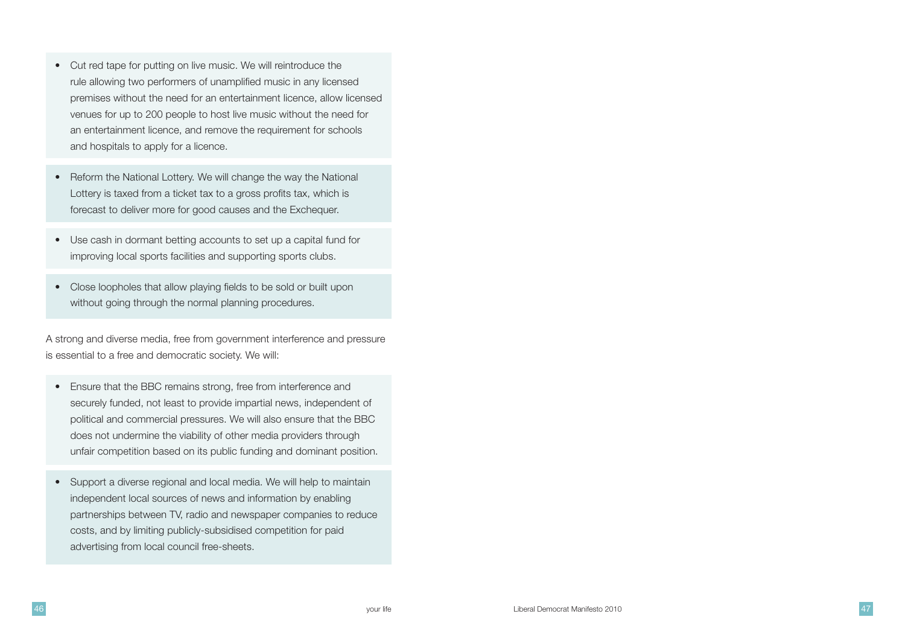- Cut red tape for putting on live music. We will reintroduce the rule allowing two performers of unamplified music in any licensed premises without the need for an entertainment licence, allow licensed venues for up to 200 people to host live music without the need for an entertainment licence, and remove the requirement for schools and hospitals to apply for a licence.

- Reform the National Lottery. We will change the way the National Lottery is taxed from a ticket tax to a gross profits tax, which is forecast to deliver more for good causes and the Exchequer.

- Use cash in dormant betting accounts to set up a capital fund for improving local sports facilities and supporting sports clubs.

- Close loopholes that allow playing fields to be sold or built upon without going through the normal planning procedures.

A strong and diverse media, free from government interference and pressure is essential to a free and democratic society. We will:

- Ensure that the BBC remains strong, free from interference and securely funded, not least to provide impartial news, independent of political and commercial pressures. We will also ensure that the BBC does not undermine the viability of other media providers through unfair competition based on its public funding and dominant position.

- Support a diverse regional and local media. We will help to maintain independent local sources of news and information by enabling partnerships between TV, radio and newspaper companies to reduce costs, and by limiting publicly-subsidised competition for paid advertising from local council free-sheets.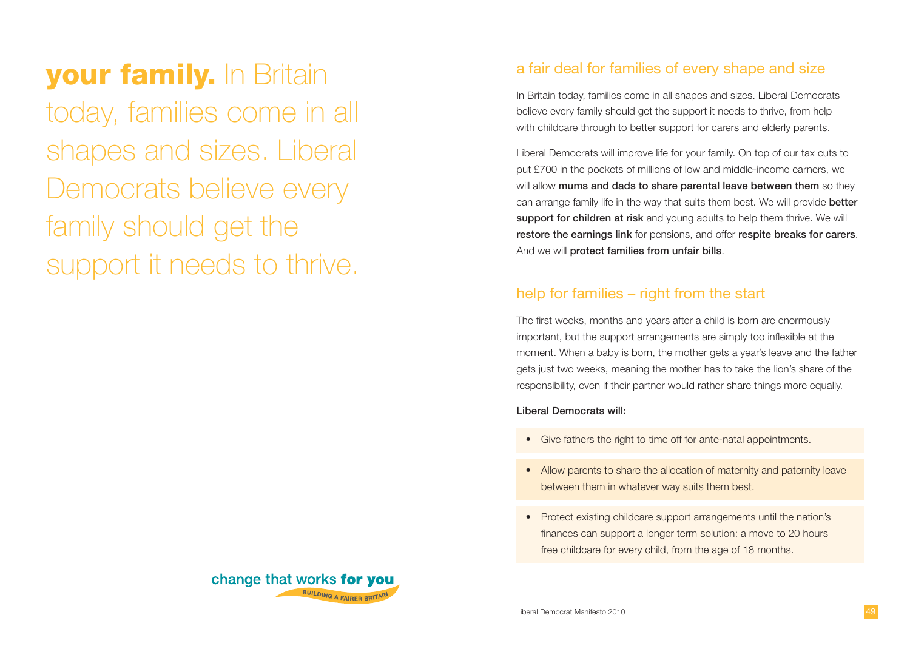**your family.** In Britain today, families come in all shapes and sizes. Liberal Democrats believe every family should get the support it needs to thrive.

change that works **for you**

BUILDING A FAIRER BRITAIN

## a fair deal for families of every shape and size

In Britain today, families come in all shapes and sizes. Liberal Democrats believe every family should get the support it needs to thrive, from help with childcare through to better support for carers and elderly parents.

Liberal Democrats will improve life for your family. On top of our tax cuts to put £700 in the pockets of millions of low and middle-income earners, we will allow **mums and dads to share parental leave between them** so they can arrange family life in the way that suits them best. We will provide **better support for children at risk** and young adults to help them thrive. We will **restore the earnings link** for pensions, and offer **respite breaks for carers**. And we will **protect families from unfair bills**.

## help for families – right from the start

The first weeks, months and years after a child is born are enormously important, but the support arrangements are simply too inflexible at the moment. When a baby is born, the mother gets a year's leave and the father gets just two weeks, meaning the mother has to take the lion's share of the responsibility, even if their partner would rather share things more equally.

**Liberal Democrats will:**

- Give fathers the right to time off for ante-natal appointments.
- Allow parents to share the allocation of maternity and paternity leave between them in whatever way suits them best.
- Protect existing childcare support arrangements until the nation's finances can support a longer term solution: a move to 20 hours free childcare for every child, from the age of 18 months.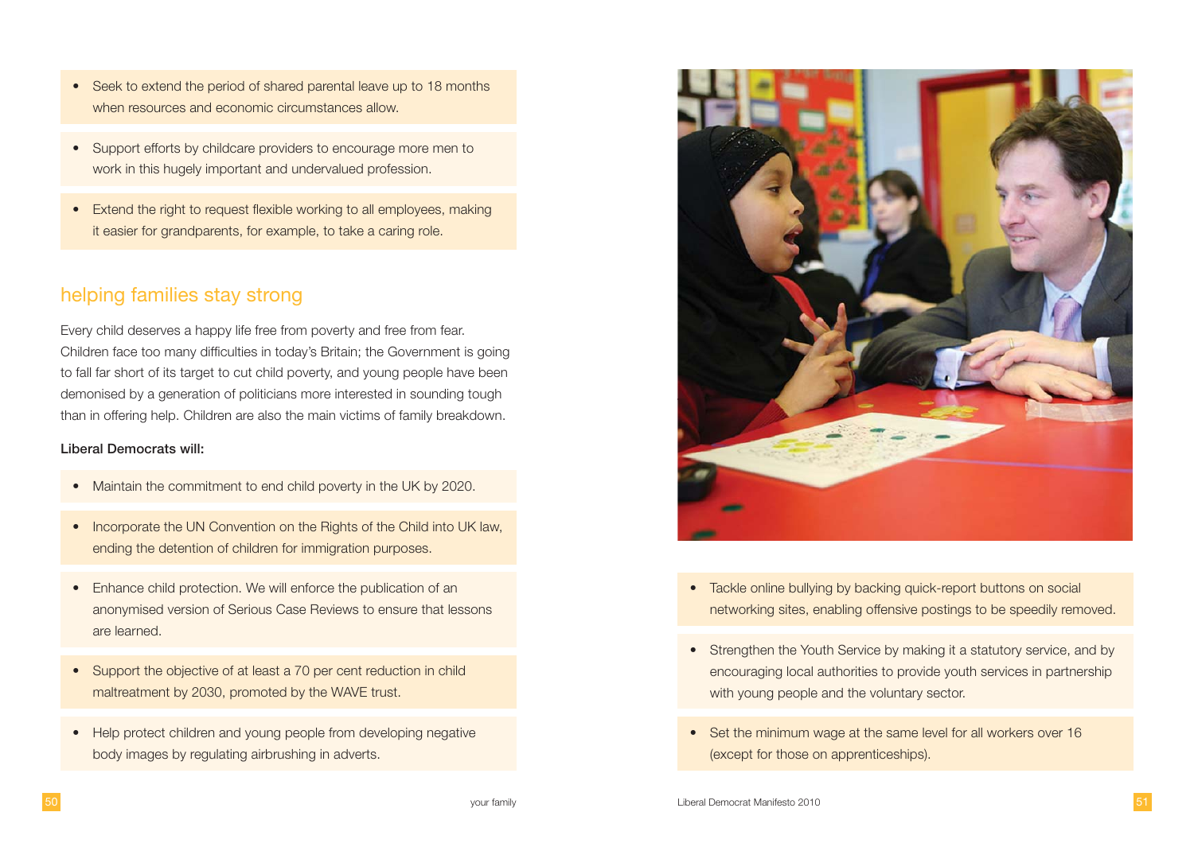- Seek to extend the period of shared parental leave up to 18 months when resources and economic circumstances allow.
- Support efforts by childcare providers to encourage more men to work in this hugely important and undervalued profession.
- Extend the right to request flexible working to all employees, making it easier for grandparents, for example, to take a caring role.

## helping families stay strong

Every child deserves a happy life free from poverty and free from fear. Children face too many difficulties in today's Britain; the Government is going to fall far short of its target to cut child poverty, and young people have been demonised by a generation of politicians more interested in sounding tough than in offering help. Children are also the main victims of family breakdown.

**Liberal Democrats will:**

- Maintain the commitment to end child poverty in the UK by 2020.
- Incorporate the UN Convention on the Rights of the Child into UK law, ending the detention of children for immigration purposes.
- Enhance child protection. We will enforce the publication of an anonymised version of Serious Case Reviews to ensure that lessons are learned.
- Support the objective of at least a 70 per cent reduction in child maltreatment by 2030, promoted by the WAVE trust.
- Help protect children and young people from developing negative body images by regulating airbrushing in adverts.
- Tackle online bullying by backing quick-report buttons on social networking sites, enabling offensive postings to be speedily removed.
- Strengthen the Youth Service by making it a statutory service, and by encouraging local authorities to provide youth services in partnership with young people and the voluntary sector.
- Set the minimum wage at the same level for all workers over 16 (except for those on apprenticeships).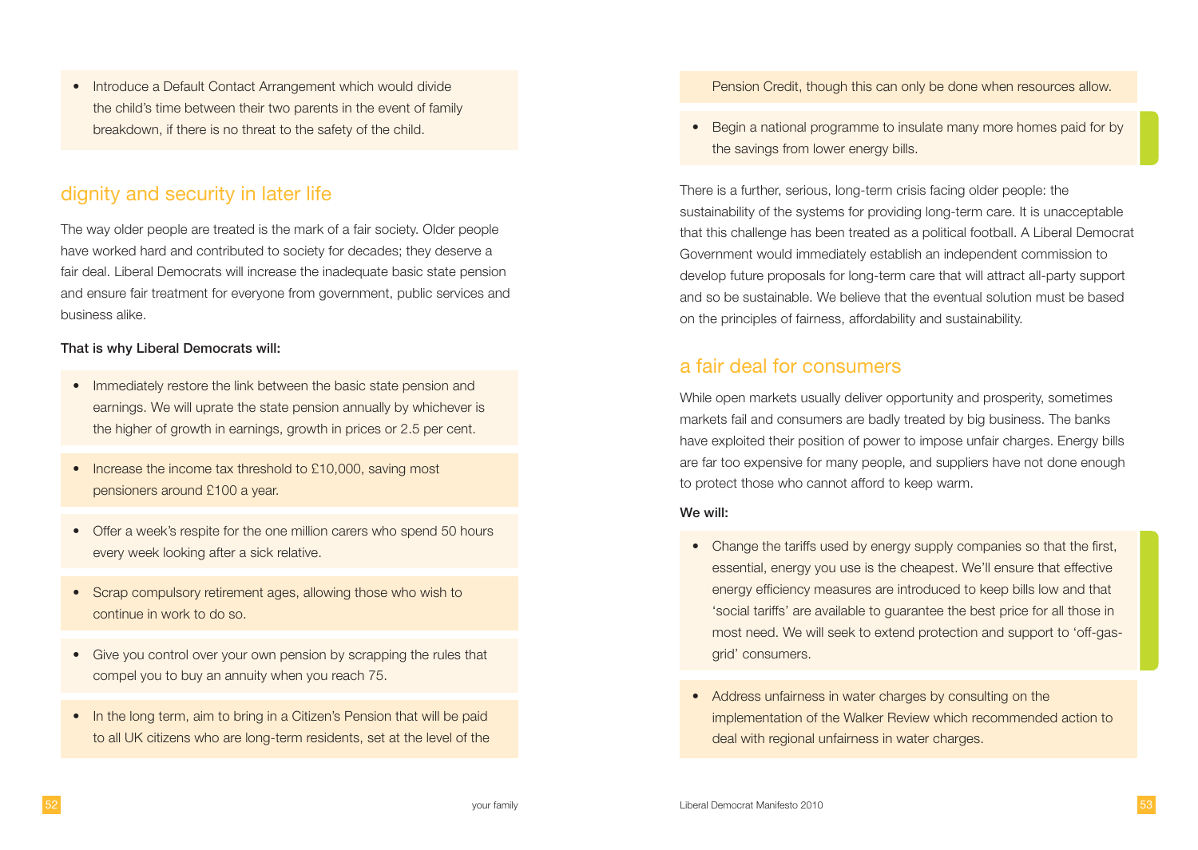- Introduce a Default Contact Arrangement which would divide the child's time between their two parents in the event of family breakdown, if there is no threat to the safety of the child.

## dignity and security in later life

The way older people are treated is the mark of a fair society. Older people have worked hard and contributed to society for decades; they deserve a fair deal. Liberal Democrats will increase the inadequate basic state pension and ensure fair treatment for everyone from government, public services and business alike.

**That is why Liberal Democrats will:**

- Immediately restore the link between the basic state pension and earnings. We will uprate the state pension annually by whichever is the higher of growth in earnings, growth in prices or 2.5 per cent.
- Increase the income tax threshold to £10,000, saving most pensioners around £100 a year.
- Offer a week's respite for the one million carers who spend 50 hours every week looking after a sick relative.
- Scrap compulsory retirement ages, allowing those who wish to continue in work to do so.
- Give you control over your own pension by scrapping the rules that compel you to buy an annuity when you reach 75.
- In the long term, aim to bring in a Citizen's Pension that will be paid to all UK citizens who are long-term residents, set at the level of the Pension Credit, though this can only be done when resources allow.
- Begin a national programme to insulate many more homes paid for by the savings from lower energy bills.

There is a further, serious, long-term crisis facing older people: the sustainability of the systems for providing long-term care. It is unacceptable that this challenge has been treated as a political football. A Liberal Democrat Government would immediately establish an independent commission to develop future proposals for long-term care that will attract all-party support and so be sustainable. We believe that the eventual solution must be based on the principles of fairness, affordability and sustainability.

## a fair deal for consumers

While open markets usually deliver opportunity and prosperity, sometimes markets fail and consumers are badly treated by big business. The banks have exploited their position of power to impose unfair charges. Energy bills are far too expensive for many people, and suppliers have not done enough to protect those who cannot afford to keep warm.

**We will:**

- Change the tariffs used by energy supply companies so that the first, essential, energy you use is the cheapest. We'll ensure that effective energy efficiency measures are introduced to keep bills low and that 'social tariffs' are available to guarantee the best price for all those in most need. We will seek to extend protection and support to 'off-gas-grid' consumers.
- Address unfairness in water charges by consulting on the implementation of the Walker Review which recommended action to deal with regional unfairness in water charges.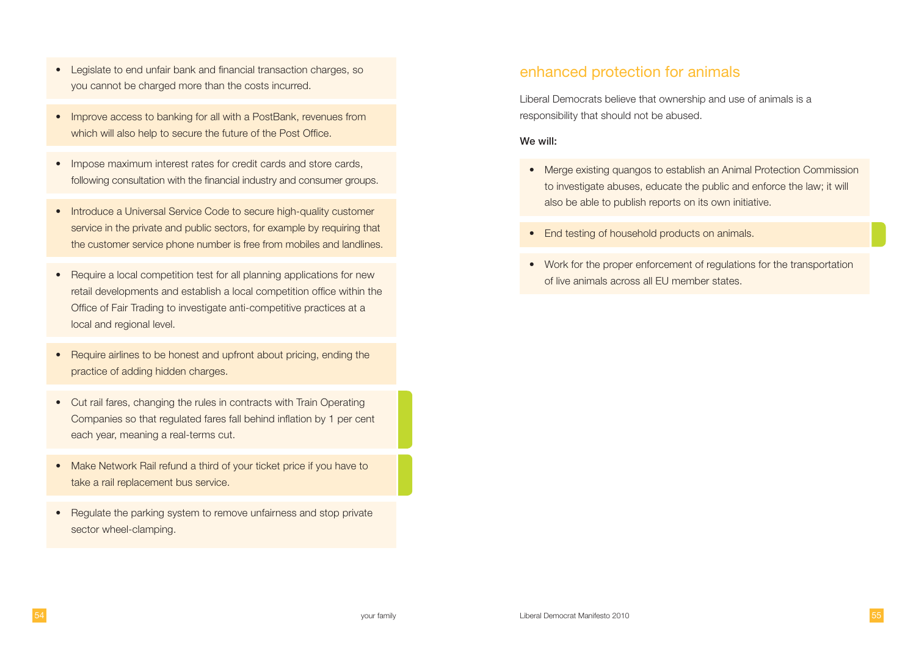- Legislate to end unfair bank and financial transaction charges, so you cannot be charged more than the costs incurred.
- Improve access to banking for all with a PostBank, revenues from which will also help to secure the future of the Post Office.
- Impose maximum interest rates for credit cards and store cards, following consultation with the financial industry and consumer groups.
- Introduce a Universal Service Code to secure high-quality customer service in the private and public sectors, for example by requiring that the customer service phone number is free from mobiles and landlines.
- Require a local competition test for all planning applications for new retail developments and establish a local competition office within the Office of Fair Trading to investigate anti-competitive practices at a local and regional level.
- Require airlines to be honest and upfront about pricing, ending the practice of adding hidden charges.
- Cut rail fares, changing the rules in contracts with Train Operating Companies so that regulated fares fall behind inflation by 1 per cent each year, meaning a real-terms cut.
- Make Network Rail refund a third of your ticket price if you have to take a rail replacement bus service.
- Regulate the parking system to remove unfairness and stop private sector wheel-clamping.

## enhanced protection for animals

Liberal Democrats believe that ownership and use of animals is a responsibility that should not be abused.

**We will:**

- Merge existing quangos to establish an Animal Protection Commission to investigate abuses, educate the public and enforce the law; it will also be able to publish reports on its own initiative.
- End testing of household products on animals.
- Work for the proper enforcement of regulations for the transportation of live animals across all EU member states.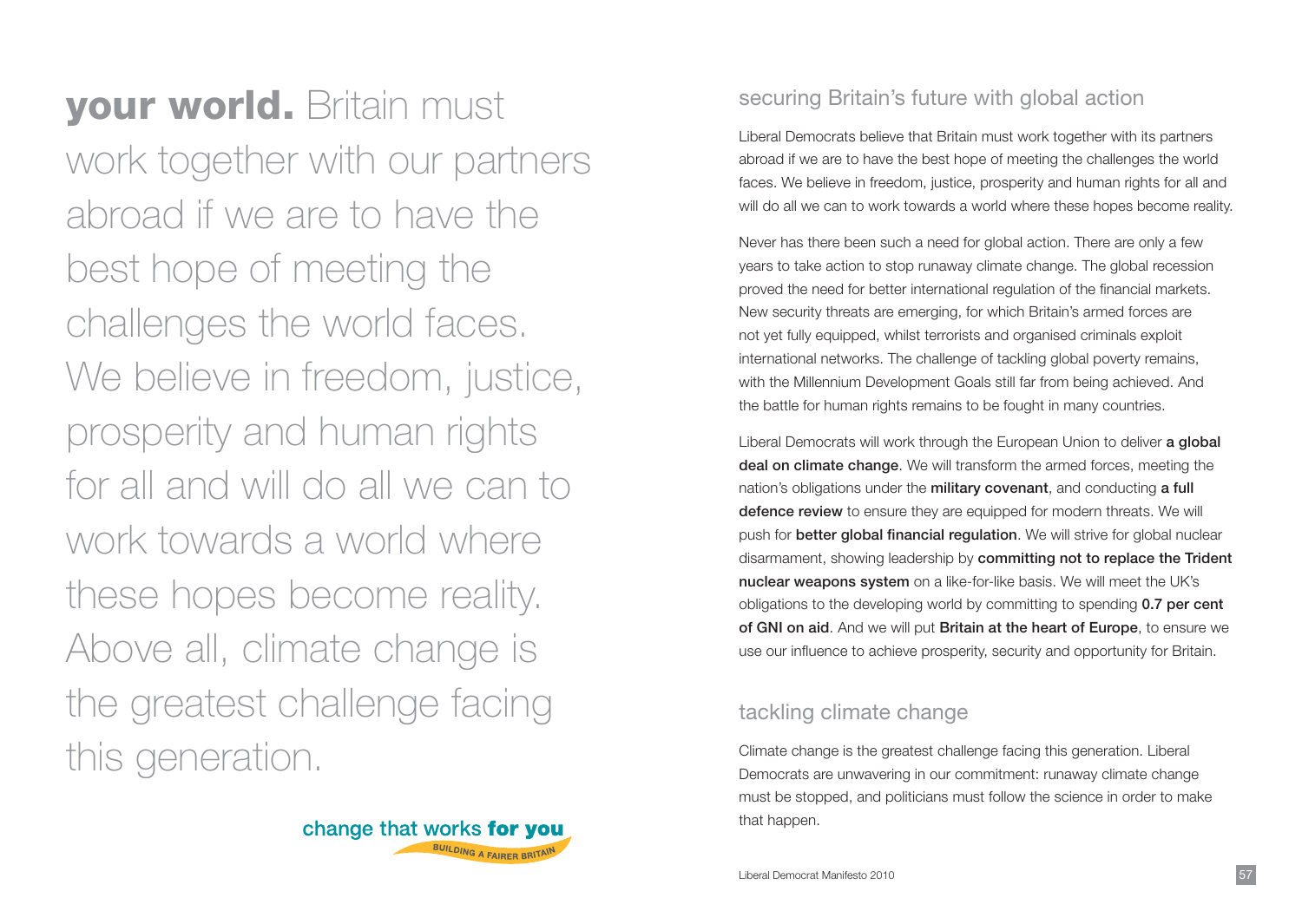**your world.** Britain must work together with our partners abroad if we are to have the best hope of meeting the challenges the world faces. We believe in freedom, justice, prosperity and human rights for all and will do all we can to work towards a world where these hopes become reality. Above all, climate change is the greatest challenge facing this generation.

change that works **for you**
BUILDING A FAIRER BRITAIN

## securing Britain's future with global action

Liberal Democrats believe that Britain must work together with its partners abroad if we are to have the best hope of meeting the challenges the world faces. We believe in freedom, justice, prosperity and human rights for all and will do all we can to work towards a world where these hopes become reality.

Never has there been such a need for global action. There are only a few years to take action to stop runaway climate change. The global recession proved the need for better international regulation of the financial markets. New security threats are emerging, for which Britain's armed forces are not yet fully equipped, whilst terrorists and organised criminals exploit international networks. The challenge of tackling global poverty remains, with the Millennium Development Goals still far from being achieved. And the battle for human rights remains to be fought in many countries.

Liberal Democrats will work through the European Union to deliver **a global deal on climate change**. We will transform the armed forces, meeting the nation's obligations under the **military covenant**, and conducting **a full defence review** to ensure they are equipped for modern threats. We will push for **better global financial regulation**. We will strive for global nuclear disarmament, showing leadership by **committing not to replace the Trident nuclear weapons system** on a like-for-like basis. We will meet the UK's obligations to the developing world by committing to spending **0.7 per cent of GNI on aid**. And we will put **Britain at the heart of Europe**, to ensure we use our influence to achieve prosperity, security and opportunity for Britain.

## tackling climate change

Climate change is the greatest challenge facing this generation. Liberal Democrats are unwavering in our commitment: runaway climate change must be stopped, and politicians must follow the science in order to make that happen.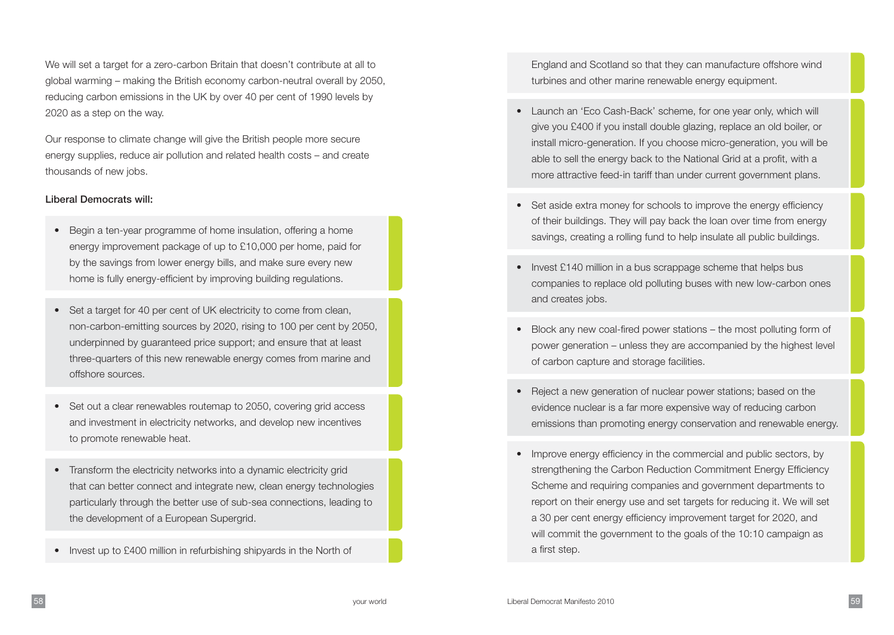We will set a target for a zero-carbon Britain that doesn't contribute at all to global warming – making the British economy carbon-neutral overall by 2050, reducing carbon emissions in the UK by over 40 per cent of 1990 levels by 2020 as a step on the way.

Our response to climate change will give the British people more secure energy supplies, reduce air pollution and related health costs – and create thousands of new jobs.

**Liberal Democrats will:**

- Begin a ten-year programme of home insulation, offering a home energy improvement package of up to £10,000 per home, paid for by the savings from lower energy bills, and make sure every new home is fully energy-efficient by improving building regulations.
- Set a target for 40 per cent of UK electricity to come from clean, non-carbon-emitting sources by 2020, rising to 100 per cent by 2050, underpinned by guaranteed price support; and ensure that at least three-quarters of this new renewable energy comes from marine and offshore sources.
- Set out a clear renewables routemap to 2050, covering grid access and investment in electricity networks, and develop new incentives to promote renewable heat.
- Transform the electricity networks into a dynamic electricity grid that can better connect and integrate new, clean energy technologies particularly through the better use of sub-sea connections, leading to the development of a European Supergrid.
- Invest up to £400 million in refurbishing shipyards in the North of England and Scotland so that they can manufacture offshore wind turbines and other marine renewable energy equipment.
- Launch an 'Eco Cash-Back' scheme, for one year only, which will give you £400 if you install double glazing, replace an old boiler, or install micro-generation. If you choose micro-generation, you will be able to sell the energy back to the National Grid at a profit, with a more attractive feed-in tariff than under current government plans.
- Set aside extra money for schools to improve the energy efficiency of their buildings. They will pay back the loan over time from energy savings, creating a rolling fund to help insulate all public buildings.
- Invest £140 million in a bus scrappage scheme that helps bus companies to replace old polluting buses with new low-carbon ones and creates jobs.
- Block any new coal-fired power stations – the most polluting form of power generation – unless they are accompanied by the highest level of carbon capture and storage facilities.
- Reject a new generation of nuclear power stations; based on the evidence nuclear is a far more expensive way of reducing carbon emissions than promoting energy conservation and renewable energy.
- Improve energy efficiency in the commercial and public sectors, by strengthening the Carbon Reduction Commitment Energy Efficiency Scheme and requiring companies and government departments to report on their energy use and set targets for reducing it. We will set a 30 per cent energy efficiency improvement target for 2020, and will commit the government to the goals of the 10:10 campaign as a first step.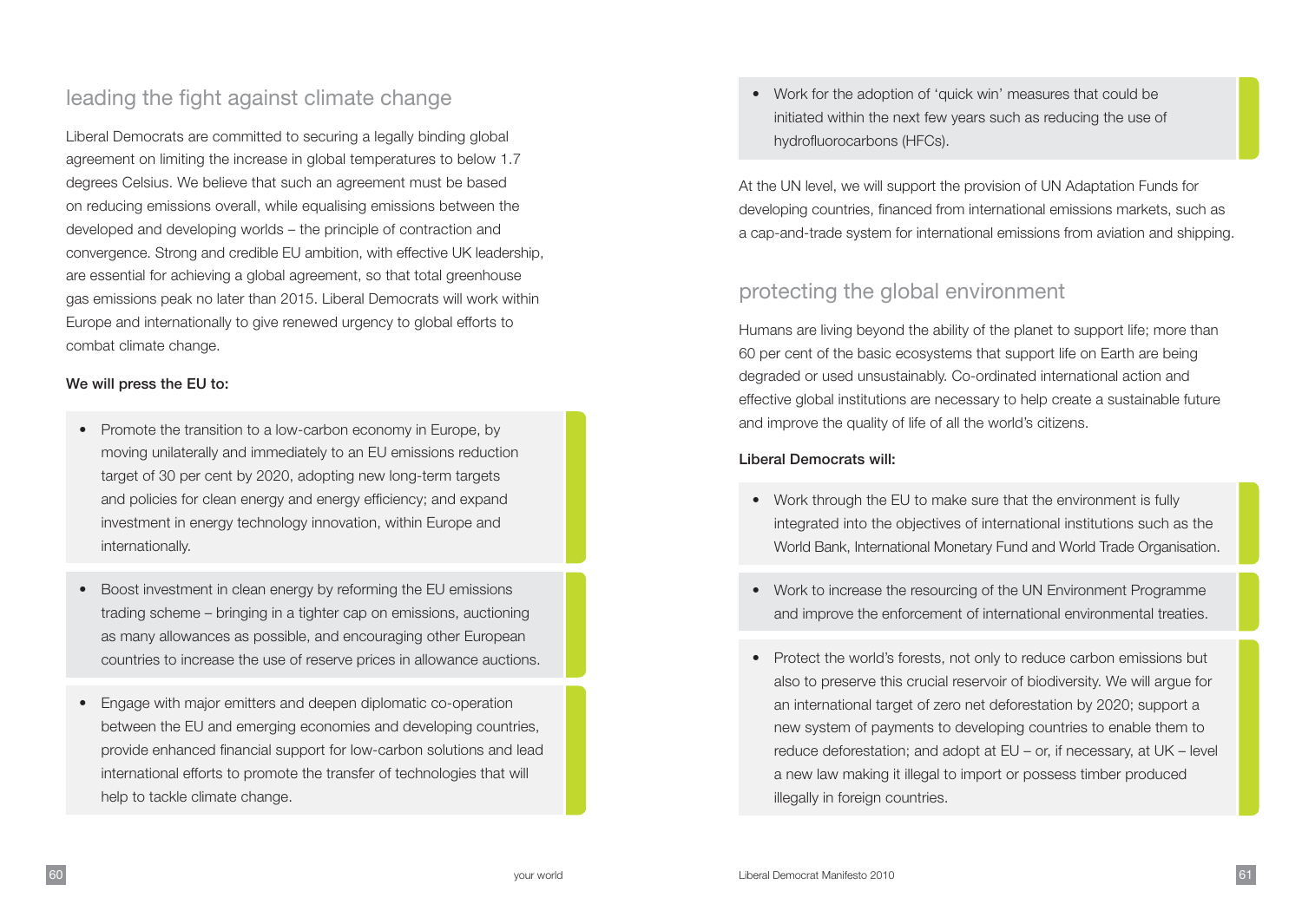## leading the fight against climate change

Liberal Democrats are committed to securing a legally binding global agreement on limiting the increase in global temperatures to below 1.7 degrees Celsius. We believe that such an agreement must be based on reducing emissions overall, while equalising emissions between the developed and developing worlds – the principle of contraction and convergence. Strong and credible EU ambition, with effective UK leadership, are essential for achieving a global agreement, so that total greenhouse gas emissions peak no later than 2015. Liberal Democrats will work within Europe and internationally to give renewed urgency to global efforts to combat climate change.

**We will press the EU to:**

- Promote the transition to a low-carbon economy in Europe, by moving unilaterally and immediately to an EU emissions reduction target of 30 per cent by 2020, adopting new long-term targets and policies for clean energy and energy efficiency; and expand investment in energy technology innovation, within Europe and internationally.
- Boost investment in clean energy by reforming the EU emissions trading scheme – bringing in a tighter cap on emissions, auctioning as many allowances as possible, and encouraging other European countries to increase the use of reserve prices in allowance auctions.
- Engage with major emitters and deepen diplomatic co-operation between the EU and emerging economies and developing countries, provide enhanced financial support for low-carbon solutions and lead international efforts to promote the transfer of technologies that will help to tackle climate change.
- Work for the adoption of 'quick win' measures that could be initiated within the next few years such as reducing the use of hydrofluorocarbons (HFCs).

At the UN level, we will support the provision of UN Adaptation Funds for developing countries, financed from international emissions markets, such as a cap-and-trade system for international emissions from aviation and shipping.

## protecting the global environment

Humans are living beyond the ability of the planet to support life; more than 60 per cent of the basic ecosystems that support life on Earth are being degraded or used unsustainably. Co-ordinated international action and effective global institutions are necessary to help create a sustainable future and improve the quality of life of all the world's citizens.

**Liberal Democrats will:**

- Work through the EU to make sure that the environment is fully integrated into the objectives of international institutions such as the World Bank, International Monetary Fund and World Trade Organisation.
- Work to increase the resourcing of the UN Environment Programme and improve the enforcement of international environmental treaties.
- Protect the world's forests, not only to reduce carbon emissions but also to preserve this crucial reservoir of biodiversity. We will argue for an international target of zero net deforestation by 2020; support a new system of payments to developing countries to enable them to reduce deforestation; and adopt at EU – or, if necessary, at UK – level a new law making it illegal to import or possess timber produced illegally in foreign countries.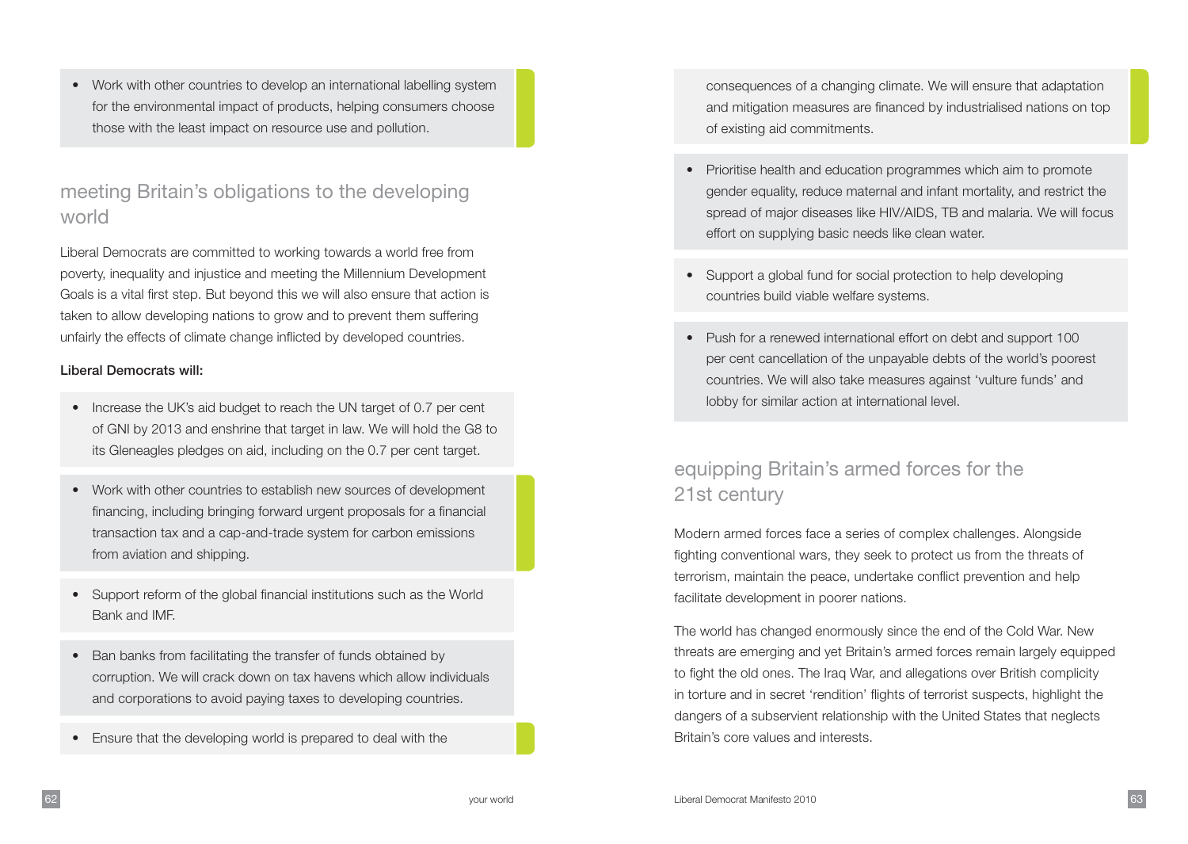- Work with other countries to develop an international labelling system for the environmental impact of products, helping consumers choose those with the least impact on resource use and pollution.

## meeting Britain's obligations to the developing world

Liberal Democrats are committed to working towards a world free from poverty, inequality and injustice and meeting the Millennium Development Goals is a vital first step. But beyond this we will also ensure that action is taken to allow developing nations to grow and to prevent them suffering unfairly the effects of climate change inflicted by developed countries.

**Liberal Democrats will:**

- Increase the UK's aid budget to reach the UN target of 0.7 per cent of GNI by 2013 and enshrine that target in law. We will hold the G8 to its Gleneagles pledges on aid, including on the 0.7 per cent target.
- Work with other countries to establish new sources of development financing, including bringing forward urgent proposals for a financial transaction tax and a cap-and-trade system for carbon emissions from aviation and shipping.
- Support reform of the global financial institutions such as the World Bank and IMF.
- Ban banks from facilitating the transfer of funds obtained by corruption. We will crack down on tax havens which allow individuals and corporations to avoid paying taxes to developing countries.
- Ensure that the developing world is prepared to deal with the consequences of a changing climate. We will ensure that adaptation and mitigation measures are financed by industrialised nations on top of existing aid commitments.
- Prioritise health and education programmes which aim to promote gender equality, reduce maternal and infant mortality, and restrict the spread of major diseases like HIV/AIDS, TB and malaria. We will focus effort on supplying basic needs like clean water.
- Support a global fund for social protection to help developing countries build viable welfare systems.
- Push for a renewed international effort on debt and support 100 per cent cancellation of the unpayable debts of the world's poorest countries. We will also take measures against 'vulture funds' and lobby for similar action at international level.

## equipping Britain's armed forces for the 21st century

Modern armed forces face a series of complex challenges. Alongside fighting conventional wars, they seek to protect us from the threats of terrorism, maintain the peace, undertake conflict prevention and help facilitate development in poorer nations.

The world has changed enormously since the end of the Cold War. New threats are emerging and yet Britain's armed forces remain largely equipped to fight the old ones. The Iraq War, and allegations over British complicity in torture and in secret 'rendition' flights of terrorist suspects, highlight the dangers of a subservient relationship with the United States that neglects Britain's core values and interests.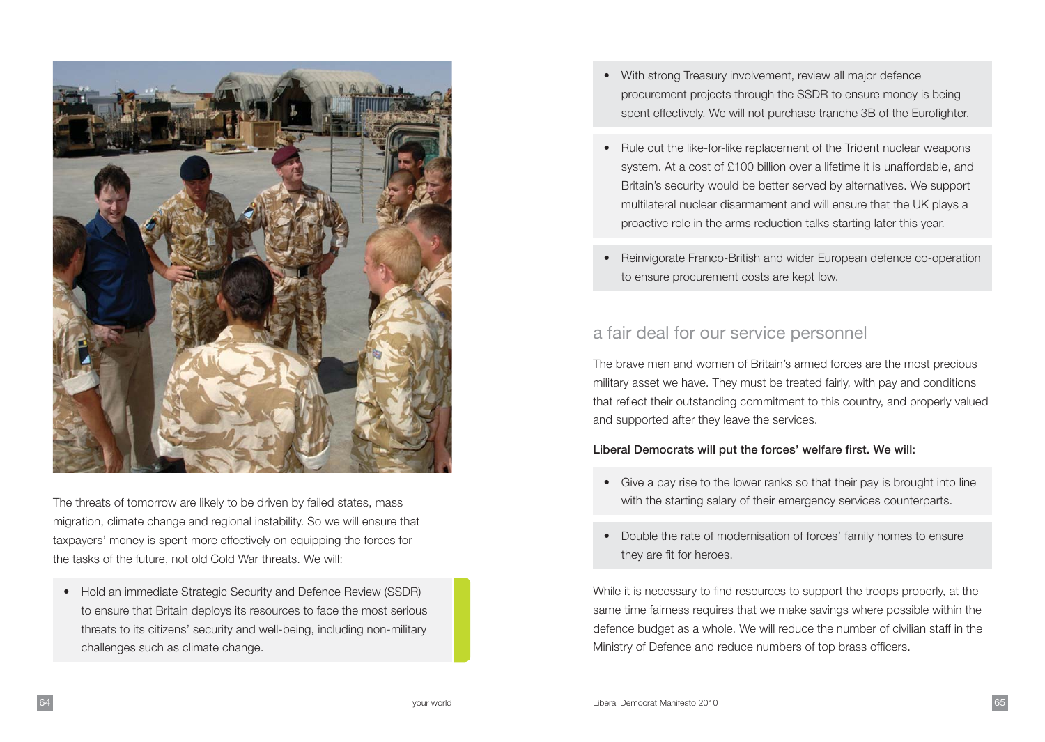The threats of tomorrow are likely to be driven by failed states, mass migration, climate change and regional instability. So we will ensure that taxpayers' money is spent more effectively on equipping the forces for the tasks of the future, not old Cold War threats. We will:

- Hold an immediate Strategic Security and Defence Review (SSDR) to ensure that Britain deploys its resources to face the most serious threats to its citizens' security and well-being, including non-military challenges such as climate change.

- With strong Treasury involvement, review all major defence procurement projects through the SSDR to ensure money is being spent effectively. We will not purchase tranche 3B of the Eurofighter.

- Rule out the like-for-like replacement of the Trident nuclear weapons system. At a cost of £100 billion over a lifetime it is unaffordable, and Britain's security would be better served by alternatives. We support multilateral nuclear disarmament and will ensure that the UK plays a proactive role in the arms reduction talks starting later this year.

- Reinvigorate Franco-British and wider European defence co-operation to ensure procurement costs are kept low.

## a fair deal for our service personnel

The brave men and women of Britain's armed forces are the most precious military asset we have. They must be treated fairly, with pay and conditions that reflect their outstanding commitment to this country, and properly valued and supported after they leave the services.

**Liberal Democrats will put the forces' welfare first. We will:**

- Give a pay rise to the lower ranks so that their pay is brought into line with the starting salary of their emergency services counterparts.

- Double the rate of modernisation of forces' family homes to ensure they are fit for heroes.

While it is necessary to find resources to support the troops properly, at the same time fairness requires that we make savings where possible within the defence budget as a whole. We will reduce the number of civilian staff in the Ministry of Defence and reduce numbers of top brass officers.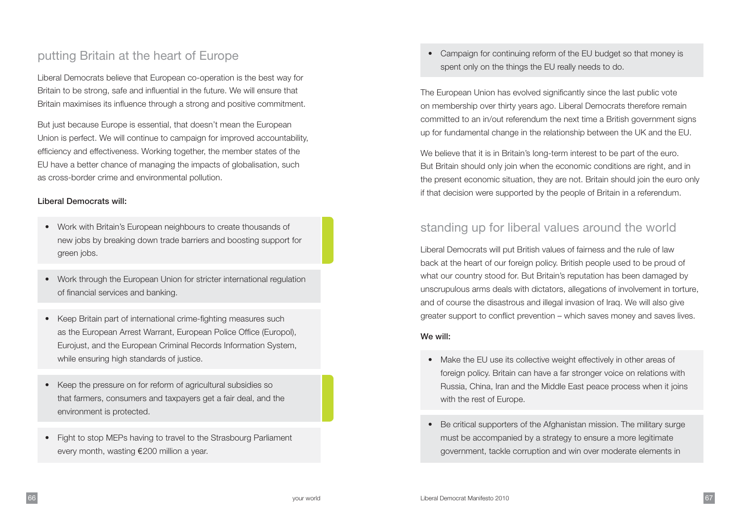## putting Britain at the heart of Europe

Liberal Democrats believe that European co-operation is the best way for Britain to be strong, safe and influential in the future. We will ensure that Britain maximises its influence through a strong and positive commitment.

But just because Europe is essential, that doesn't mean the European Union is perfect. We will continue to campaign for improved accountability, efficiency and effectiveness. Working together, the member states of the EU have a better chance of managing the impacts of globalisation, such as cross-border crime and environmental pollution.

**Liberal Democrats will:**

- Work with Britain's European neighbours to create thousands of new jobs by breaking down trade barriers and boosting support for green jobs.
- Work through the European Union for stricter international regulation of financial services and banking.
- Keep Britain part of international crime-fighting measures such as the European Arrest Warrant, European Police Office (Europol), Eurojust, and the European Criminal Records Information System, while ensuring high standards of justice.
- Keep the pressure on for reform of agricultural subsidies so that farmers, consumers and taxpayers get a fair deal, and the environment is protected.
- Fight to stop MEPs having to travel to the Strasbourg Parliament every month, wasting €200 million a year.
- Campaign for continuing reform of the EU budget so that money is spent only on the things the EU really needs to do.

The European Union has evolved significantly since the last public vote on membership over thirty years ago. Liberal Democrats therefore remain committed to an in/out referendum the next time a British government signs up for fundamental change in the relationship between the UK and the EU.

We believe that it is in Britain's long-term interest to be part of the euro. But Britain should only join when the economic conditions are right, and in the present economic situation, they are not. Britain should join the euro only if that decision were supported by the people of Britain in a referendum.

## standing up for liberal values around the world

Liberal Democrats will put British values of fairness and the rule of law back at the heart of our foreign policy. British people used to be proud of what our country stood for. But Britain's reputation has been damaged by unscrupulous arms deals with dictators, allegations of involvement in torture, and of course the disastrous and illegal invasion of Iraq. We will also give greater support to conflict prevention – which saves money and saves lives.

**We will:**

- Make the EU use its collective weight effectively in other areas of foreign policy. Britain can have a far stronger voice on relations with Russia, China, Iran and the Middle East peace process when it joins with the rest of Europe.
- Be critical supporters of the Afghanistan mission. The military surge must be accompanied by a strategy to ensure a more legitimate government, tackle corruption and win over moderate elements in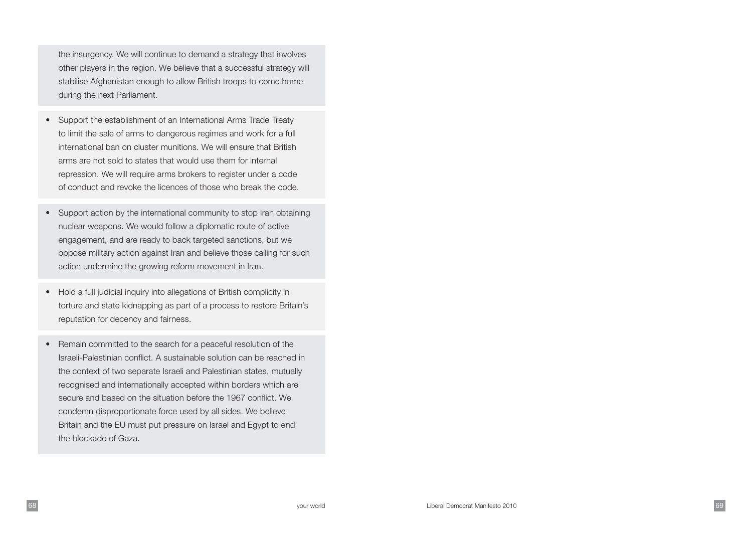the insurgency. We will continue to demand a strategy that involves other players in the region. We believe that a successful strategy will stabilise Afghanistan enough to allow British troops to come home during the next Parliament.

- Support the establishment of an International Arms Trade Treaty to limit the sale of arms to dangerous regimes and work for a full international ban on cluster munitions. We will ensure that British arms are not sold to states that would use them for internal repression. We will require arms brokers to register under a code of conduct and revoke the licences of those who break the code.

- Support action by the international community to stop Iran obtaining nuclear weapons. We would follow a diplomatic route of active engagement, and are ready to back targeted sanctions, but we oppose military action against Iran and believe those calling for such action undermine the growing reform movement in Iran.

- Hold a full judicial inquiry into allegations of British complicity in torture and state kidnapping as part of a process to restore Britain's reputation for decency and fairness.

- Remain committed to the search for a peaceful resolution of the Israeli-Palestinian conflict. A sustainable solution can be reached in the context of two separate Israeli and Palestinian states, mutually recognised and internationally accepted within borders which are secure and based on the situation before the 1967 conflict. We condemn disproportionate force used by all sides. We believe Britain and the EU must put pressure on Israel and Egypt to end the blockade of Gaza.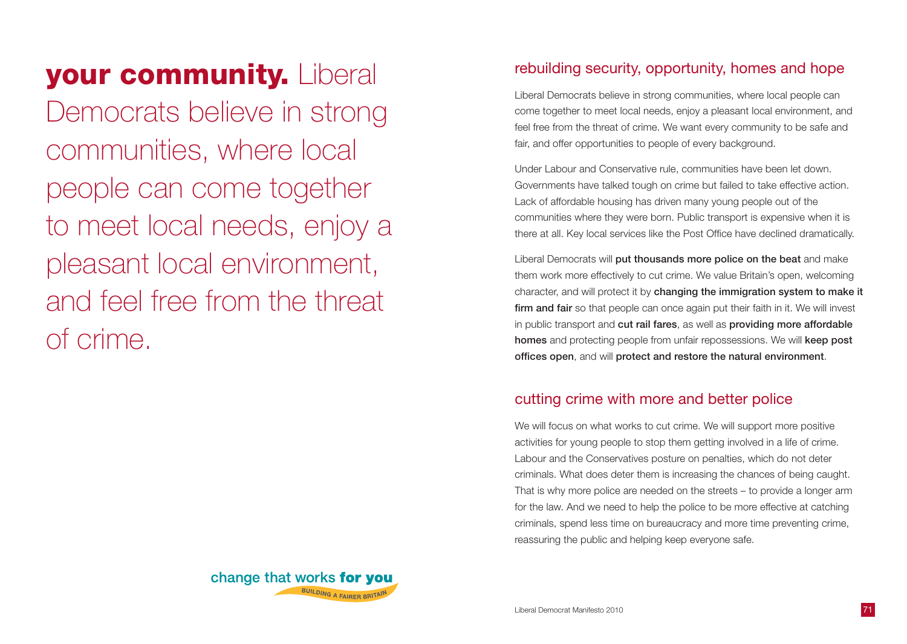**your community.** Liberal Democrats believe in strong communities, where local people can come together to meet local needs, enjoy a pleasant local environment, and feel free from the threat of crime.

change that works **for you**

BUILDING A FAIRER BRITAIN

## rebuilding security, opportunity, homes and hope

Liberal Democrats believe in strong communities, where local people can come together to meet local needs, enjoy a pleasant local environment, and feel free from the threat of crime. We want every community to be safe and fair, and offer opportunities to people of every background.

Under Labour and Conservative rule, communities have been let down. Governments have talked tough on crime but failed to take effective action. Lack of affordable housing has driven many young people out of the communities where they were born. Public transport is expensive when it is there at all. Key local services like the Post Office have declined dramatically.

Liberal Democrats will **put thousands more police on the beat** and make them work more effectively to cut crime. We value Britain's open, welcoming character, and will protect it by **changing the immigration system to make it firm and fair** so that people can once again put their faith in it. We will invest in public transport and **cut rail fares**, as well as **providing more affordable homes** and protecting people from unfair repossessions. We will **keep post offices open**, and will **protect and restore the natural environment**.

## cutting crime with more and better police

We will focus on what works to cut crime. We will support more positive activities for young people to stop them getting involved in a life of crime. Labour and the Conservatives posture on penalties, which do not deter criminals. What does deter them is increasing the chances of being caught. That is why more police are needed on the streets – to provide a longer arm for the law. And we need to help the police to be more effective at catching criminals, spend less time on bureaucracy and more time preventing crime, reassuring the public and helping keep everyone safe.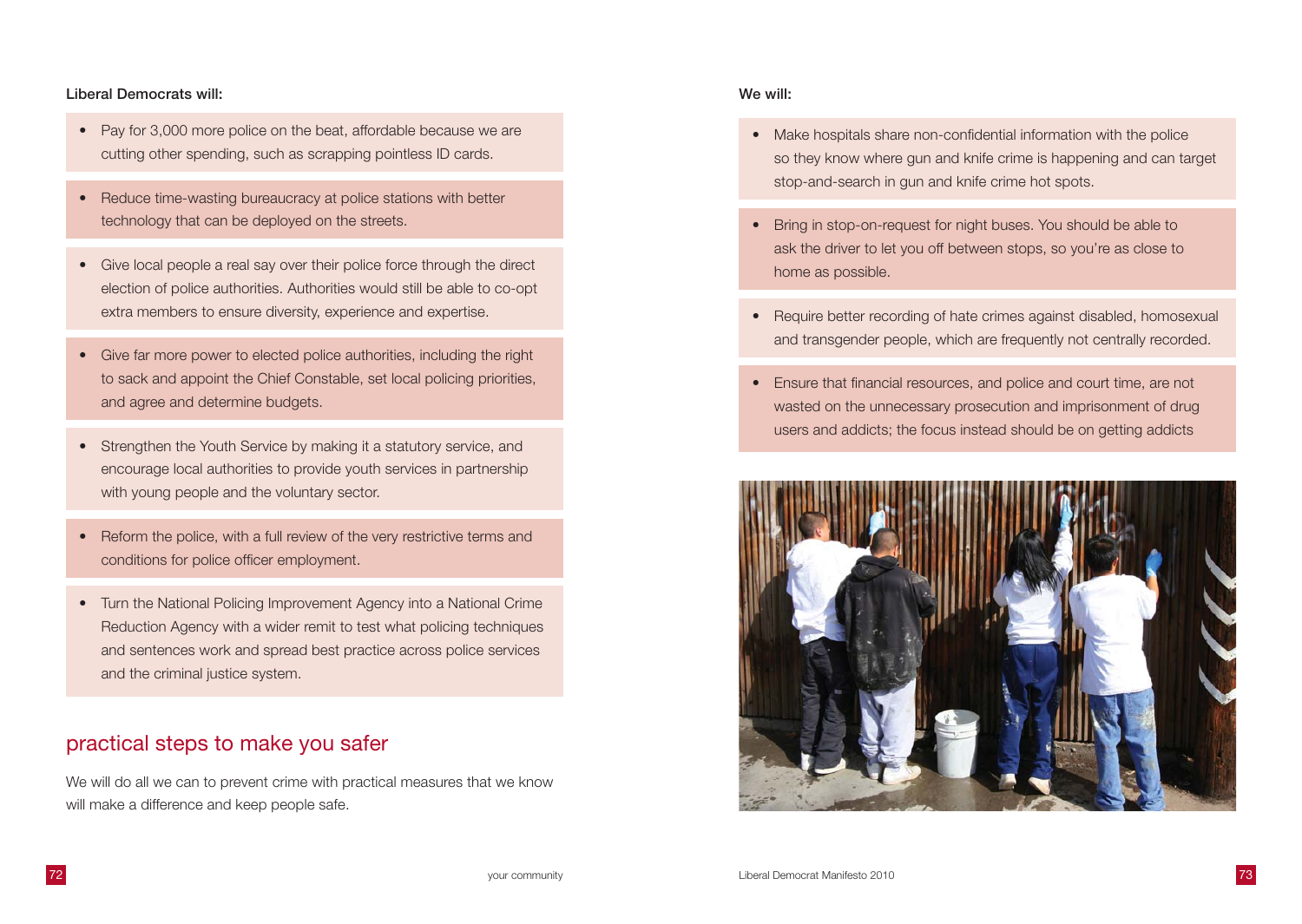**Liberal Democrats will:**

- Pay for 3,000 more police on the beat, affordable because we are cutting other spending, such as scrapping pointless ID cards.
- Reduce time-wasting bureaucracy at police stations with better technology that can be deployed on the streets.
- Give local people a real say over their police force through the direct election of police authorities. Authorities would still be able to co-opt extra members to ensure diversity, experience and expertise.
- Give far more power to elected police authorities, including the right to sack and appoint the Chief Constable, set local policing priorities, and agree and determine budgets.
- Strengthen the Youth Service by making it a statutory service, and encourage local authorities to provide youth services in partnership with young people and the voluntary sector.
- Reform the police, with a full review of the very restrictive terms and conditions for police officer employment.
- Turn the National Policing Improvement Agency into a National Crime Reduction Agency with a wider remit to test what policing techniques and sentences work and spread best practice across police services and the criminal justice system.

## practical steps to make you safer

We will do all we can to prevent crime with practical measures that we know will make a difference and keep people safe.

**We will:**

- Make hospitals share non-confidential information with the police so they know where gun and knife crime is happening and can target stop-and-search in gun and knife crime hot spots.
- Bring in stop-on-request for night buses. You should be able to ask the driver to let you off between stops, so you're as close to home as possible.
- Require better recording of hate crimes against disabled, homosexual and transgender people, which are frequently not centrally recorded.
- Ensure that financial resources, and police and court time, are not wasted on the unnecessary prosecution and imprisonment of drug users and addicts; the focus instead should be on getting addicts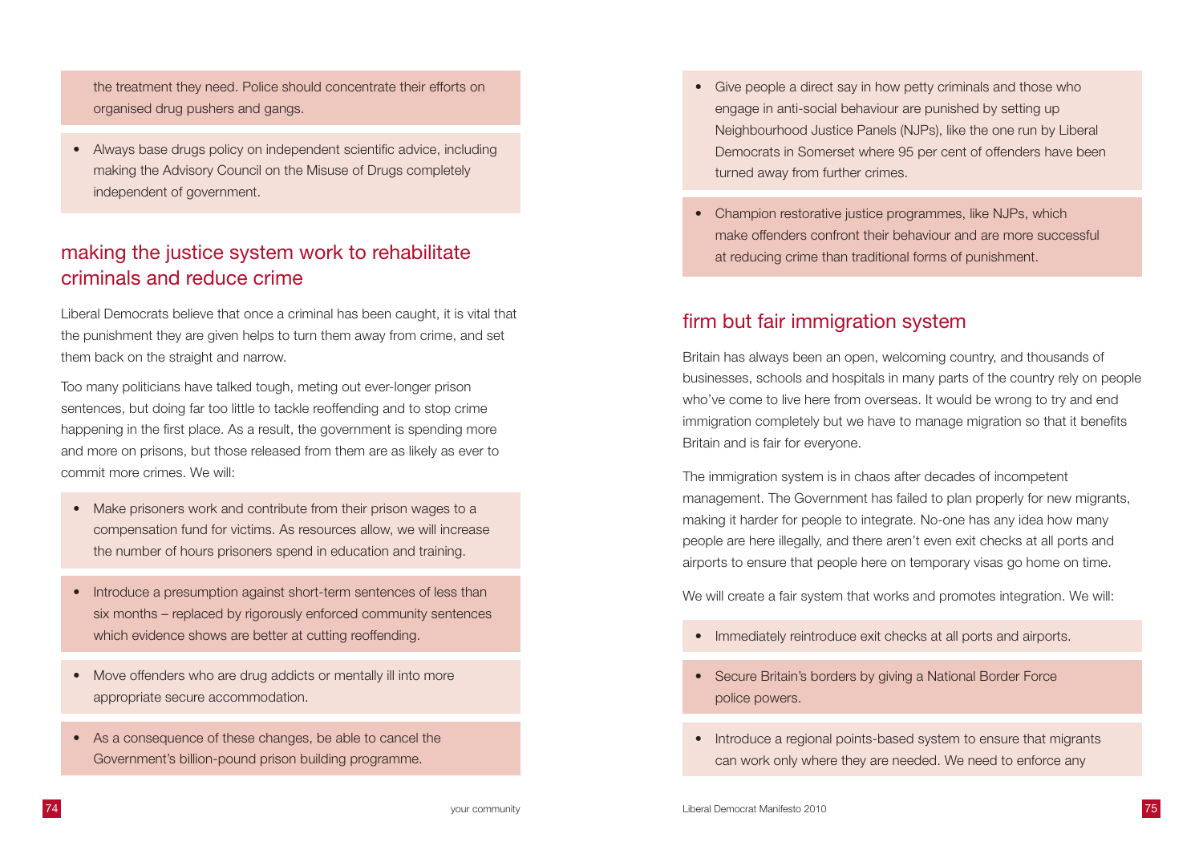the treatment they need. Police should concentrate their efforts on organised drug pushers and gangs.

- Always base drugs policy on independent scientific advice, including making the Advisory Council on the Misuse of Drugs completely independent of government.

## making the justice system work to rehabilitate criminals and reduce crime

Liberal Democrats believe that once a criminal has been caught, it is vital that the punishment they are given helps to turn them away from crime, and set them back on the straight and narrow.

Too many politicians have talked tough, meting out ever-longer prison sentences, but doing far too little to tackle reoffending and to stop crime happening in the first place. As a result, the government is spending more and more on prisons, but those released from them are as likely as ever to commit more crimes. We will:

- Make prisoners work and contribute from their prison wages to a compensation fund for victims. As resources allow, we will increase the number of hours prisoners spend in education and training.
- Introduce a presumption against short-term sentences of less than six months – replaced by rigorously enforced community sentences which evidence shows are better at cutting reoffending.
- Move offenders who are drug addicts or mentally ill into more appropriate secure accommodation.
- As a consequence of these changes, be able to cancel the Government's billion-pound prison building programme.
- Give people a direct say in how petty criminals and those who engage in anti-social behaviour are punished by setting up Neighbourhood Justice Panels (NJPs), like the one run by Liberal Democrats in Somerset where 95 per cent of offenders have been turned away from further crimes.
- Champion restorative justice programmes, like NJPs, which make offenders confront their behaviour and are more successful at reducing crime than traditional forms of punishment.

## firm but fair immigration system

Britain has always been an open, welcoming country, and thousands of businesses, schools and hospitals in many parts of the country rely on people who've come to live here from overseas. It would be wrong to try and end immigration completely but we have to manage migration so that it benefits Britain and is fair for everyone.

The immigration system is in chaos after decades of incompetent management. The Government has failed to plan properly for new migrants, making it harder for people to integrate. No-one has any idea how many people are here illegally, and there aren't even exit checks at all ports and airports to ensure that people here on temporary visas go home on time.

We will create a fair system that works and promotes integration. We will:

- Immediately reintroduce exit checks at all ports and airports.
- Secure Britain's borders by giving a National Border Force police powers.
- Introduce a regional points-based system to ensure that migrants can work only where they are needed. We need to enforce any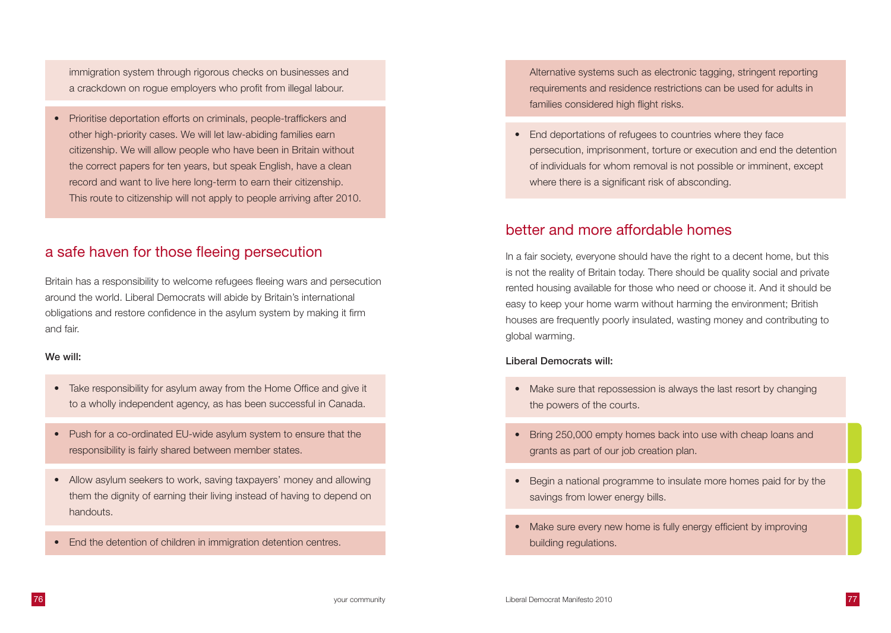immigration system through rigorous checks on businesses and a crackdown on rogue employers who profit from illegal labour.

- Prioritise deportation efforts on criminals, people-traffickers and other high-priority cases. We will let law-abiding families earn citizenship. We will allow people who have been in Britain without the correct papers for ten years, but speak English, have a clean record and want to live here long-term to earn their citizenship. This route to citizenship will not apply to people arriving after 2010.

## a safe haven for those fleeing persecution

Britain has a responsibility to welcome refugees fleeing wars and persecution around the world. Liberal Democrats will abide by Britain's international obligations and restore confidence in the asylum system by making it firm and fair.

**We will:**

- Take responsibility for asylum away from the Home Office and give it to a wholly independent agency, as has been successful in Canada.
- Push for a co-ordinated EU-wide asylum system to ensure that the responsibility is fairly shared between member states.
- Allow asylum seekers to work, saving taxpayers' money and allowing them the dignity of earning their living instead of having to depend on handouts.
- End the detention of children in immigration detention centres. Alternative systems such as electronic tagging, stringent reporting requirements and residence restrictions can be used for adults in families considered high flight risks.
- End deportations of refugees to countries where they face persecution, imprisonment, torture or execution and end the detention of individuals for whom removal is not possible or imminent, except where there is a significant risk of absconding.

## better and more affordable homes

In a fair society, everyone should have the right to a decent home, but this is not the reality of Britain today. There should be quality social and private rented housing available for those who need or choose it. And it should be easy to keep your home warm without harming the environment; British houses are frequently poorly insulated, wasting money and contributing to global warming.

**Liberal Democrats will:**

- Make sure that repossession is always the last resort by changing the powers of the courts.
- Bring 250,000 empty homes back into use with cheap loans and grants as part of our job creation plan.
- Begin a national programme to insulate more homes paid for by the savings from lower energy bills.
- Make sure every new home is fully energy efficient by improving building regulations.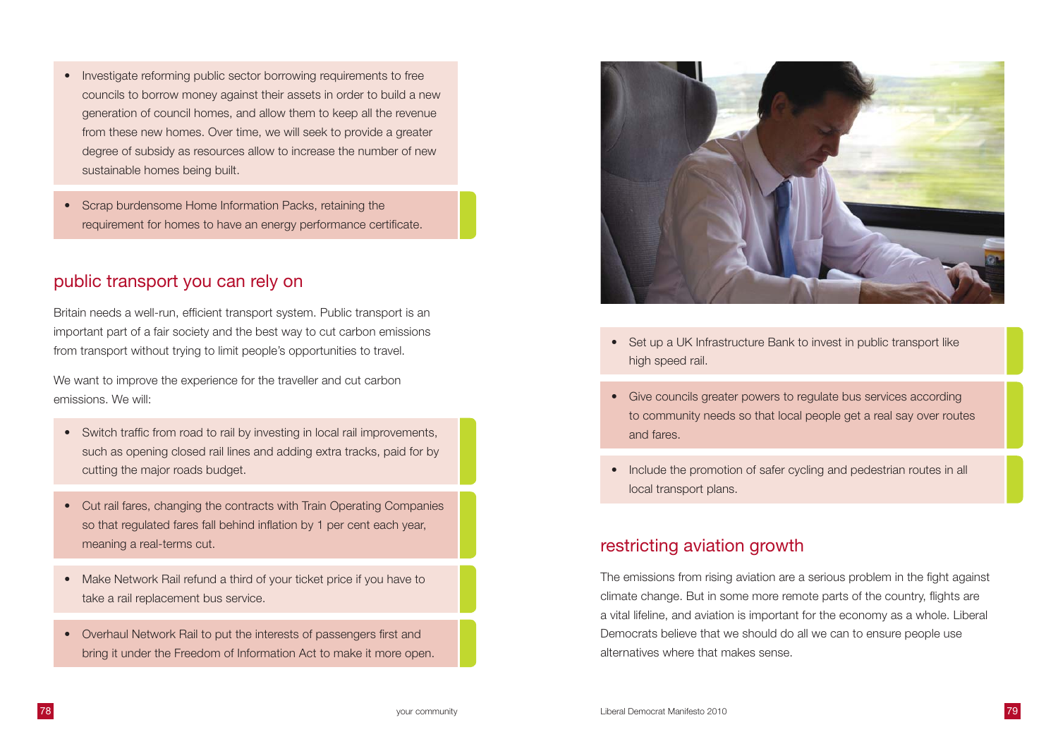- Investigate reforming public sector borrowing requirements to free councils to borrow money against their assets in order to build a new generation of council homes, and allow them to keep all the revenue from these new homes. Over time, we will seek to provide a greater degree of subsidy as resources allow to increase the number of new sustainable homes being built.
- Scrap burdensome Home Information Packs, retaining the requirement for homes to have an energy performance certificate.

## public transport you can rely on

Britain needs a well-run, efficient transport system. Public transport is an important part of a fair society and the best way to cut carbon emissions from transport without trying to limit people's opportunities to travel.

We want to improve the experience for the traveller and cut carbon emissions. We will:

- Switch traffic from road to rail by investing in local rail improvements, such as opening closed rail lines and adding extra tracks, paid for by cutting the major roads budget.
- Cut rail fares, changing the contracts with Train Operating Companies so that regulated fares fall behind inflation by 1 per cent each year, meaning a real-terms cut.
- Make Network Rail refund a third of your ticket price if you have to take a rail replacement bus service.
- Overhaul Network Rail to put the interests of passengers first and bring it under the Freedom of Information Act to make it more open.
- Set up a UK Infrastructure Bank to invest in public transport like high speed rail.
- Give councils greater powers to regulate bus services according to community needs so that local people get a real say over routes and fares.
- Include the promotion of safer cycling and pedestrian routes in all local transport plans.

## restricting aviation growth

The emissions from rising aviation are a serious problem in the fight against climate change. But in some more remote parts of the country, flights are a vital lifeline, and aviation is important for the economy as a whole. Liberal Democrats believe that we should do all we can to ensure people use alternatives where that makes sense.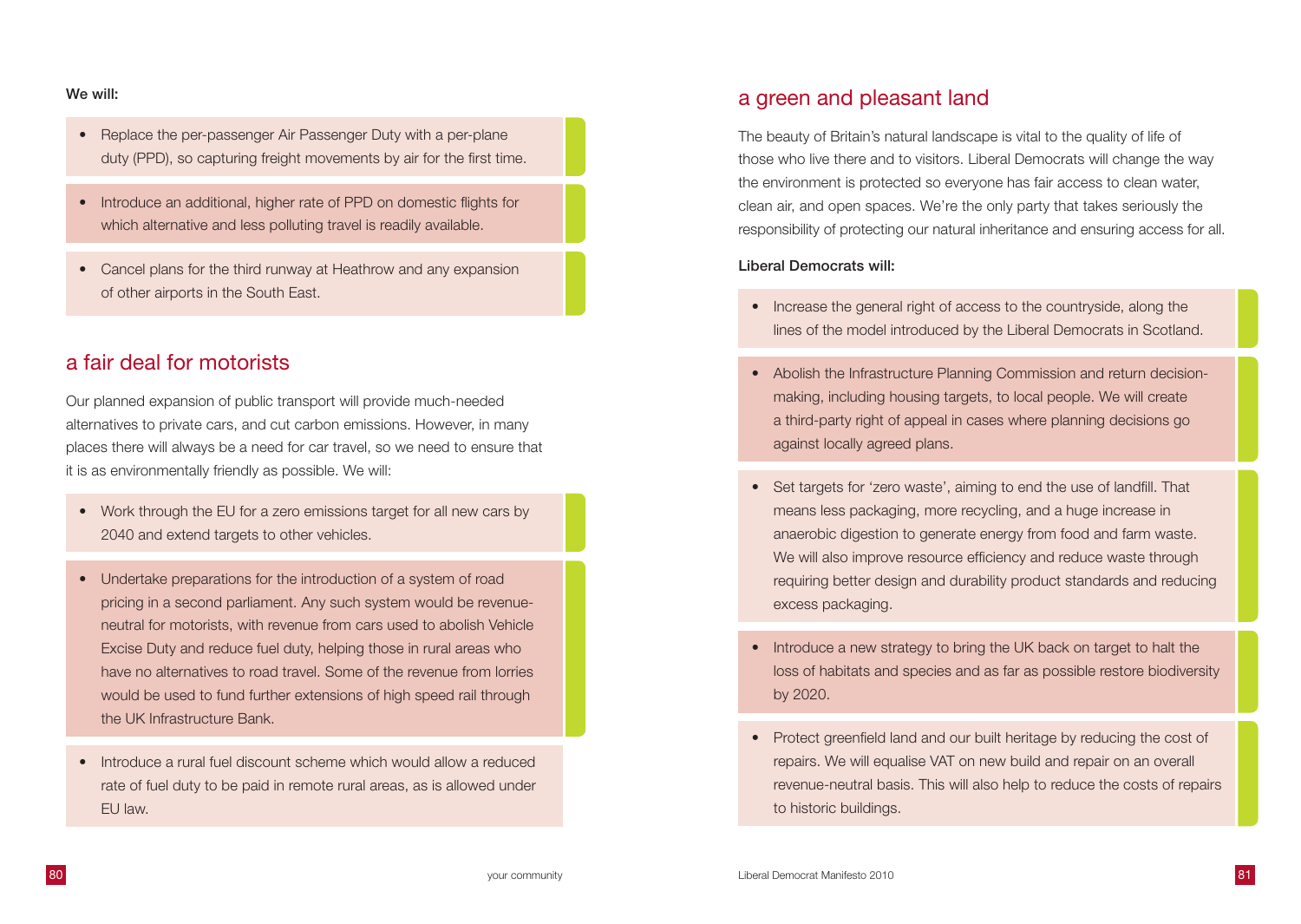**We will:**

- Replace the per-passenger Air Passenger Duty with a per-plane duty (PPD), so capturing freight movements by air for the first time.
- Introduce an additional, higher rate of PPD on domestic flights for which alternative and less polluting travel is readily available.
- Cancel plans for the third runway at Heathrow and any expansion of other airports in the South East.

## a fair deal for motorists

Our planned expansion of public transport will provide much-needed alternatives to private cars, and cut carbon emissions. However, in many places there will always be a need for car travel, so we need to ensure that it is as environmentally friendly as possible. We will:

- Work through the EU for a zero emissions target for all new cars by 2040 and extend targets to other vehicles.
- Undertake preparations for the introduction of a system of road pricing in a second parliament. Any such system would be revenue-neutral for motorists, with revenue from cars used to abolish Vehicle Excise Duty and reduce fuel duty, helping those in rural areas who have no alternatives to road travel. Some of the revenue from lorries would be used to fund further extensions of high speed rail through the UK Infrastructure Bank.
- Introduce a rural fuel discount scheme which would allow a reduced rate of fuel duty to be paid in remote rural areas, as is allowed under EU law.

## a green and pleasant land

The beauty of Britain's natural landscape is vital to the quality of life of those who live there and to visitors. Liberal Democrats will change the way the environment is protected so everyone has fair access to clean water, clean air, and open spaces. We're the only party that takes seriously the responsibility of protecting our natural inheritance and ensuring access for all.

**Liberal Democrats will:**

- Increase the general right of access to the countryside, along the lines of the model introduced by the Liberal Democrats in Scotland.
- Abolish the Infrastructure Planning Commission and return decision-making, including housing targets, to local people. We will create a third-party right of appeal in cases where planning decisions go against locally agreed plans.
- Set targets for 'zero waste', aiming to end the use of landfill. That means less packaging, more recycling, and a huge increase in anaerobic digestion to generate energy from food and farm waste. We will also improve resource efficiency and reduce waste through requiring better design and durability product standards and reducing excess packaging.
- Introduce a new strategy to bring the UK back on target to halt the loss of habitats and species and as far as possible restore biodiversity by 2020.
- Protect greenfield land and our built heritage by reducing the cost of repairs. We will equalise VAT on new build and repair on an overall revenue-neutral basis. This will also help to reduce the costs of repairs to historic buildings.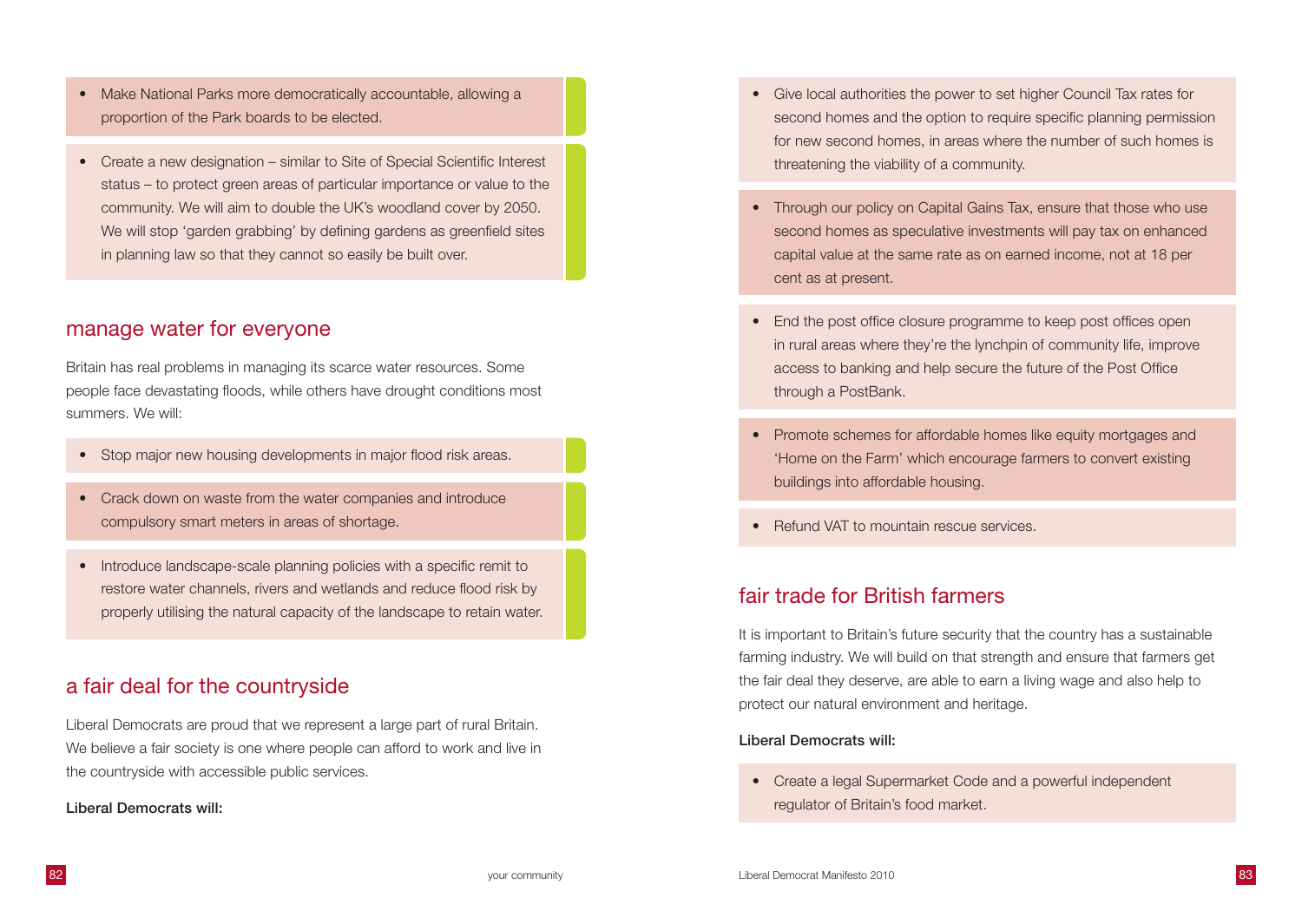- Make National Parks more democratically accountable, allowing a proportion of the Park boards to be elected.

- Create a new designation – similar to Site of Special Scientific Interest status – to protect green areas of particular importance or value to the community. We will aim to double the UK's woodland cover by 2050. We will stop 'garden grabbing' by defining gardens as greenfield sites in planning law so that they cannot so easily be built over.

## manage water for everyone

Britain has real problems in managing its scarce water resources. Some people face devastating floods, while others have drought conditions most summers. We will:

- Stop major new housing developments in major flood risk areas.

- Crack down on waste from the water companies and introduce compulsory smart meters in areas of shortage.

- Introduce landscape-scale planning policies with a specific remit to restore water channels, rivers and wetlands and reduce flood risk by properly utilising the natural capacity of the landscape to retain water.

## a fair deal for the countryside

Liberal Democrats are proud that we represent a large part of rural Britain. We believe a fair society is one where people can afford to work and live in the countryside with accessible public services.

**Liberal Democrats will:**

- Give local authorities the power to set higher Council Tax rates for second homes and the option to require specific planning permission for new second homes, in areas where the number of such homes is threatening the viability of a community.

- Through our policy on Capital Gains Tax, ensure that those who use second homes as speculative investments will pay tax on enhanced capital value at the same rate as on earned income, not at 18 per cent as at present.

- End the post office closure programme to keep post offices open in rural areas where they're the lynchpin of community life, improve access to banking and help secure the future of the Post Office through a PostBank.

- Promote schemes for affordable homes like equity mortgages and 'Home on the Farm' which encourage farmers to convert existing buildings into affordable housing.

- Refund VAT to mountain rescue services.

## fair trade for British farmers

It is important to Britain's future security that the country has a sustainable farming industry. We will build on that strength and ensure that farmers get the fair deal they deserve, are able to earn a living wage and also help to protect our natural environment and heritage.

**Liberal Democrats will:**

- Create a legal Supermarket Code and a powerful independent regulator of Britain's food market.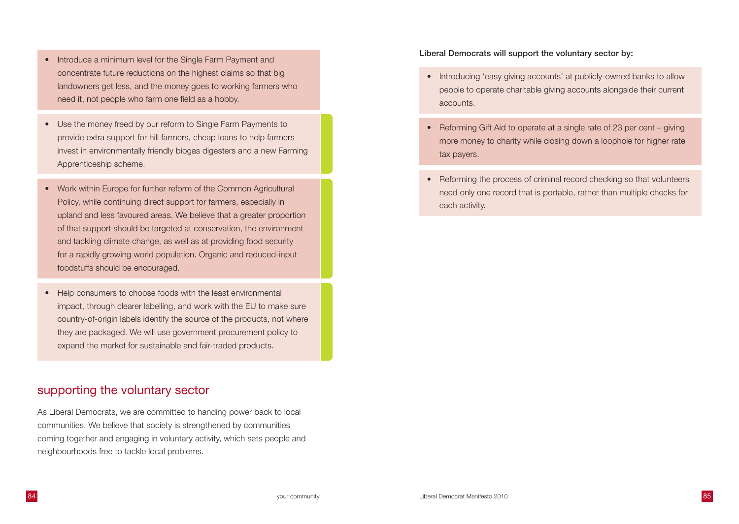- Introduce a minimum level for the Single Farm Payment and concentrate future reductions on the highest claims so that big landowners get less, and the money goes to working farmers who need it, not people who farm one field as a hobby.
- Use the money freed by our reform to Single Farm Payments to provide extra support for hill farmers, cheap loans to help farmers invest in environmentally friendly biogas digesters and a new Farming Apprenticeship scheme.
- Work within Europe for further reform of the Common Agricultural Policy, while continuing direct support for farmers, especially in upland and less favoured areas. We believe that a greater proportion of that support should be targeted at conservation, the environment and tackling climate change, as well as at providing food security for a rapidly growing world population. Organic and reduced-input foodstuffs should be encouraged.
- Help consumers to choose foods with the least environmental impact, through clearer labelling, and work with the EU to make sure country-of-origin labels identify the source of the products, not where they are packaged. We will use government procurement policy to expand the market for sustainable and fair-traded products.

## supporting the voluntary sector

As Liberal Democrats, we are committed to handing power back to local communities. We believe that society is strengthened by communities coming together and engaging in voluntary activity, which sets people and neighbourhoods free to tackle local problems.

**Liberal Democrats will support the voluntary sector by:**

- Introducing 'easy giving accounts' at publicly-owned banks to allow people to operate charitable giving accounts alongside their current accounts.
- Reforming Gift Aid to operate at a single rate of 23 per cent – giving more money to charity while closing down a loophole for higher rate tax payers.
- Reforming the process of criminal record checking so that volunteers need only one record that is portable, rather than multiple checks for each activity.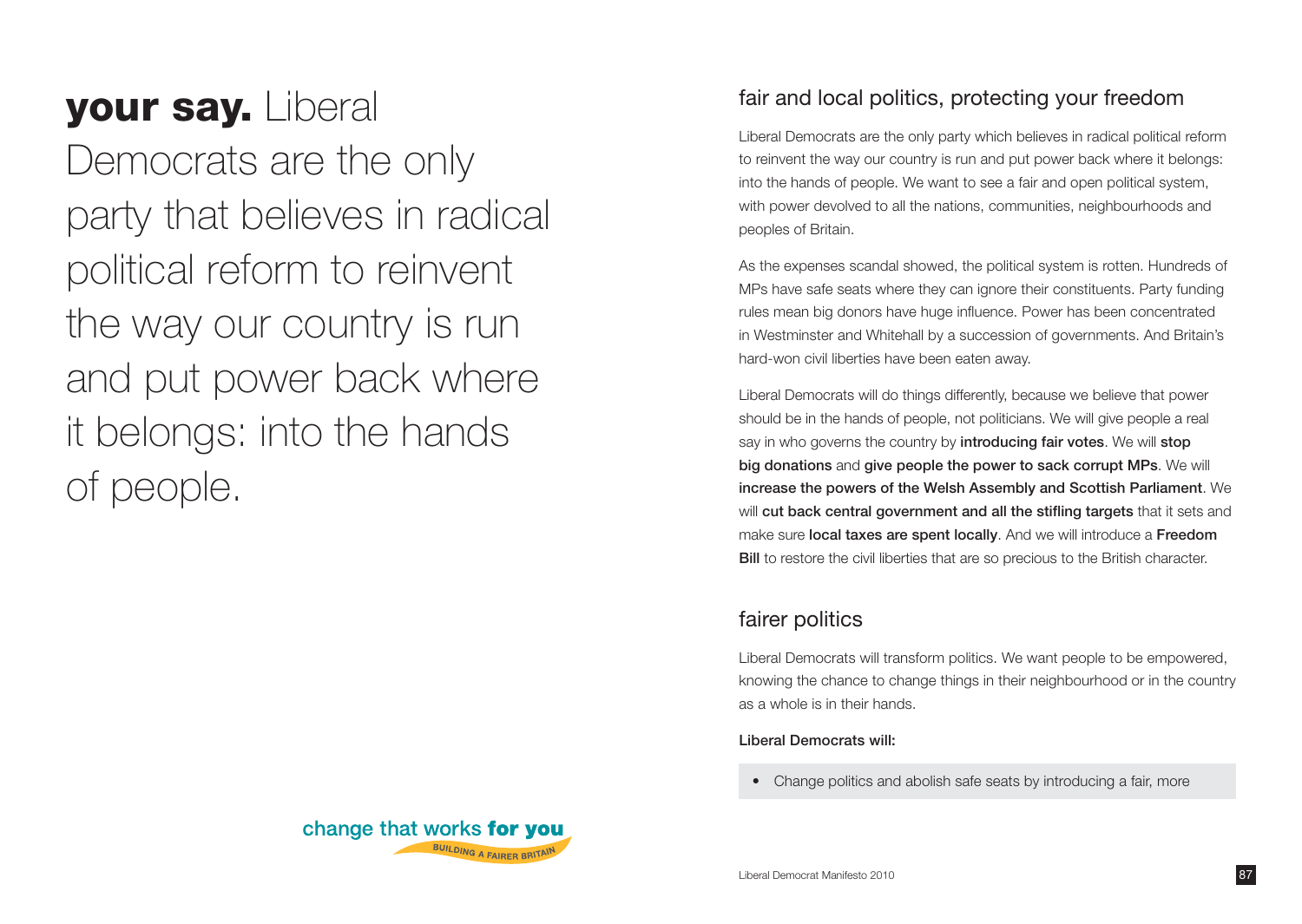**your say.** Liberal Democrats are the only party that believes in radical political reform to reinvent the way our country is run and put power back where it belongs: into the hands of people.

change that works **for you**

BUILDING A FAIRER BRITAIN

## fair and local politics, protecting your freedom

Liberal Democrats are the only party which believes in radical political reform to reinvent the way our country is run and put power back where it belongs: into the hands of people. We want to see a fair and open political system, with power devolved to all the nations, communities, neighbourhoods and peoples of Britain.

As the expenses scandal showed, the political system is rotten. Hundreds of MPs have safe seats where they can ignore their constituents. Party funding rules mean big donors have huge influence. Power has been concentrated in Westminster and Whitehall by a succession of governments. And Britain's hard-won civil liberties have been eaten away.

Liberal Democrats will do things differently, because we believe that power should be in the hands of people, not politicians. We will give people a real say in who governs the country by **introducing fair votes**. We will **stop big donations** and **give people the power to sack corrupt MPs**. We will **increase the powers of the Welsh Assembly and Scottish Parliament**. We will **cut back central government and all the stifling targets** that it sets and make sure **local taxes are spent locally**. And we will introduce a **Freedom Bill** to restore the civil liberties that are so precious to the British character.

## fairer politics

Liberal Democrats will transform politics. We want people to be empowered, knowing the chance to change things in their neighbourhood or in the country as a whole is in their hands.

**Liberal Democrats will:**

- Change politics and abolish safe seats by introducing a fair, more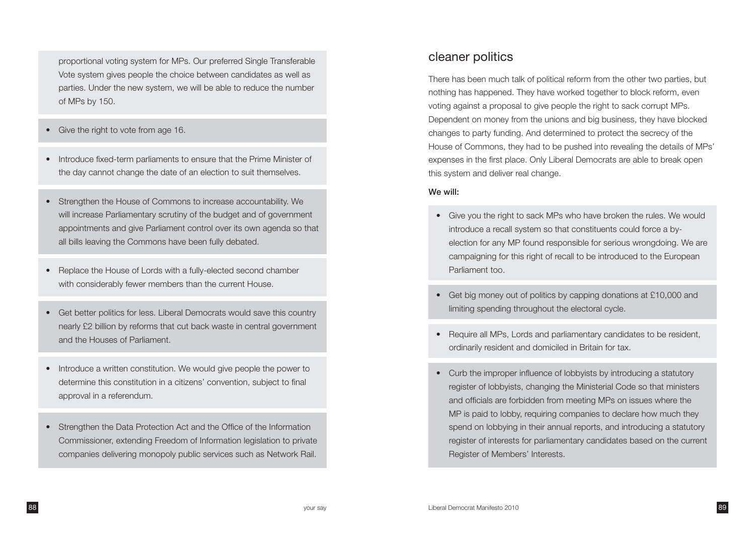proportional voting system for MPs. Our preferred Single Transferable Vote system gives people the choice between candidates as well as parties. Under the new system, we will be able to reduce the number of MPs by 150.

- Give the right to vote from age 16.
- Introduce fixed-term parliaments to ensure that the Prime Minister of the day cannot change the date of an election to suit themselves.
- Strengthen the House of Commons to increase accountability. We will increase Parliamentary scrutiny of the budget and of government appointments and give Parliament control over its own agenda so that all bills leaving the Commons have been fully debated.
- Replace the House of Lords with a fully-elected second chamber with considerably fewer members than the current House.
- Get better politics for less. Liberal Democrats would save this country nearly £2 billion by reforms that cut back waste in central government and the Houses of Parliament.
- Introduce a written constitution. We would give people the power to determine this constitution in a citizens' convention, subject to final approval in a referendum.
- Strengthen the Data Protection Act and the Office of the Information Commissioner, extending Freedom of Information legislation to private companies delivering monopoly public services such as Network Rail.

## cleaner politics

There has been much talk of political reform from the other two parties, but nothing has happened. They have worked together to block reform, even voting against a proposal to give people the right to sack corrupt MPs. Dependent on money from the unions and big business, they have blocked changes to party funding. And determined to protect the secrecy of the House of Commons, they had to be pushed into revealing the details of MPs' expenses in the first place. Only Liberal Democrats are able to break open this system and deliver real change.

**We will:**

- Give you the right to sack MPs who have broken the rules. We would introduce a recall system so that constituents could force a by-election for any MP found responsible for serious wrongdoing. We are campaigning for this right of recall to be introduced to the European Parliament too.
- Get big money out of politics by capping donations at £10,000 and limiting spending throughout the electoral cycle.
- Require all MPs, Lords and parliamentary candidates to be resident, ordinarily resident and domiciled in Britain for tax.
- Curb the improper influence of lobbyists by introducing a statutory register of lobbyists, changing the Ministerial Code so that ministers and officials are forbidden from meeting MPs on issues where the MP is paid to lobby, requiring companies to declare how much they spend on lobbying in their annual reports, and introducing a statutory register of interests for parliamentary candidates based on the current Register of Members' Interests.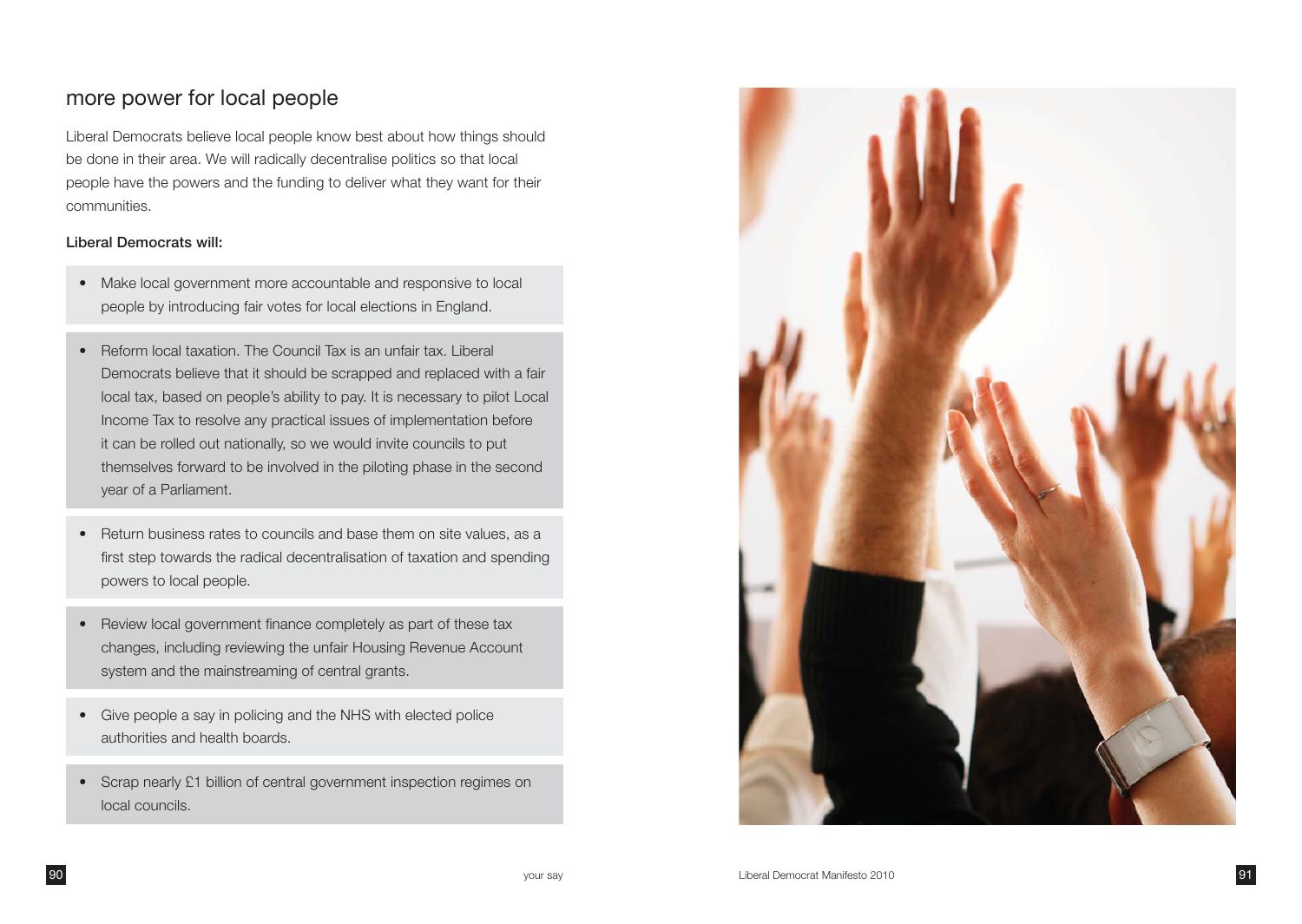## more power for local people

Liberal Democrats believe local people know best about how things should be done in their area. We will radically decentralise politics so that local people have the powers and the funding to deliver what they want for their communities.

**Liberal Democrats will:**

- Make local government more accountable and responsive to local people by introducing fair votes for local elections in England.
- Reform local taxation. The Council Tax is an unfair tax. Liberal Democrats believe that it should be scrapped and replaced with a fair local tax, based on people's ability to pay. It is necessary to pilot Local Income Tax to resolve any practical issues of implementation before it can be rolled out nationally, so we would invite councils to put themselves forward to be involved in the piloting phase in the second year of a Parliament.
- Return business rates to councils and base them on site values, as a first step towards the radical decentralisation of taxation and spending powers to local people.
- Review local government finance completely as part of these tax changes, including reviewing the unfair Housing Revenue Account system and the mainstreaming of central grants.
- Give people a say in policing and the NHS with elected police authorities and health boards.
- Scrap nearly £1 billion of central government inspection regimes on local councils.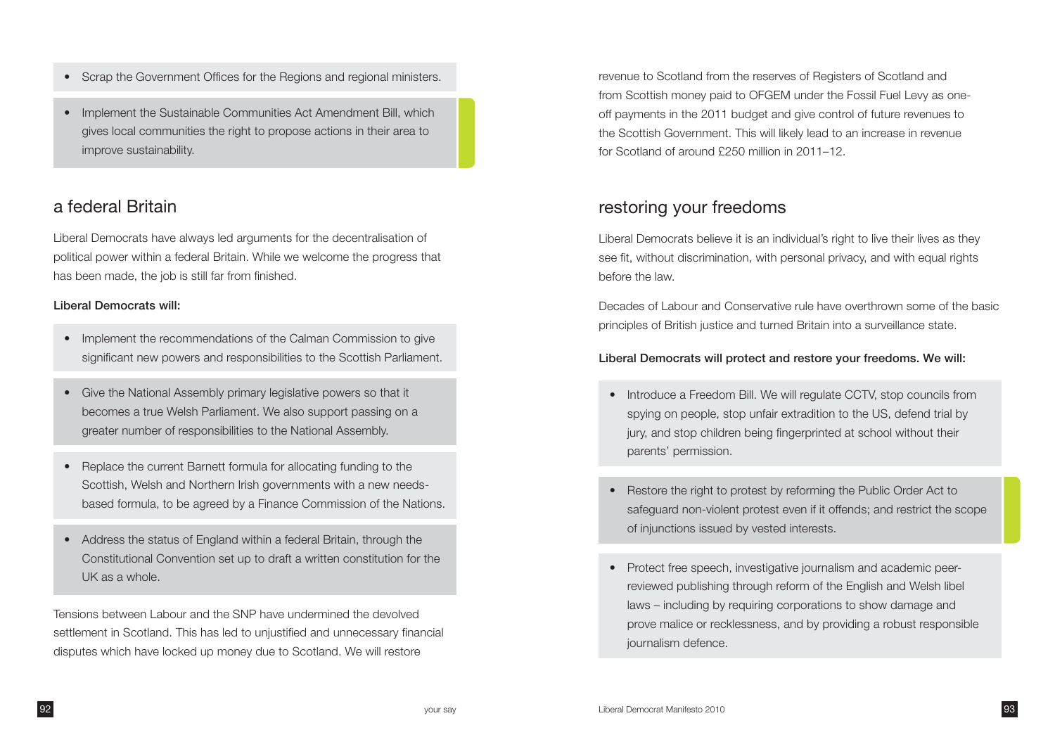- Scrap the Government Offices for the Regions and regional ministers.
- Implement the Sustainable Communities Act Amendment Bill, which gives local communities the right to propose actions in their area to improve sustainability.

## a federal Britain

Liberal Democrats have always led arguments for the decentralisation of political power within a federal Britain. While we welcome the progress that has been made, the job is still far from finished.

**Liberal Democrats will:**

- Implement the recommendations of the Calman Commission to give significant new powers and responsibilities to the Scottish Parliament.
- Give the National Assembly primary legislative powers so that it becomes a true Welsh Parliament. We also support passing on a greater number of responsibilities to the National Assembly.
- Replace the current Barnett formula for allocating funding to the Scottish, Welsh and Northern Irish governments with a new needs-based formula, to be agreed by a Finance Commission of the Nations.
- Address the status of England within a federal Britain, through the Constitutional Convention set up to draft a written constitution for the UK as a whole.

Tensions between Labour and the SNP have undermined the devolved settlement in Scotland. This has led to unjustified and unnecessary financial disputes which have locked up money due to Scotland. We will restore revenue to Scotland from the reserves of Registers of Scotland and from Scottish money paid to OFGEM under the Fossil Fuel Levy as one-off payments in the 2011 budget and give control of future revenues to the Scottish Government. This will likely lead to an increase in revenue for Scotland of around £250 million in 2011–12.

## restoring your freedoms

Liberal Democrats believe it is an individual's right to live their lives as they see fit, without discrimination, with personal privacy, and with equal rights before the law.

Decades of Labour and Conservative rule have overthrown some of the basic principles of British justice and turned Britain into a surveillance state.

**Liberal Democrats will protect and restore your freedoms. We will:**

- Introduce a Freedom Bill. We will regulate CCTV, stop councils from spying on people, stop unfair extradition to the US, defend trial by jury, and stop children being fingerprinted at school without their parents' permission.
- Restore the right to protest by reforming the Public Order Act to safeguard non-violent protest even if it offends; and restrict the scope of injunctions issued by vested interests.
- Protect free speech, investigative journalism and academic peer-reviewed publishing through reform of the English and Welsh libel laws – including by requiring corporations to show damage and prove malice or recklessness, and by providing a robust responsible journalism defence.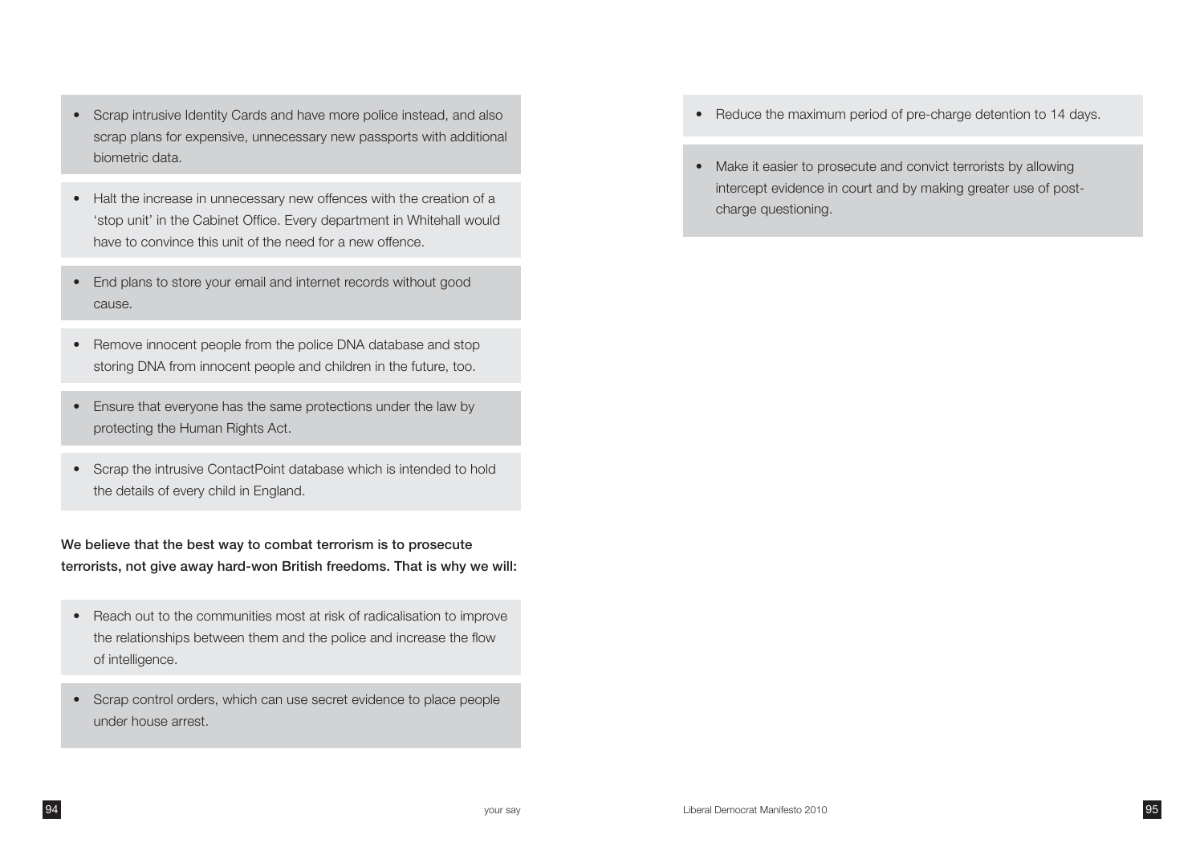- Scrap intrusive Identity Cards and have more police instead, and also scrap plans for expensive, unnecessary new passports with additional biometric data.

- Halt the increase in unnecessary new offences with the creation of a 'stop unit' in the Cabinet Office. Every department in Whitehall would have to convince this unit of the need for a new offence.

- End plans to store your email and internet records without good cause.

- Remove innocent people from the police DNA database and stop storing DNA from innocent people and children in the future, too.

- Ensure that everyone has the same protections under the law by protecting the Human Rights Act.

- Scrap the intrusive ContactPoint database which is intended to hold the details of every child in England.

**We believe that the best way to combat terrorism is to prosecute terrorists, not give away hard-won British freedoms. That is why we will:**

- Reach out to the communities most at risk of radicalisation to improve the relationships between them and the police and increase the flow of intelligence.

- Scrap control orders, which can use secret evidence to place people under house arrest.

- Reduce the maximum period of pre-charge detention to 14 days.

- Make it easier to prosecute and convict terrorists by allowing intercept evidence in court and by making greater use of post-charge questioning.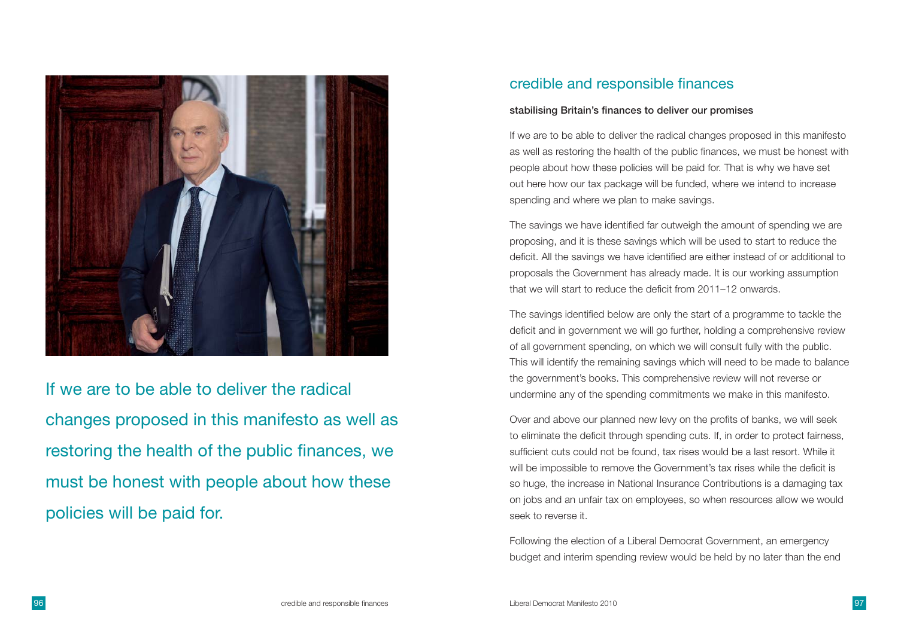If we are to be able to deliver the radical changes proposed in this manifesto as well as restoring the health of the public finances, we must be honest with people about how these policies will be paid for.

## credible and responsible finances

### stabilising Britain's finances to deliver our promises

If we are to be able to deliver the radical changes proposed in this manifesto as well as restoring the health of the public finances, we must be honest with people about how these policies will be paid for. That is why we have set out here how our tax package will be funded, where we intend to increase spending and where we plan to make savings.

The savings we have identified far outweigh the amount of spending we are proposing, and it is these savings which will be used to start to reduce the deficit. All the savings we have identified are either instead of or additional to proposals the Government has already made. It is our working assumption that we will start to reduce the deficit from 2011–12 onwards.

The savings identified below are only the start of a programme to tackle the deficit and in government we will go further, holding a comprehensive review of all government spending, on which we will consult fully with the public. This will identify the remaining savings which will need to be made to balance the government's books. This comprehensive review will not reverse or undermine any of the spending commitments we make in this manifesto.

Over and above our planned new levy on the profits of banks, we will seek to eliminate the deficit through spending cuts. If, in order to protect fairness, sufficient cuts could not be found, tax rises would be a last resort. While it will be impossible to remove the Government's tax rises while the deficit is so huge, the increase in National Insurance Contributions is a damaging tax on jobs and an unfair tax on employees, so when resources allow we would seek to reverse it.

Following the election of a Liberal Democrat Government, an emergency budget and interim spending review would be held by no later than the end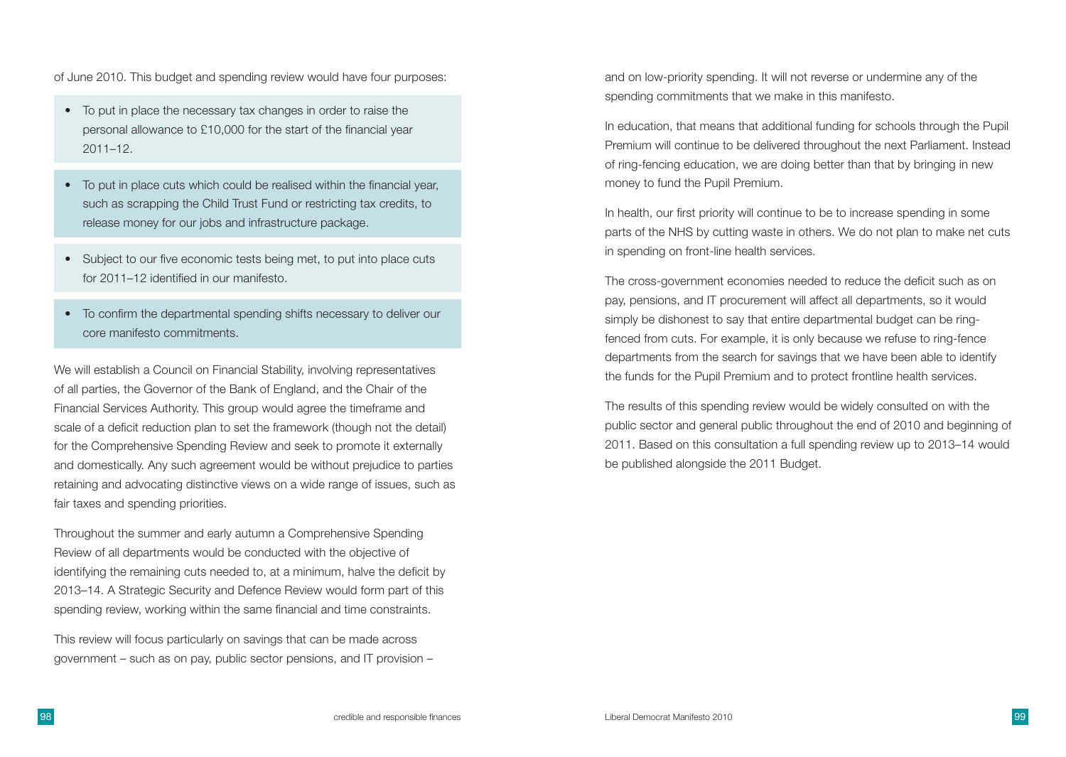of June 2010. This budget and spending review would have four purposes:

- To put in place the necessary tax changes in order to raise the personal allowance to £10,000 for the start of the financial year 2011–12.
- To put in place cuts which could be realised within the financial year, such as scrapping the Child Trust Fund or restricting tax credits, to release money for our jobs and infrastructure package.
- Subject to our five economic tests being met, to put into place cuts for 2011–12 identified in our manifesto.
- To confirm the departmental spending shifts necessary to deliver our core manifesto commitments.

We will establish a Council on Financial Stability, involving representatives of all parties, the Governor of the Bank of England, and the Chair of the Financial Services Authority. This group would agree the timeframe and scale of a deficit reduction plan to set the framework (though not the detail) for the Comprehensive Spending Review and seek to promote it externally and domestically. Any such agreement would be without prejudice to parties retaining and advocating distinctive views on a wide range of issues, such as fair taxes and spending priorities.

Throughout the summer and early autumn a Comprehensive Spending Review of all departments would be conducted with the objective of identifying the remaining cuts needed to, at a minimum, halve the deficit by 2013–14. A Strategic Security and Defence Review would form part of this spending review, working within the same financial and time constraints.

This review will focus particularly on savings that can be made across government – such as on pay, public sector pensions, and IT provision – and on low-priority spending. It will not reverse or undermine any of the spending commitments that we make in this manifesto.

In education, that means that additional funding for schools through the Pupil Premium will continue to be delivered throughout the next Parliament. Instead of ring-fencing education, we are doing better than that by bringing in new money to fund the Pupil Premium.

In health, our first priority will continue to be to increase spending in some parts of the NHS by cutting waste in others. We do not plan to make net cuts in spending on front-line health services.

The cross-government economies needed to reduce the deficit such as on pay, pensions, and IT procurement will affect all departments, so it would simply be dishonest to say that entire departmental budget can be ring-fenced from cuts. For example, it is only because we refuse to ring-fence departments from the search for savings that we have been able to identify the funds for the Pupil Premium and to protect frontline health services.

The results of this spending review would be widely consulted on with the public sector and general public throughout the end of 2010 and beginning of 2011. Based on this consultation a full spending review up to 2013–14 would be published alongside the 2011 Budget.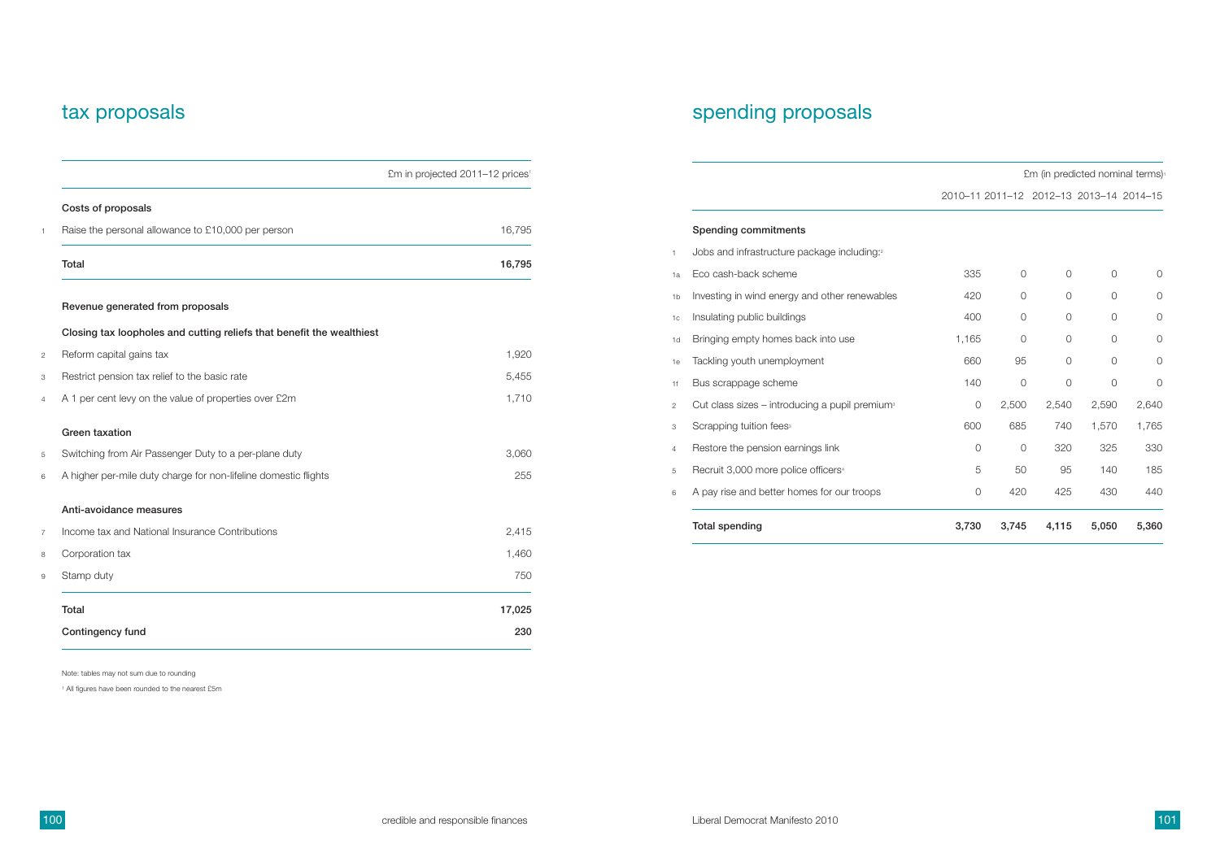# tax proposals

| | | £m in projected 2011–12 prices[1] |
|---|---|---|
| | **Costs of proposals** | |
| 1 | Raise the personal allowance to £10,000 per person | 16,795 |
| | **Total** | **16,795** |
| | **Revenue generated from proposals** | |
| | **Closing tax loopholes and cutting reliefs that benefit the wealthiest** | |
| 2 | Reform capital gains tax | 1,920 |
| 3 | Restrict pension tax relief to the basic rate | 5,455 |
| 4 | A 1 per cent levy on the value of properties over £2m | 1,710 |
| | **Green taxation** | |
| 5 | Switching from Air Passenger Duty to a per-plane duty | 3,060 |
| 6 | A higher per-mile duty charge for non-lifeline domestic flights | 255 |
| | **Anti-avoidance measures** | |
| 7 | Income tax and National Insurance Contributions | 2,415 |
| 8 | Corporation tax | 1,460 |
| 9 | Stamp duty | 750 |
| | **Total** | **17,025** |
| | **Contingency fund** | **230** |

Note: tables may not sum due to rounding

[1] All figures have been rounded to the nearest £5m

# spending proposals

| | | £m (in predicted nominal terms)[1] | | | | |
|---|---|---|---|---|---|---|
| | | 2010–11 | 2011–12 | 2012–13 | 2013–14 | 2014–15 |
| | **Spending commitments** | | | | | |
| 1 | Jobs and infrastructure package including:[2] | | | | | |
| 1a | Eco cash-back scheme | 335 | 0 | 0 | 0 | 0 |
| 1b | Investing in wind energy and other renewables | 420 | 0 | 0 | 0 | 0 |
| 1c | Insulating public buildings | 400 | 0 | 0 | 0 | 0 |
| 1d | Bringing empty homes back into use | 1,165 | 0 | 0 | 0 | 0 |
| 1e | Tackling youth unemployment | 660 | 95 | 0 | 0 | 0 |
| 1f | Bus scrappage scheme | 140 | 0 | 0 | 0 | 0 |
| 2 | Cut class sizes – introducing a pupil premium[3] | 0 | 2,500 | 2,540 | 2,590 | 2,640 |
| 3 | Scrapping tuition fees[3] | 600 | 685 | 740 | 1,570 | 1,765 |
| 4 | Restore the pension earnings link | 0 | 0 | 320 | 325 | 330 |
| 5 | Recruit 3,000 more police officers[4] | 5 | 50 | 95 | 140 | 185 |
| 6 | A pay rise and better homes for our troops | 0 | 420 | 425 | 430 | 440 |
| | **Total spending** | **3,730** | **3,745** | **4,115** | **5,050** | **5,360** |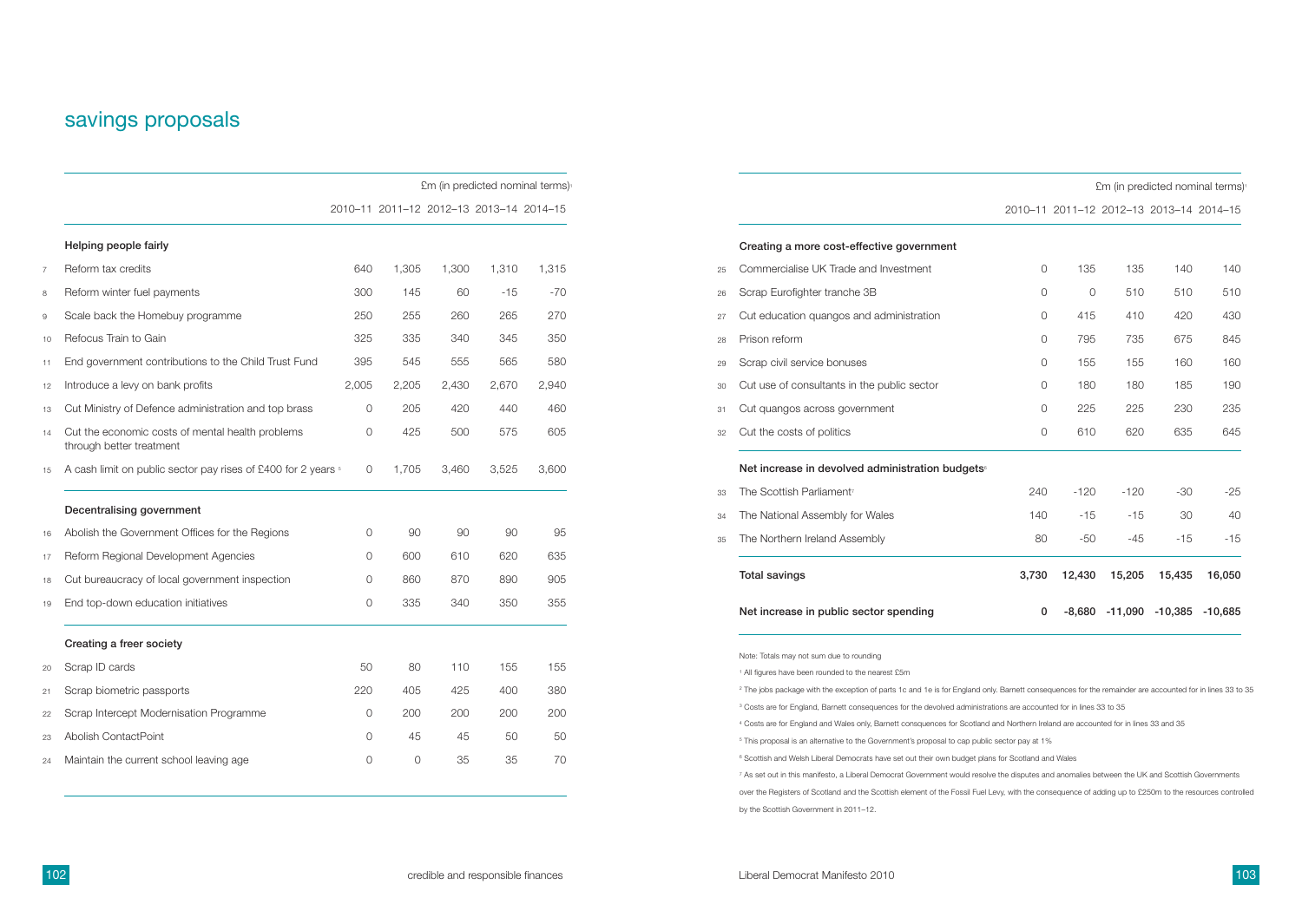## savings proposals

| | | £m (in predicted nominal terms)[1] | | | | |
|---|---|---|---|---|---|---|
| | | 2010–11 | 2011–12 | 2012–13 | 2013–14 | 2014–15 |
| | **Helping people fairly** | | | | | |
| 7 | Reform tax credits | 640 | 1,305 | 1,300 | 1,310 | 1,315 |
| 8 | Reform winter fuel payments | 300 | 145 | 60 | -15 | -70 |
| 9 | Scale back the Homebuy programme | 250 | 255 | 260 | 265 | 270 |
| 10 | Refocus Train to Gain | 325 | 335 | 340 | 345 | 350 |
| 11 | End government contributions to the Child Trust Fund | 395 | 545 | 555 | 565 | 580 |
| 12 | Introduce a levy on bank profits | 2,005 | 2,205 | 2,430 | 2,670 | 2,940 |
| 13 | Cut Ministry of Defence administration and top brass | 0 | 205 | 420 | 440 | 460 |
| 14 | Cut the economic costs of mental health problems through better treatment | 0 | 425 | 500 | 575 | 605 |
| 15 | A cash limit on public sector pay rises of £400 for 2 years [5] | 0 | 1,705 | 3,460 | 3,525 | 3,600 |
| | **Decentralising government** | | | | | |
| 16 | Abolish the Government Offices for the Regions | 0 | 90 | 90 | 90 | 95 |
| 17 | Reform Regional Development Agencies | 0 | 600 | 610 | 620 | 635 |
| 18 | Cut bureaucracy of local government inspection | 0 | 860 | 870 | 890 | 905 |
| 19 | End top-down education initiatives | 0 | 335 | 340 | 350 | 355 |
| | **Creating a freer society** | | | | | |
| 20 | Scrap ID cards | 50 | 80 | 110 | 155 | 155 |
| 21 | Scrap biometric passports | 220 | 405 | 425 | 400 | 380 |
| 22 | Scrap Intercept Modernisation Programme | 0 | 200 | 200 | 200 | 200 |
| 23 | Abolish ContactPoint | 0 | 45 | 45 | 50 | 50 |
| 24 | Maintain the current school leaving age | 0 | 0 | 35 | 35 | 70 |

| | | £m (in predicted nominal terms)[1] | | | | |
|---|---|---|---|---|---|---|
| | | 2010–11 | 2011–12 | 2012–13 | 2013–14 | 2014–15 |
| | **Creating a more cost-effective government** | | | | | |
| 25 | Commercialise UK Trade and Investment | 0 | 135 | 135 | 140 | 140 |
| 26 | Scrap Eurofighter tranche 3B | 0 | 0 | 510 | 510 | 510 |
| 27 | Cut education quangos and administration | 0 | 415 | 410 | 420 | 430 |
| 28 | Prison reform | 0 | 795 | 735 | 675 | 845 |
| 29 | Scrap civil service bonuses | 0 | 155 | 155 | 160 | 160 |
| 30 | Cut use of consultants in the public sector | 0 | 180 | 180 | 185 | 190 |
| 31 | Cut quangos across government | 0 | 225 | 225 | 230 | 235 |
| 32 | Cut the costs of politics | 0 | 610 | 620 | 635 | 645 |
| | **Net increase in devolved administration budgets**[6] | | | | | |
| 33 | The Scottish Parliament[7] | 240 | -120 | -120 | -30 | -25 |
| 34 | The National Assembly for Wales | 140 | -15 | -15 | 30 | 40 |
| 35 | The Northern Ireland Assembly | 80 | -50 | -45 | -15 | -15 |
| | **Total savings** | **3,730** | **12,430** | **15,205** | **15,435** | **16,050** |
| | **Net increase in public sector spending** | **0** | **-8,680** | **-11,090** | **-10,385** | **-10,685** |

Note: Totals may not sum due to rounding

[1] All figures have been rounded to the nearest £5m

[2] The jobs package with the exception of parts 1c and 1e is for England only. Barnett consequences for the remainder are accounted for in lines 33 to 35

[3] Costs are for England, Barnett consequences for the devolved administrations are accounted for in lines 33 to 35

[4] Costs are for England and Wales only, Barnett consequences for Scotland and Northern Ireland are accounted for in lines 33 and 35

[5] This proposal is an alternative to the Government's proposal to cap public sector pay at 1%

[6] Scottish and Welsh Liberal Democrats have set out their own budget plans for Scotland and Wales

[7] As set out in this manifesto, a Liberal Democrat Government would resolve the disputes and anomalies between the UK and Scottish Governments over the Registers of Scotland and the Scottish element of the Fossil Fuel Levy, with the consequence of adding up to £250m to the resources controlled by the Scottish Government in 2011–12.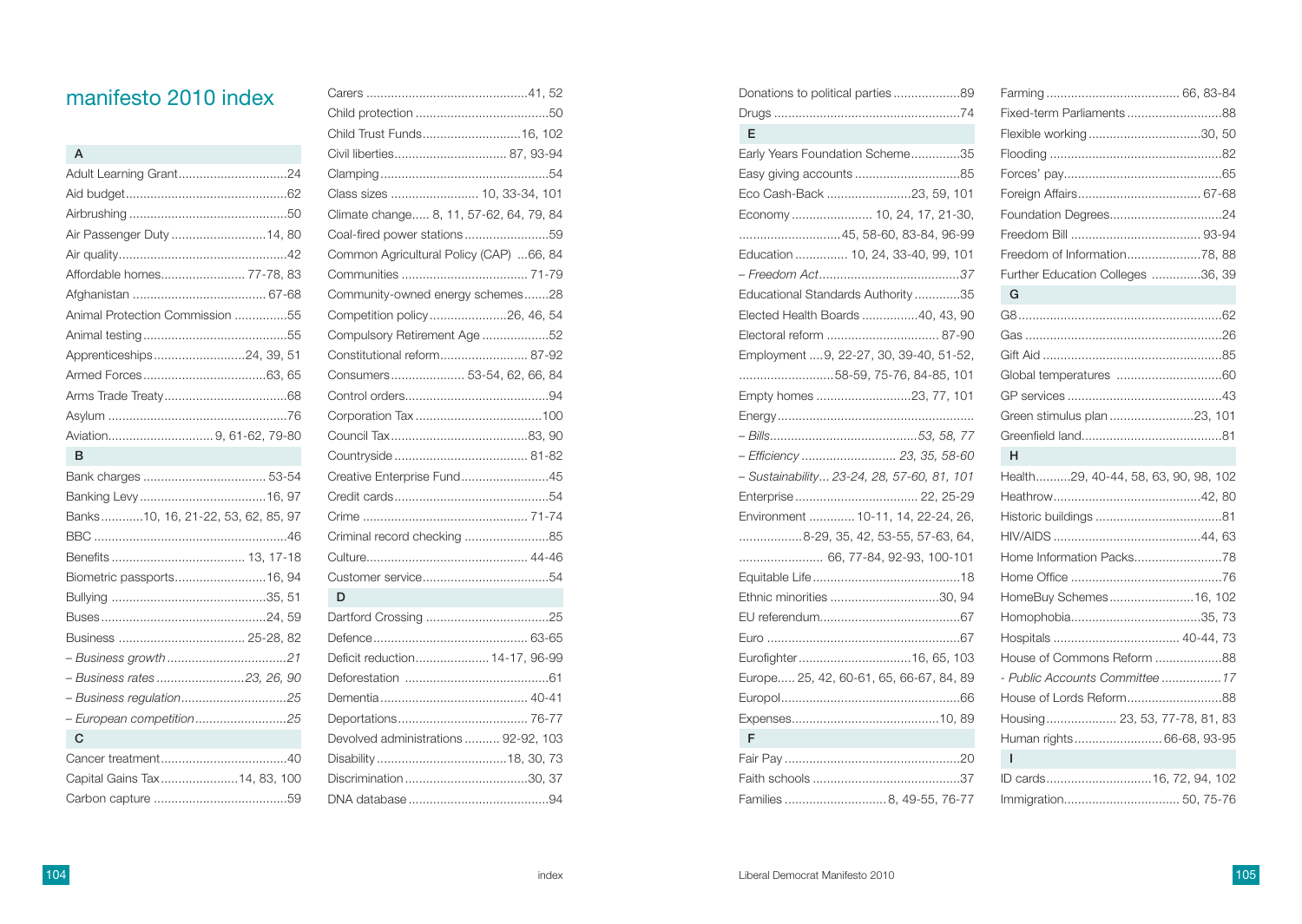# manifesto 2010 index

## A

- Adult Learning Grant ... 24
- Aid budget ... 62
- Airbrushing ... 50
- Air Passenger Duty ... 14, 80
- Air quality ... 42
- Affordable homes ... 77-78, 83
- Afghanistan ... 67-68
- Animal Protection Commission ... 55
- Animal testing ... 55
- Apprenticeships ... 24, 39, 51
- Armed Forces ... 63, 65
- Arms Trade Treaty ... 68
- Asylum ... 76
- Aviation ... 9, 61-62, 79-80

## B

- Bank charges ... 53-54
- Banking Levy ... 16, 97
- Banks ... 10, 16, 21-22, 53, 62, 85, 97
- BBC ... 46
- Benefits ... 13, 17-18
- Biometric passports ... 16, 94
- Bullying ... 35, 51
- Buses ... 24, 59
- Business ... 25-28, 82
- *– Business growth ... 21*
- *– Business rates ... 23, 26, 90*
- *– Business regulation ... 25*
- *– European competition ... 25*

## C

- Cancer treatment ... 40
- Capital Gains Tax ... 14, 83, 100
- Carbon capture ... 59
- Carers ... 41, 52
- Child protection ... 50
- Child Trust Funds ... 16, 102
- Civil liberties ... 87, 93-94
- Clamping ... 54
- Class sizes ... 10, 33-34, 101
- Climate change ... 8, 11, 57-62, 64, 79, 84
- Coal-fired power stations ... 59
- Common Agricultural Policy (CAP) ... 66, 84
- Communities ... 71-79
- Community-owned energy schemes ... 28
- Competition policy ... 26, 46, 54
- Compulsory Retirement Age ... 52
- Constitutional reform ... 87-92
- Consumers ... 53-54, 62, 66, 84
- Control orders ... 94
- Corporation Tax ... 100
- Council Tax ... 83, 90
- Countryside ... 81-82
- Creative Enterprise Fund ... 45
- Credit cards ... 54
- Crime ... 71-74
- Criminal record checking ... 85
- Culture ... 44-46
- Customer service ... 54

## D

- Dartford Crossing ... 25
- Defence ... 63-65
- Deficit reduction ... 14-17, 96-99
- Deforestation ... 61
- Dementia ... 40-41
- Deportations ... 76-77
- Devolved administrations ... 92-92, 103
- Disability ... 18, 30, 73
- Discrimination ... 30, 37
- DNA database ... 94
- Donations to political parties ... 89
- Drugs ... 74

## E

- Early Years Foundation Scheme ... 35
- Easy giving accounts ... 85
- Eco Cash-Back ... 23, 59, 101
- Economy ... 10, 24, 17, 21-30, 45, 58-60, 83-84, 96-99
- Education ... 10, 24, 33-40, 99, 101
- *– Freedom Act ... 37*
- Educational Standards Authority ... 35
- Elected Health Boards ... 40, 43, 90
- Electoral reform ... 87-90
- Employment ... 9, 22-27, 30, 39-40, 51-52, 58-59, 75-76, 84-85, 101
- Empty homes ... 23, 77, 101
- Energy ...
- *– Bills ... 53, 58, 77*
- *– Efficiency ... 23, 35, 58-60*
- *– Sustainability ... 23-24, 28, 57-60, 81, 101*
- Enterprise ... 22, 25-29
- Environment ... 10-11, 14, 22-24, 26, 8-29, 35, 42, 53-55, 57-63, 64, 66, 77-84, 92-93, 100-101
- Equitable Life ... 18
- Ethnic minorities ... 30, 94
- EU referendum ... 67
- Euro ... 67
- Eurofighter ... 16, 65, 103
- Europe ... 25, 42, 60-61, 65, 66-67, 84, 89
- Europol ... 66
- Expenses ... 10, 89

## F

- Fair Pay ... 20
- Faith schools ... 37
- Families ... 8, 49-55, 76-77
- Farming ... 66, 83-84
- Fixed-term Parliaments ... 88
- Flexible working ... 30, 50
- Flooding ... 82
- Forces' pay ... 65
- Foreign Affairs ... 67-68
- Foundation Degrees ... 24
- Freedom Bill ... 93-94
- Freedom of Information ... 78, 88
- Further Education Colleges ... 36, 39

## G

- G8 ... 62
- Gas ... 26
- Gift Aid ... 85
- Global temperatures ... 60
- GP services ... 43
- Green stimulus plan ... 23, 101
- Greenfield land ... 81

## H

- Health ... 29, 40-44, 58, 63, 90, 98, 102
- Heathrow ... 42, 80
- Historic buildings ... 81
- HIV/AIDS ... 44, 63
- Home Information Packs ... 78
- Home Office ... 76
- HomeBuy Schemes ... 16, 102
- Homophobia ... 35, 73
- Hospitals ... 40-44, 73
- House of Commons Reform ... 88
- *- Public Accounts Committee ... 17*
- House of Lords Reform ... 88
- Housing ... 23, 53, 77-78, 81, 83
- Human rights ... 66-68, 93-95

## I

- ID cards ... 16, 72, 94, 102
- Immigration ... 50, 75-76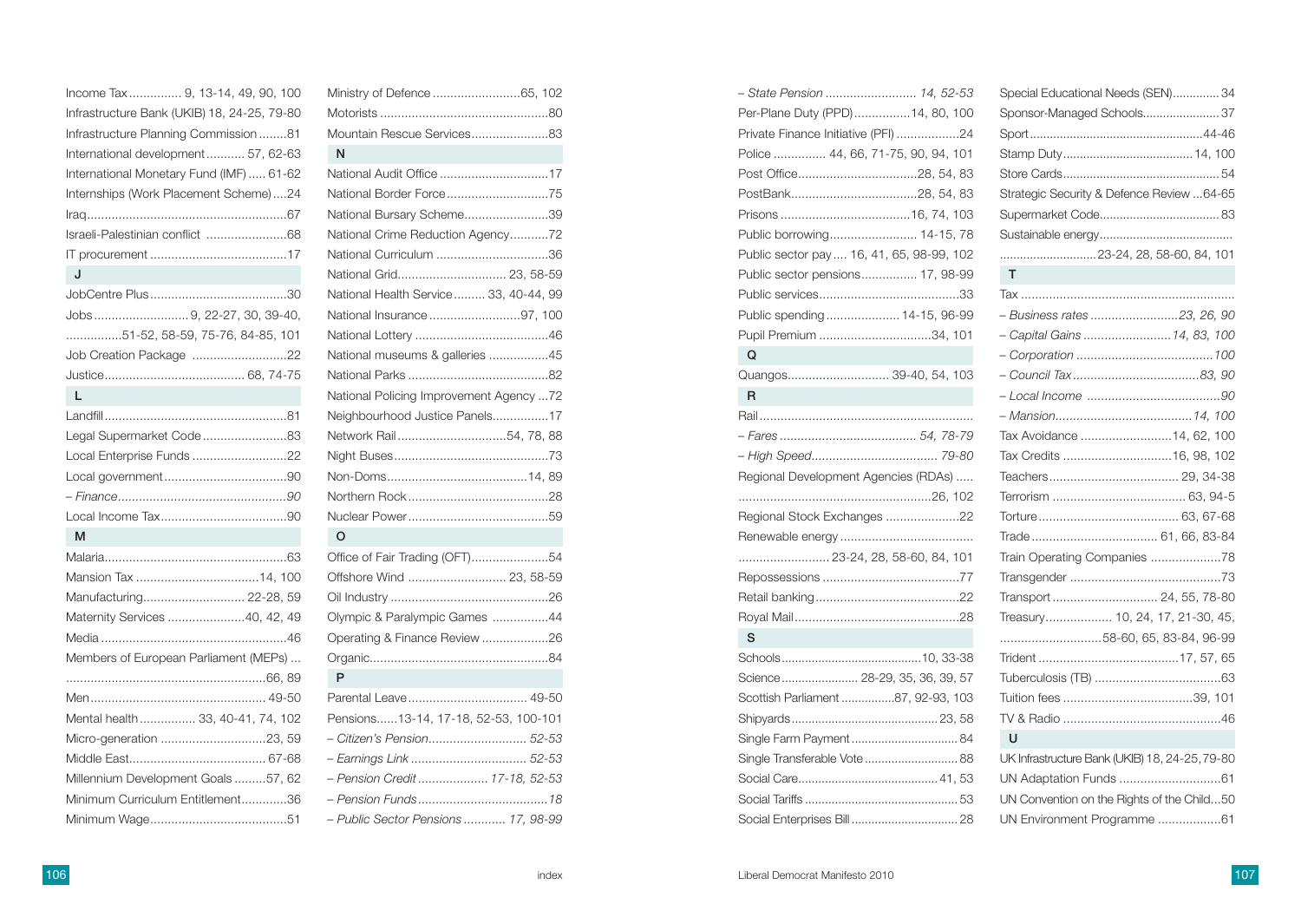Income Tax............... 9, 13-14, 49, 90, 100
Infrastructure Bank (UKIB) 18, 24-25, 79-80
Infrastructure Planning Commission ........81
International development........... 57, 62-63
International Monetary Fund (IMF) ..... 61-62
Internships (Work Placement Scheme)....24
Iraq.........................................................67
Israeli-Palestinian conflict .......................68
IT procurement .......................................17

## J

JobCentre Plus.......................................30
Jobs........................... 9, 22-27, 30, 39-40, ................51-52, 58-59, 75-76, 84-85, 101
Job Creation Package ...........................22
Justice........................................ 68, 74-75

## L

Landfill...................................................81
Legal Supermarket Code........................83
Local Enterprise Funds ...........................22
Local government...................................90
*– Finance................................................90*
Local Income Tax....................................90

## M

Malaria....................................................63
Mansion Tax ...................................14, 100
Manufacturing............................. 22-28, 59
Maternity Services ......................40, 42, 49
Media .....................................................46
Members of European Parliament (MEPs) ... ........................................................66, 89
Men.................................................. 49-50
Mental health ................ 33, 40-41, 74, 102
Micro-generation ..............................23, 59
Middle East....................................... 67-68
Millennium Development Goals .........57, 62
Minimum Curriculum Entitlement.............36
Minimum Wage.......................................51
Ministry of Defence .........................65, 102
Motorists ................................................80
Mountain Rescue Services......................83

## N

National Audit Office ...............................17
National Border Force.............................75
National Bursary Scheme........................39
National Crime Reduction Agency...........72
National Curriculum ................................36
National Grid............................... 23, 58-59
National Health Service......... 33, 40-44, 99
National Insurance ..........................97, 100
National Lottery ......................................46
National museums & galleries .................45
National Parks ........................................82
National Policing Improvement Agency ...72
Neighbourhood Justice Panels................17
Network Rail...............................54, 78, 88
Night Buses............................................73
Non-Doms........................................14, 89
Northern Rock ........................................28
Nuclear Power........................................59

## O

Office of Fair Trading (OFT)......................54
Offshore Wind ............................ 23, 58-59
Oil Industry .............................................26
Olympic & Paralympic Games ................44
Operating & Finance Review ...................26
Organic...................................................84

## P

Parental Leave.................................. 49-50
Pensions......13-14, 17-18, 52-53, 100-101
*– Citizen's Pension............................ 52-53*
*– Earnings Link ................................. 52-53*
*– Pension Credit .................... 17-18, 52-53*
*– Pension Funds.....................................18*
*– Public Sector Pensions ............ 17, 98-99*
*– State Pension .......................... 14, 52-53*
Per-Plane Duty (PPD)................14, 80, 100
Private Finance Initiative (PFI) ..................24
Police ............... 44, 66, 71-75, 90, 94, 101
Post Office..................................28, 54, 83
PostBank....................................28, 54, 83
Prisons .....................................16, 74, 103
Public borrowing......................... 14-15, 78
Public sector pay .... 16, 41, 65, 98-99, 102
Public sector pensions................ 17, 98-99
Public services........................................33
Public spending..................... 14-15, 96-99
Pupil Premium ................................34, 101

## Q

Quangos............................. 39-40, 54, 103

## R

Rail.............................................................
*– Fares ....................................... 54, 78-79*
*– High Speed.................................... 79-80*
Regional Development Agencies (RDAs) ..... .......................................................26, 102
Regional Stock Exchanges .....................22
Renewable energy ...................................... ......................... 23-24, 28, 58-60, 84, 101
Repossessions .......................................77
Retail banking.........................................22
Royal Mail...............................................28

## S

Schools.........................................10, 33-38
Science....................... 28-29, 35, 36, 39, 57
Scottish Parliament ................87, 92-93, 103
Shipyards...........................................23, 58
Single Farm Payment................................84
Single Transferable Vote ...........................88
Social Care.........................................41, 53
Social Tariffs .............................................53
Social Enterprises Bill ................................28
Special Educational Needs (SEN)..............34
Sponsor-Managed Schools.......................37
Sport...................................................44-46
Stamp Duty...................................... 14, 100
Store Cards..............................................54
Strategic Security & Defence Review ...64-65
Supermarket Code....................................83
Sustainable energy....................................... .............................23-24, 28, 58-60, 84, 101

## T

Tax .............................................................
*– Business rates .........................23, 26, 90*
*– Capital Gains .........................14, 83, 100*
*– Corporation .......................................100*
*– Council Tax....................................83, 90*
*– Local Income ......................................90*
*– Mansion.......................................14, 100*
Tax Avoidance ..........................14, 62, 100
Tax Credits ...............................16, 98, 102
Teachers..................................... 29, 34-38
Terrorism ...................................... 63, 94-5
Torture........................................ 63, 67-68
Trade.................................... 61, 66, 83-84
Train Operating Companies ....................78
Transgender ...........................................73
Transport .............................. 24, 55, 78-80
Treasury................... 10, 24, 17, 21-30, 45, ............................58-60, 65, 83-84, 96-99
Trident ........................................17, 57, 65
Tuberculosis (TB) ....................................63
Tuition fees .....................................39, 101
TV & Radio .............................................46

## U

UK Infrastructure Bank (UKIB) 18, 24-25, 79-80
UN Adaptation Funds .............................61
UN Convention on the Rights of the Child...50
UN Environment Programme ..................61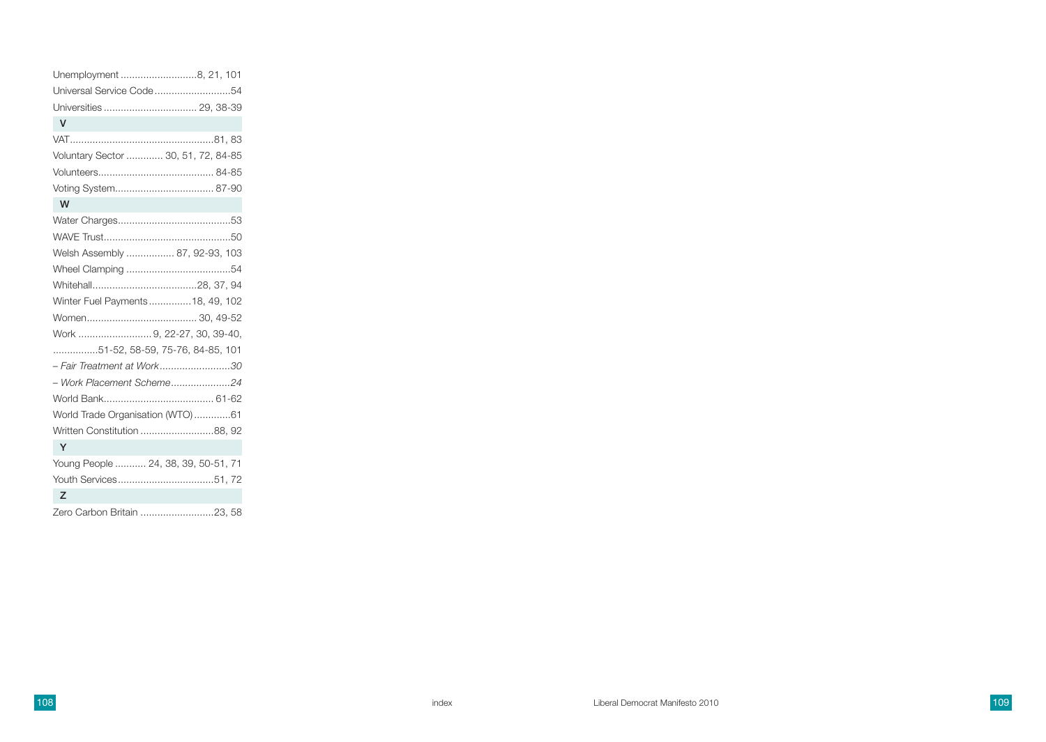Unemployment ........................... 8, 21, 101
Universal Service Code ........................... 54
Universities ................................. 29, 38-39

**V**

VAT ................................................... 81, 83
Voluntary Sector ............. 30, 51, 72, 84-85
Volunteers ......................................... 84-85
Voting System .................................... 87-90

**W**

Water Charges ........................................ 53
WAVE Trust ............................................. 50
Welsh Assembly ................. 87, 92-93, 103
Wheel Clamping ..................................... 54
Whitehall ..................................... 28, 37, 94
Winter Fuel Payments ............... 18, 49, 102
Women ........................................ 30, 49-52
Work .......................... 9, 22-27, 30, 39-40,
................51-52, 58-59, 75-76, 84-85, 101
*– Fair Treatment at Work ......................... 30*
*– Work Placement Scheme ..................... 24*
World Bank ....................................... 61-62
World Trade Organisation (WTO) ............. 61
Written Constitution .......................... 88, 92

**Y**

Young People ........... 24, 38, 39, 50-51, 71
Youth Services .................................. 51, 72

**Z**

Zero Carbon Britain .......................... 23, 58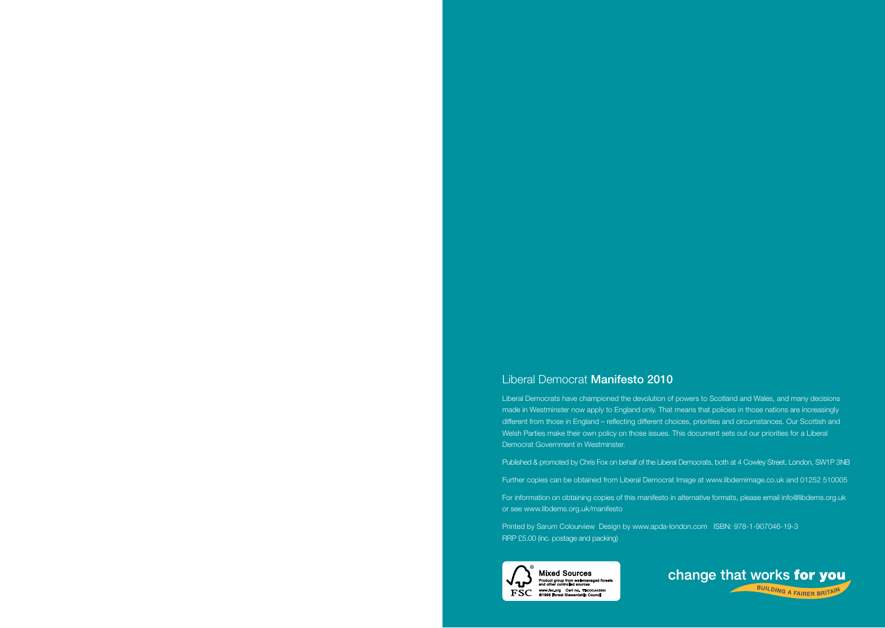## Liberal Democrat **Manifesto 2010**

Liberal Democrats have championed the devolution of powers to Scotland and Wales, and many decisions made in Westminster now apply to England only. That means that policies in those nations are increasingly different from those in England – reflecting different choices, priorities and circumstances. Our Scottish and Welsh Parties make their own policy on those issues. This document sets out our priorities for a Liberal Democrat Government in Westminster.

Published & promoted by Chris Fox on behalf of the Liberal Democrats, both at 4 Cowley Street, London, SW1P 3NB

Further copies can be obtained from Liberal Democrat Image at www.libdemimage.co.uk and 01252 510005

For information on obtaining copies of this manifesto in alternative formats, please email info@libdems.org.uk or see www.libdems.org.uk/manifesto

Printed by Sarum Colourview Design by www.apda-london.com ISBN: 978-1-907046-19-3
RRP £5.00 (inc. postage and packing)

**Mixed Sources**
Product group from well-managed forests and other controlled sources
www.fsc.org Cert no. TT-COC-002834
©1996 Forest Stewardship Council

FSC

change that works **for you**

BUILDING A FAIRER BRITAIN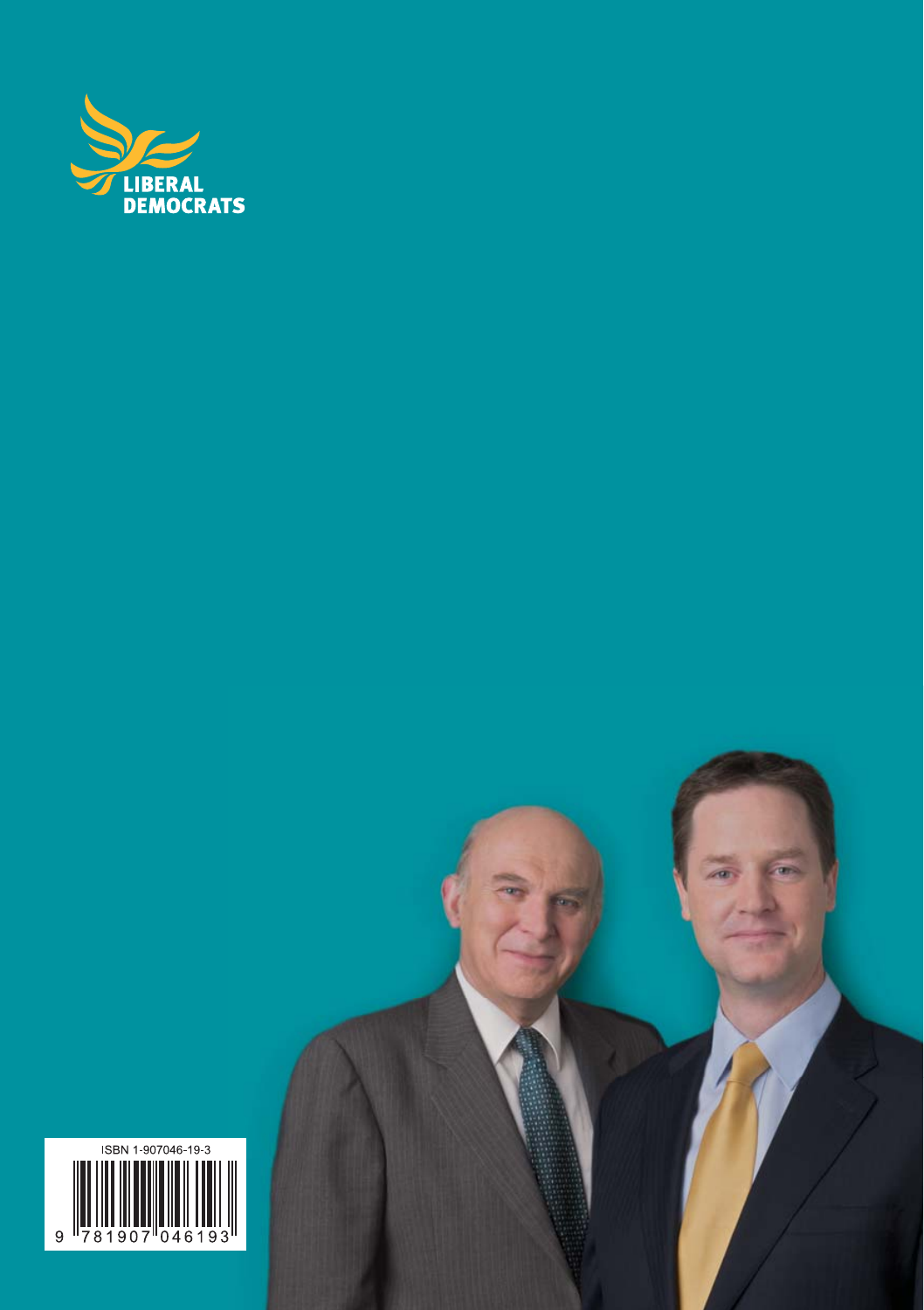LIBERAL
DEMOCRATS

ISBN 1-907046-19-3

9 781907 046193